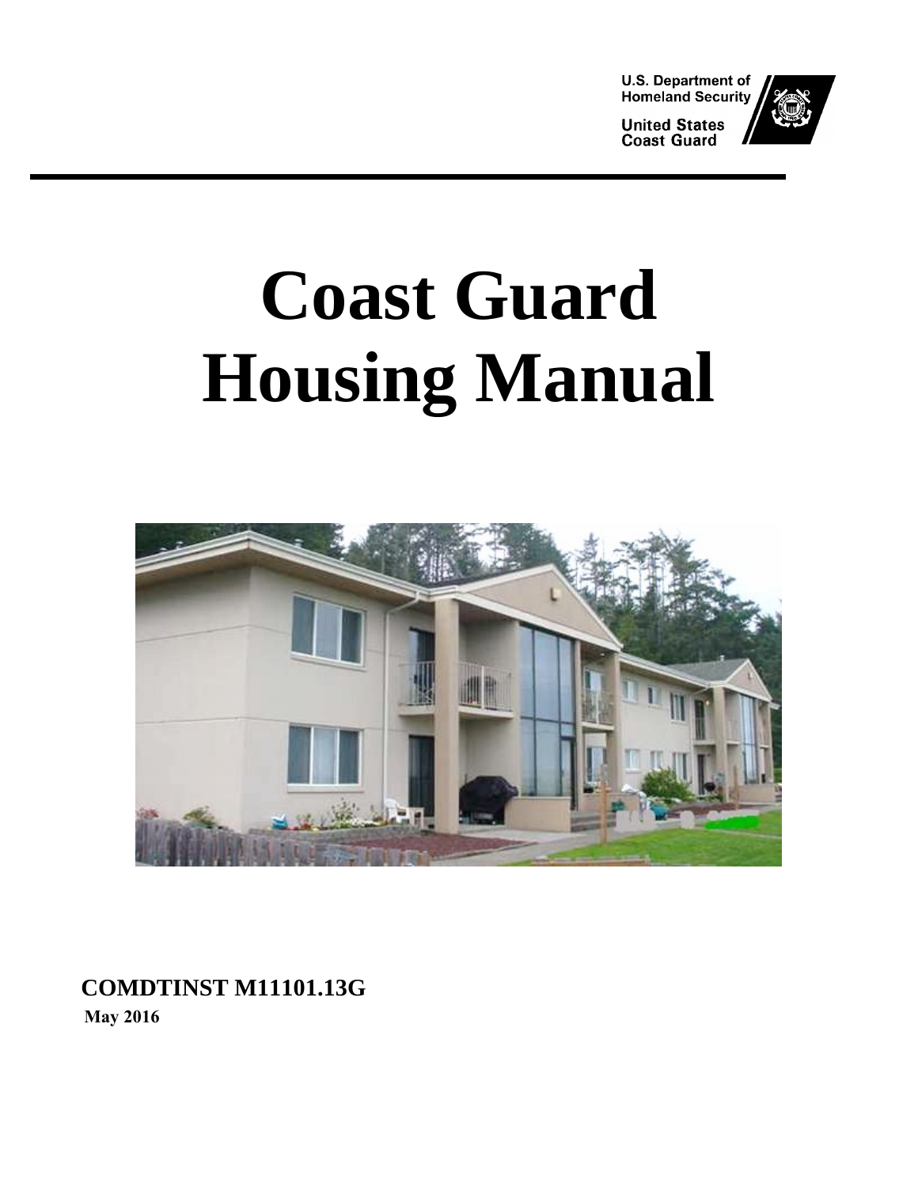U.S. Department of Homeland Security

United States Coast Guard

# Coast Guard Housing Manual

**COMDTINST M11101.13G**

**May 2016**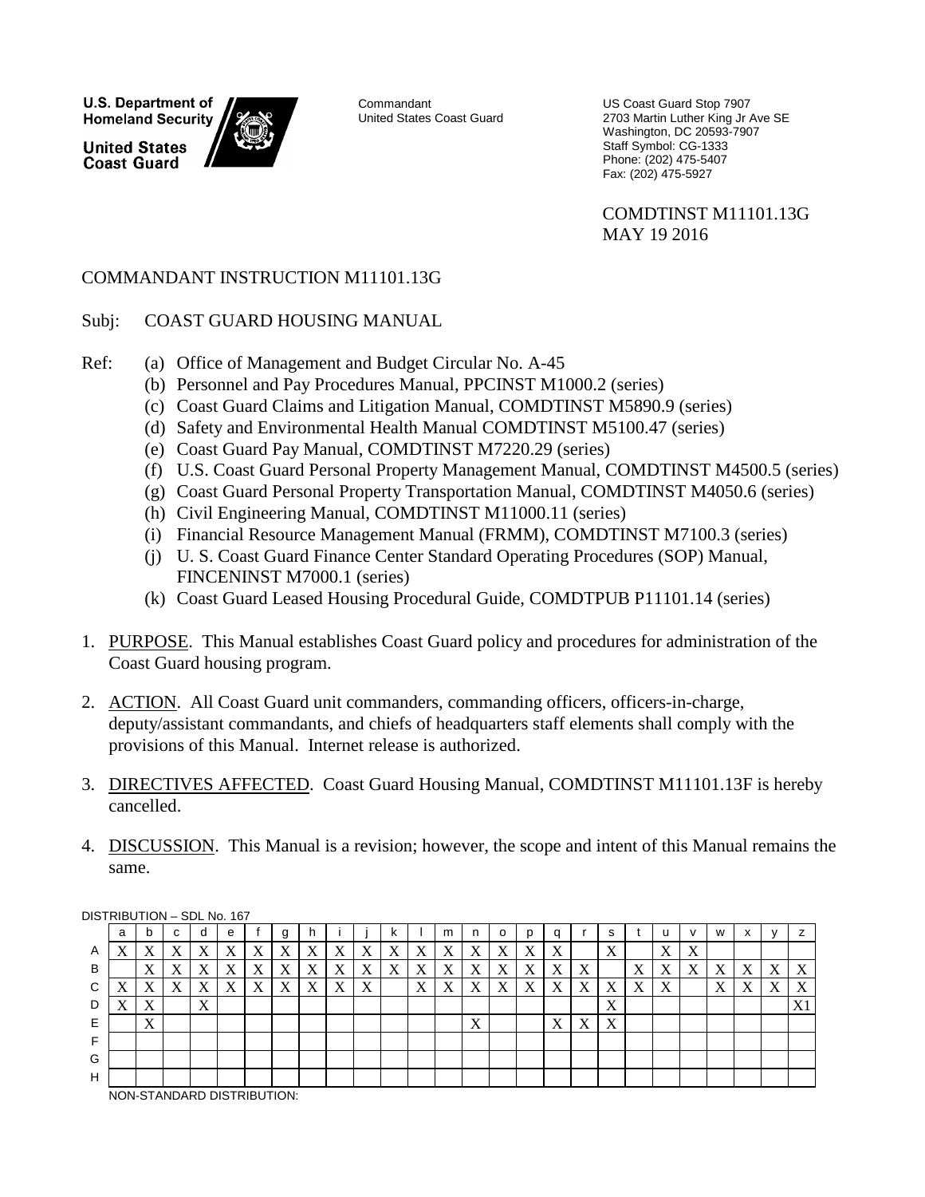U.S. Department of Homeland Security

United States Coast Guard

Commandant
United States Coast Guard

US Coast Guard Stop 7907
2703 Martin Luther King Jr Ave SE
Washington, DC 20593-7907
Staff Symbol: CG-1333
Phone: (202) 475-5407
Fax: (202) 475-5927

COMDTINST M11101.13G
MAY 19 2016

COMMANDANT INSTRUCTION M11101.13G

Subj: COAST GUARD HOUSING MANUAL

Ref:
- (a) Office of Management and Budget Circular No. A-45
- (b) Personnel and Pay Procedures Manual, PPCINST M1000.2 (series)
- (c) Coast Guard Claims and Litigation Manual, COMDTINST M5890.9 (series)
- (d) Safety and Environmental Health Manual COMDTINST M5100.47 (series)
- (e) Coast Guard Pay Manual, COMDTINST M7220.29 (series)
- (f) U.S. Coast Guard Personal Property Management Manual, COMDTINST M4500.5 (series)
- (g) Coast Guard Personal Property Transportation Manual, COMDTINST M4050.6 (series)
- (h) Civil Engineering Manual, COMDTINST M11000.11 (series)
- (i) Financial Resource Management Manual (FRMM), COMDTINST M7100.3 (series)
- (j) U. S. Coast Guard Finance Center Standard Operating Procedures (SOP) Manual, FINCENINST M7000.1 (series)
- (k) Coast Guard Leased Housing Procedural Guide, COMDTPUB P11101.14 (series)

1. PURPOSE. This Manual establishes Coast Guard policy and procedures for administration of the Coast Guard housing program.

2. ACTION. All Coast Guard unit commanders, commanding officers, officers-in-charge, deputy/assistant commandants, and chiefs of headquarters staff elements shall comply with the provisions of this Manual. Internet release is authorized.

3. DIRECTIVES AFFECTED. Coast Guard Housing Manual, COMDTINST M11101.13F is hereby cancelled.

4. DISCUSSION. This Manual is a revision; however, the scope and intent of this Manual remains the same.

DISTRIBUTION – SDL No. 167

| | a | b | c | d | e | f | g | h | i | j | k | l | m | n | o | p | q | r | s | t | u | v | w | x | y | z |
|---|---|---|---|---|---|---|---|---|---|---|---|---|---|---|---|---|---|---|---|---|---|---|---|---|---|---|
| A | X | X | X | X | X | X | X | X | X | X | X | X | X | X | X | X | X | | X | | X | X | | | | |
| B | | X | X | X | X | X | X | X | X | X | X | X | X | X | X | X | X | X | | X | X | X | X | X | X | X |
| C | X | X | X | X | X | X | X | X | X | X | | X | X | X | X | X | X | X | X | X | X | | X | X | X | X |
| D | X | X | | X | | | | | | | | | | | | | | | X | | | | | | | X1 |
| E | | X | | | | | | | | | | | | X | | | X | X | X | | | | | | | |
| F | | | | | | | | | | | | | | | | | | | | | | | | | | |
| G | | | | | | | | | | | | | | | | | | | | | | | | | | |
| H | | | | | | | | | | | | | | | | | | | | | | | | | | |

NON-STANDARD DISTRIBUTION: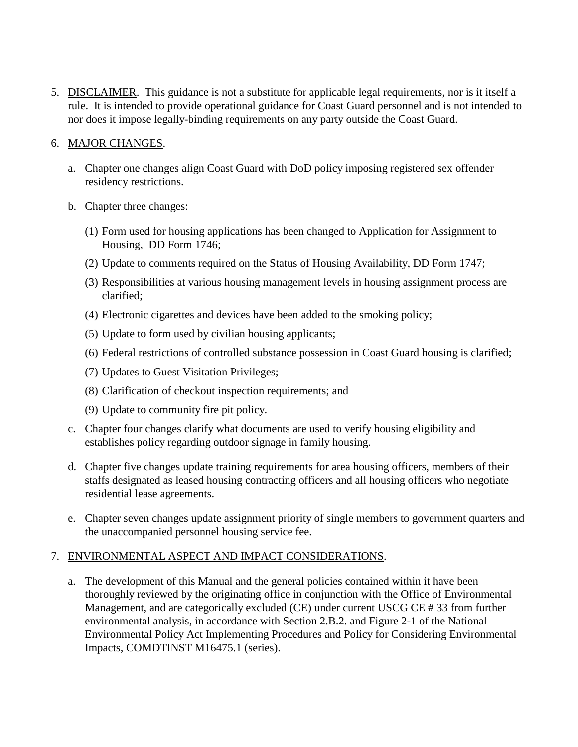5. DISCLAIMER. This guidance is not a substitute for applicable legal requirements, nor is it itself a rule. It is intended to provide operational guidance for Coast Guard personnel and is not intended to nor does it impose legally-binding requirements on any party outside the Coast Guard.

6. MAJOR CHANGES.

   a. Chapter one changes align Coast Guard with DoD policy imposing registered sex offender residency restrictions.

   b. Chapter three changes:

      (1) Form used for housing applications has been changed to Application for Assignment to Housing, DD Form 1746;

      (2) Update to comments required on the Status of Housing Availability, DD Form 1747;

      (3) Responsibilities at various housing management levels in housing assignment process are clarified;

      (4) Electronic cigarettes and devices have been added to the smoking policy;

      (5) Update to form used by civilian housing applicants;

      (6) Federal restrictions of controlled substance possession in Coast Guard housing is clarified;

      (7) Updates to Guest Visitation Privileges;

      (8) Clarification of checkout inspection requirements; and

      (9) Update to community fire pit policy.

   c. Chapter four changes clarify what documents are used to verify housing eligibility and establishes policy regarding outdoor signage in family housing.

   d. Chapter five changes update training requirements for area housing officers, members of their staffs designated as leased housing contracting officers and all housing officers who negotiate residential lease agreements.

   e. Chapter seven changes update assignment priority of single members to government quarters and the unaccompanied personnel housing service fee.

7. ENVIRONMENTAL ASPECT AND IMPACT CONSIDERATIONS.

   a. The development of this Manual and the general policies contained within it have been thoroughly reviewed by the originating office in conjunction with the Office of Environmental Management, and are categorically excluded (CE) under current USCG CE # 33 from further environmental analysis, in accordance with Section 2.B.2. and Figure 2-1 of the National Environmental Policy Act Implementing Procedures and Policy for Considering Environmental Impacts, COMDTINST M16475.1 (series).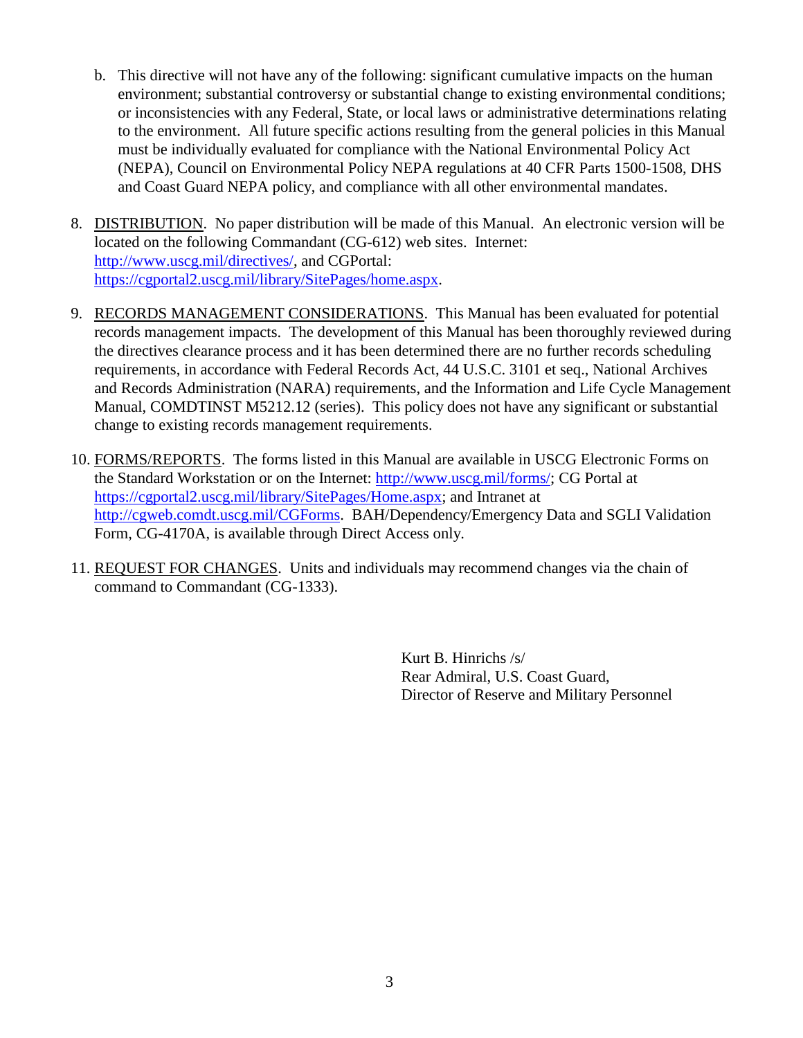b. This directive will not have any of the following: significant cumulative impacts on the human environment; substantial controversy or substantial change to existing environmental conditions; or inconsistencies with any Federal, State, or local laws or administrative determinations relating to the environment. All future specific actions resulting from the general policies in this Manual must be individually evaluated for compliance with the National Environmental Policy Act (NEPA), Council on Environmental Policy NEPA regulations at 40 CFR Parts 1500-1508, DHS and Coast Guard NEPA policy, and compliance with all other environmental mandates.

8. DISTRIBUTION. No paper distribution will be made of this Manual. An electronic version will be located on the following Commandant (CG-612) web sites. Internet: http://www.uscg.mil/directives/, and CGPortal: https://cgportal2.uscg.mil/library/SitePages/home.aspx.

9. RECORDS MANAGEMENT CONSIDERATIONS. This Manual has been evaluated for potential records management impacts. The development of this Manual has been thoroughly reviewed during the directives clearance process and it has been determined there are no further records scheduling requirements, in accordance with Federal Records Act, 44 U.S.C. 3101 et seq., National Archives and Records Administration (NARA) requirements, and the Information and Life Cycle Management Manual, COMDTINST M5212.12 (series). This policy does not have any significant or substantial change to existing records management requirements.

10. FORMS/REPORTS. The forms listed in this Manual are available in USCG Electronic Forms on the Standard Workstation or on the Internet: http://www.uscg.mil/forms/; CG Portal at https://cgportal2.uscg.mil/library/SitePages/Home.aspx; and Intranet at http://cgweb.comdt.uscg.mil/CGForms. BAH/Dependency/Emergency Data and SGLI Validation Form, CG-4170A, is available through Direct Access only.

11. REQUEST FOR CHANGES. Units and individuals may recommend changes via the chain of command to Commandant (CG-1333).

Kurt B. Hinrichs /s/
Rear Admiral, U.S. Coast Guard,
Director of Reserve and Military Personnel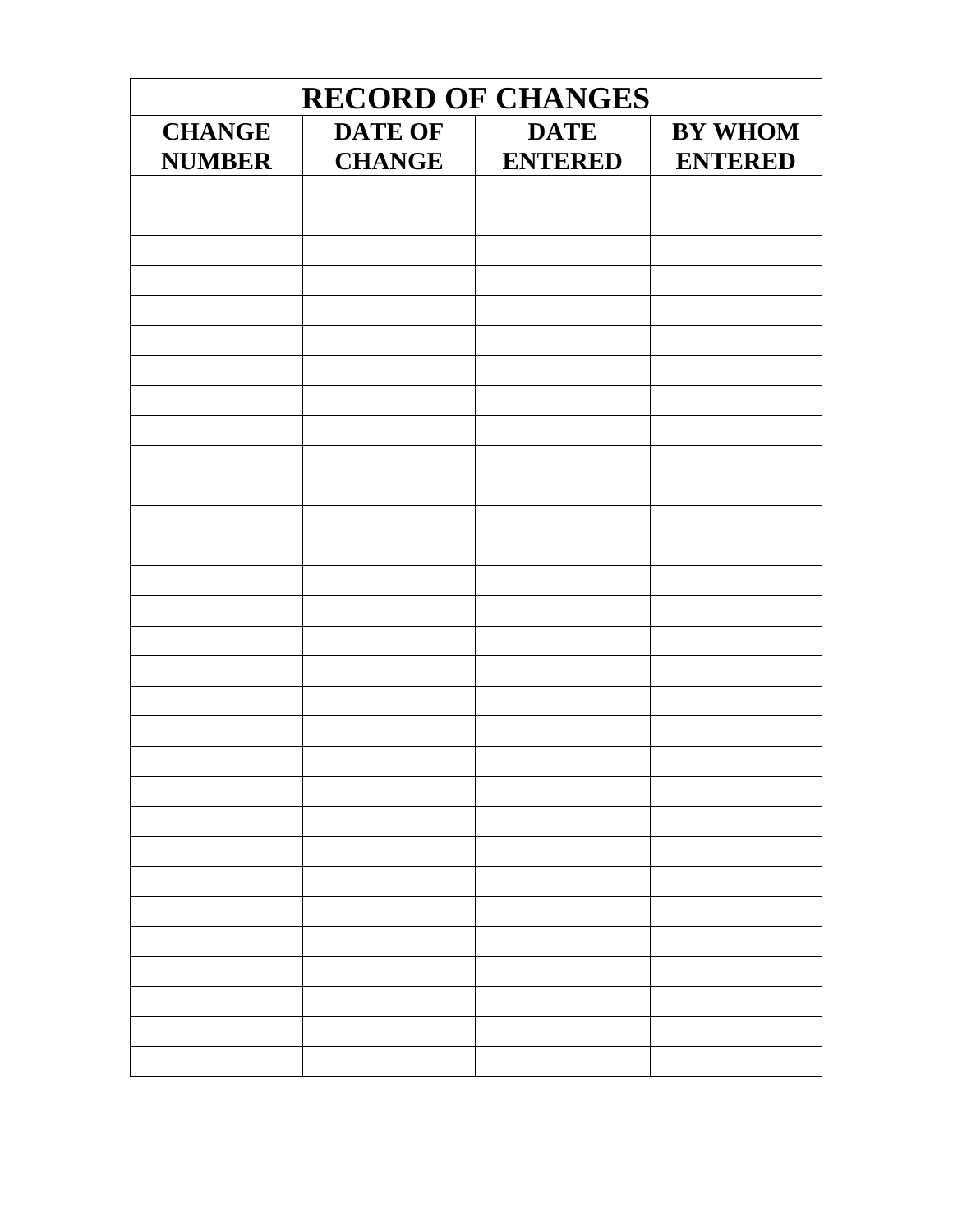| RECORD OF CHANGES | | | |
|---|---|---|---|
| CHANGE NUMBER | DATE OF CHANGE | DATE ENTERED | BY WHOM ENTERED |
| | | | |
| | | | |
| | | | |
| | | | |
| | | | |
| | | | |
| | | | |
| | | | |
| | | | |
| | | | |
| | | | |
| | | | |
| | | | |
| | | | |
| | | | |
| | | | |
| | | | |
| | | | |
| | | | |
| | | | |
| | | | |
| | | | |
| | | | |
| | | | |
| | | | |
| | | | |
| | | | |
| | | | |
| | | | |
| | | | |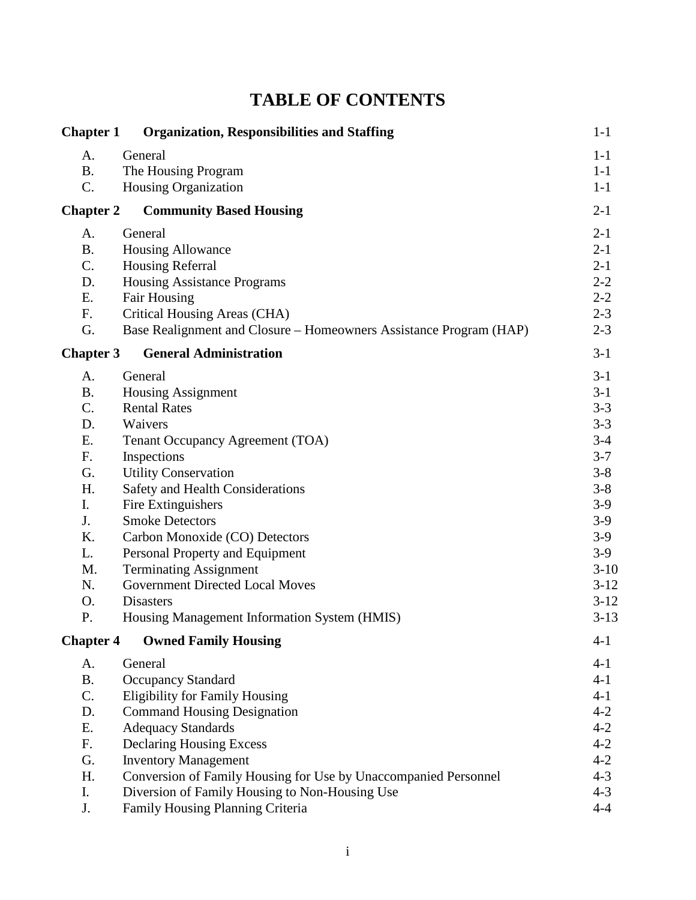# TABLE OF CONTENTS

| | | |
|---|---|---|
| **Chapter 1** | **Organization, Responsibilities and Staffing** | 1-1 |
| A. | General | 1-1 |
| B. | The Housing Program | 1-1 |
| C. | Housing Organization | 1-1 |
| **Chapter 2** | **Community Based Housing** | 2-1 |
| A. | General | 2-1 |
| B. | Housing Allowance | 2-1 |
| C. | Housing Referral | 2-1 |
| D. | Housing Assistance Programs | 2-2 |
| E. | Fair Housing | 2-2 |
| F. | Critical Housing Areas (CHA) | 2-3 |
| G. | Base Realignment and Closure – Homeowners Assistance Program (HAP) | 2-3 |
| **Chapter 3** | **General Administration** | 3-1 |
| A. | General | 3-1 |
| B. | Housing Assignment | 3-1 |
| C. | Rental Rates | 3-3 |
| D. | Waivers | 3-3 |
| E. | Tenant Occupancy Agreement (TOA) | 3-4 |
| F. | Inspections | 3-7 |
| G. | Utility Conservation | 3-8 |
| H. | Safety and Health Considerations | 3-8 |
| I. | Fire Extinguishers | 3-9 |
| J. | Smoke Detectors | 3-9 |
| K. | Carbon Monoxide (CO) Detectors | 3-9 |
| L. | Personal Property and Equipment | 3-9 |
| M. | Terminating Assignment | 3-10 |
| N. | Government Directed Local Moves | 3-12 |
| O. | Disasters | 3-12 |
| P. | Housing Management Information System (HMIS) | 3-13 |
| **Chapter 4** | **Owned Family Housing** | 4-1 |
| A. | General | 4-1 |
| B. | Occupancy Standard | 4-1 |
| C. | Eligibility for Family Housing | 4-1 |
| D. | Command Housing Designation | 4-2 |
| E. | Adequacy Standards | 4-2 |
| F. | Declaring Housing Excess | 4-2 |
| G. | Inventory Management | 4-2 |
| H. | Conversion of Family Housing for Use by Unaccompanied Personnel | 4-3 |
| I. | Diversion of Family Housing to Non-Housing Use | 4-3 |
| J. | Family Housing Planning Criteria | 4-4 |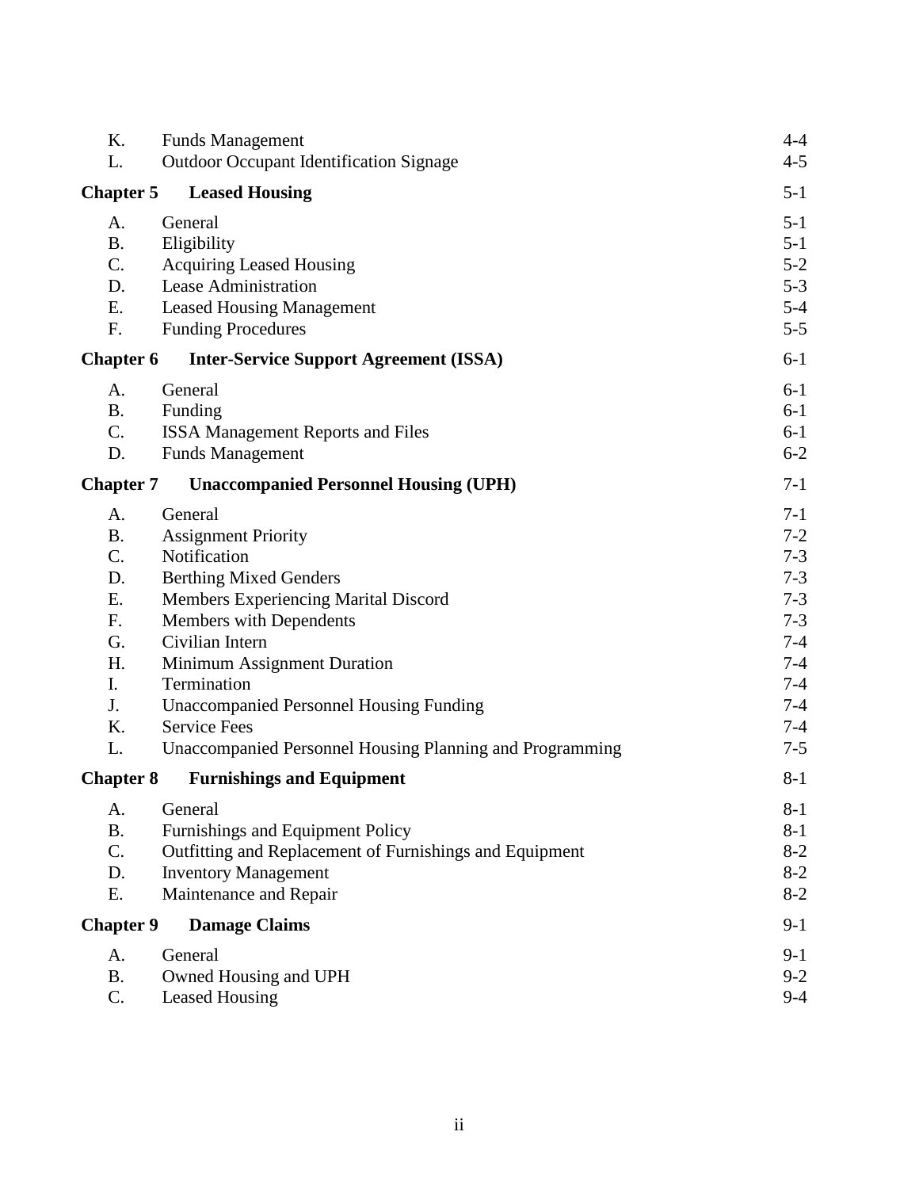| | | |
|---|---|---|
| K. | Funds Management | 4-4 |
| L. | Outdoor Occupant Identification Signage | 4-5 |
| **Chapter 5** | **Leased Housing** | 5-1 |
| A. | General | 5-1 |
| B. | Eligibility | 5-1 |
| C. | Acquiring Leased Housing | 5-2 |
| D. | Lease Administration | 5-3 |
| E. | Leased Housing Management | 5-4 |
| F. | Funding Procedures | 5-5 |
| **Chapter 6** | **Inter-Service Support Agreement (ISSA)** | 6-1 |
| A. | General | 6-1 |
| B. | Funding | 6-1 |
| C. | ISSA Management Reports and Files | 6-1 |
| D. | Funds Management | 6-2 |
| **Chapter 7** | **Unaccompanied Personnel Housing (UPH)** | 7-1 |
| A. | General | 7-1 |
| B. | Assignment Priority | 7-2 |
| C. | Notification | 7-3 |
| D. | Berthing Mixed Genders | 7-3 |
| E. | Members Experiencing Marital Discord | 7-3 |
| F. | Members with Dependents | 7-3 |
| G. | Civilian Intern | 7-4 |
| H. | Minimum Assignment Duration | 7-4 |
| I. | Termination | 7-4 |
| J. | Unaccompanied Personnel Housing Funding | 7-4 |
| K. | Service Fees | 7-4 |
| L. | Unaccompanied Personnel Housing Planning and Programming | 7-5 |
| **Chapter 8** | **Furnishings and Equipment** | 8-1 |
| A. | General | 8-1 |
| B. | Furnishings and Equipment Policy | 8-1 |
| C. | Outfitting and Replacement of Furnishings and Equipment | 8-2 |
| D. | Inventory Management | 8-2 |
| E. | Maintenance and Repair | 8-2 |
| **Chapter 9** | **Damage Claims** | 9-1 |
| A. | General | 9-1 |
| B. | Owned Housing and UPH | 9-2 |
| C. | Leased Housing | 9-4 |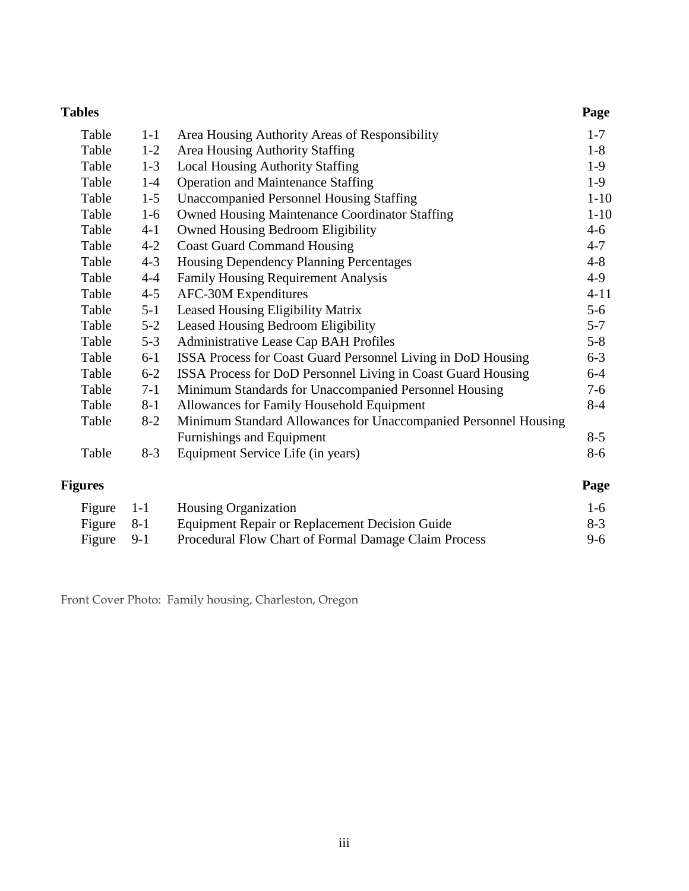| Tables | | | Page |
|---|---|---|---|
| Table | 1-1 | Area Housing Authority Areas of Responsibility | 1-7 |
| Table | 1-2 | Area Housing Authority Staffing | 1-8 |
| Table | 1-3 | Local Housing Authority Staffing | 1-9 |
| Table | 1-4 | Operation and Maintenance Staffing | 1-9 |
| Table | 1-5 | Unaccompanied Personnel Housing Staffing | 1-10 |
| Table | 1-6 | Owned Housing Maintenance Coordinator Staffing | 1-10 |
| Table | 4-1 | Owned Housing Bedroom Eligibility | 4-6 |
| Table | 4-2 | Coast Guard Command Housing | 4-7 |
| Table | 4-3 | Housing Dependency Planning Percentages | 4-8 |
| Table | 4-4 | Family Housing Requirement Analysis | 4-9 |
| Table | 4-5 | AFC-30M Expenditures | 4-11 |
| Table | 5-1 | Leased Housing Eligibility Matrix | 5-6 |
| Table | 5-2 | Leased Housing Bedroom Eligibility | 5-7 |
| Table | 5-3 | Administrative Lease Cap BAH Profiles | 5-8 |
| Table | 6-1 | ISSA Process for Coast Guard Personnel Living in DoD Housing | 6-3 |
| Table | 6-2 | ISSA Process for DoD Personnel Living in Coast Guard Housing | 6-4 |
| Table | 7-1 | Minimum Standards for Unaccompanied Personnel Housing | 7-6 |
| Table | 8-1 | Allowances for Family Household Equipment | 8-4 |
| Table | 8-2 | Minimum Standard Allowances for Unaccompanied Personnel Housing Furnishings and Equipment | 8-5 |
| Table | 8-3 | Equipment Service Life (in years) | 8-6 |

| Figures | | | Page |
|---|---|---|---|
| Figure | 1-1 | Housing Organization | 1-6 |
| Figure | 8-1 | Equipment Repair or Replacement Decision Guide | 8-3 |
| Figure | 9-1 | Procedural Flow Chart of Formal Damage Claim Process | 9-6 |

Front Cover Photo: Family housing, Charleston, Oregon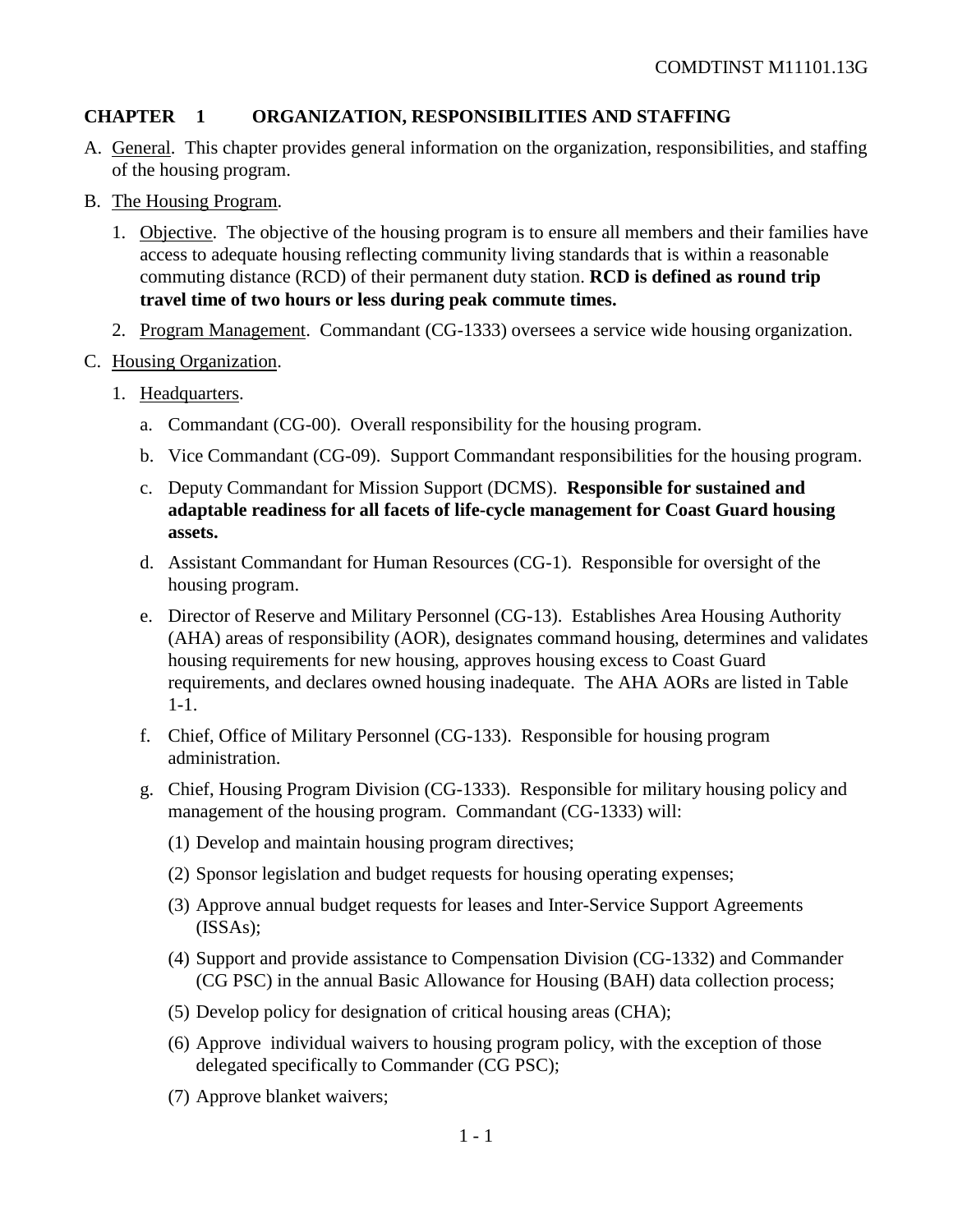## CHAPTER 1 ORGANIZATION, RESPONSIBILITIES AND STAFFING

A. General. This chapter provides general information on the organization, responsibilities, and staffing of the housing program.

B. The Housing Program.

1. Objective. The objective of the housing program is to ensure all members and their families have access to adequate housing reflecting community living standards that is within a reasonable commuting distance (RCD) of their permanent duty station. **RCD is defined as round trip travel time of two hours or less during peak commute times.**

2. Program Management. Commandant (CG-1333) oversees a service wide housing organization.

C. Housing Organization.

1. Headquarters.

   a. Commandant (CG-00). Overall responsibility for the housing program.

   b. Vice Commandant (CG-09). Support Commandant responsibilities for the housing program.

   c. Deputy Commandant for Mission Support (DCMS). **Responsible for sustained and adaptable readiness for all facets of life-cycle management for Coast Guard housing assets.**

   d. Assistant Commandant for Human Resources (CG-1). Responsible for oversight of the housing program.

   e. Director of Reserve and Military Personnel (CG-13). Establishes Area Housing Authority (AHA) areas of responsibility (AOR), designates command housing, determines and validates housing requirements for new housing, approves housing excess to Coast Guard requirements, and declares owned housing inadequate. The AHA AORs are listed in Table 1-1.

   f. Chief, Office of Military Personnel (CG-133). Responsible for housing program administration.

   g. Chief, Housing Program Division (CG-1333). Responsible for military housing policy and management of the housing program. Commandant (CG-1333) will:

      (1) Develop and maintain housing program directives;

      (2) Sponsor legislation and budget requests for housing operating expenses;

      (3) Approve annual budget requests for leases and Inter-Service Support Agreements (ISSAs);

      (4) Support and provide assistance to Compensation Division (CG-1332) and Commander (CG PSC) in the annual Basic Allowance for Housing (BAH) data collection process;

      (5) Develop policy for designation of critical housing areas (CHA);

      (6) Approve individual waivers to housing program policy, with the exception of those delegated specifically to Commander (CG PSC);

      (7) Approve blanket waivers;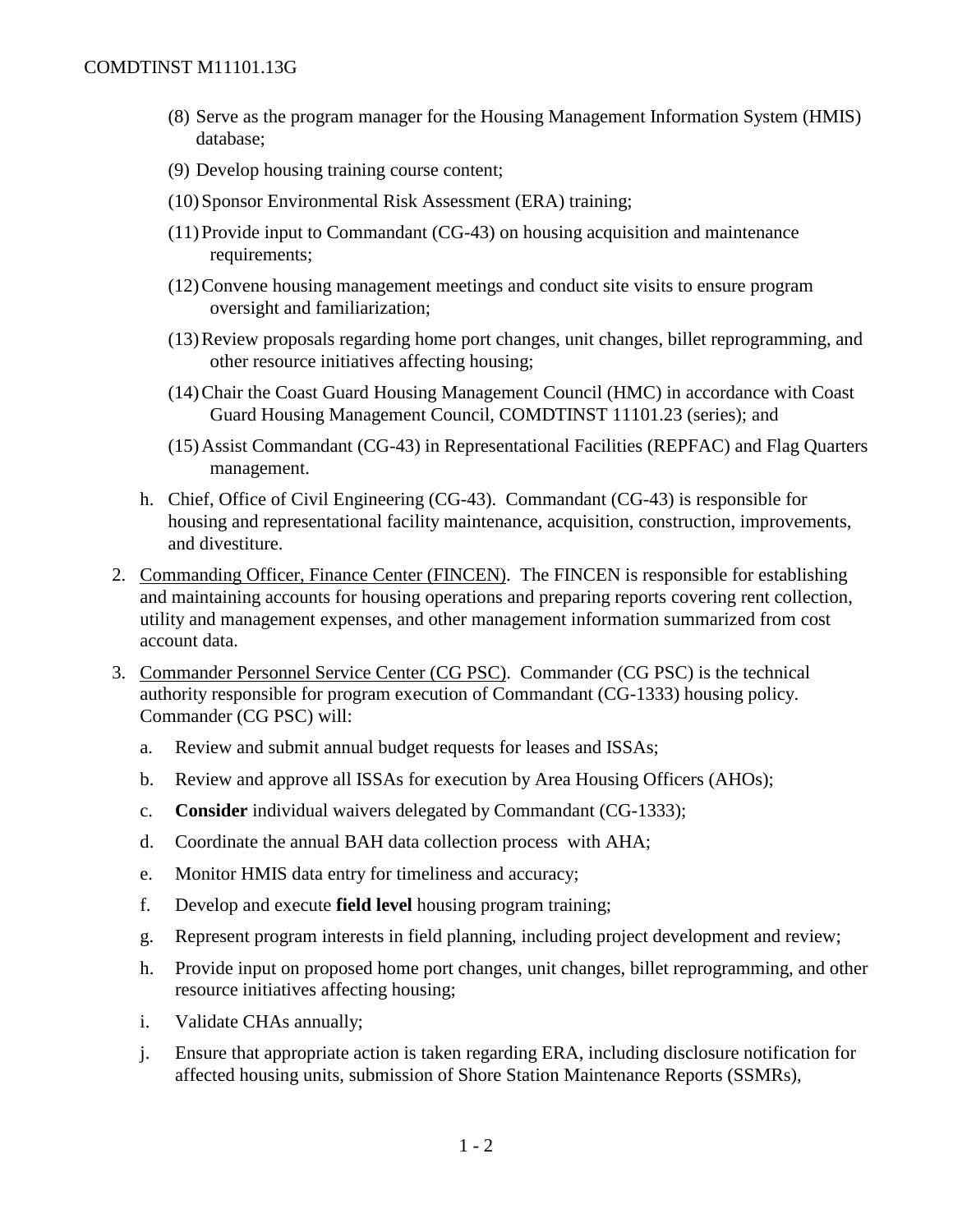(8) Serve as the program manager for the Housing Management Information System (HMIS) database;

(9) Develop housing training course content;

(10) Sponsor Environmental Risk Assessment (ERA) training;

(11) Provide input to Commandant (CG-43) on housing acquisition and maintenance requirements;

(12) Convene housing management meetings and conduct site visits to ensure program oversight and familiarization;

(13) Review proposals regarding home port changes, unit changes, billet reprogramming, and other resource initiatives affecting housing;

(14) Chair the Coast Guard Housing Management Council (HMC) in accordance with Coast Guard Housing Management Council, COMDTINST 11101.23 (series); and

(15) Assist Commandant (CG-43) in Representational Facilities (REPFAC) and Flag Quarters management.

h. Chief, Office of Civil Engineering (CG-43). Commandant (CG-43) is responsible for housing and representational facility maintenance, acquisition, construction, improvements, and divestiture.

2. <u>Commanding Officer, Finance Center (FINCEN)</u>. The FINCEN is responsible for establishing and maintaining accounts for housing operations and preparing reports covering rent collection, utility and management expenses, and other management information summarized from cost account data.

3. <u>Commander Personnel Service Center (CG PSC)</u>. Commander (CG PSC) is the technical authority responsible for program execution of Commandant (CG-1333) housing policy. Commander (CG PSC) will:

   a. Review and submit annual budget requests for leases and ISSAs;

   b. Review and approve all ISSAs for execution by Area Housing Officers (AHOs);

   c. **Consider** individual waivers delegated by Commandant (CG-1333);

   d. Coordinate the annual BAH data collection process with AHA;

   e. Monitor HMIS data entry for timeliness and accuracy;

   f. Develop and execute **field level** housing program training;

   g. Represent program interests in field planning, including project development and review;

   h. Provide input on proposed home port changes, unit changes, billet reprogramming, and other resource initiatives affecting housing;

   i. Validate CHAs annually;

   j. Ensure that appropriate action is taken regarding ERA, including disclosure notification for affected housing units, submission of Shore Station Maintenance Reports (SSMRs),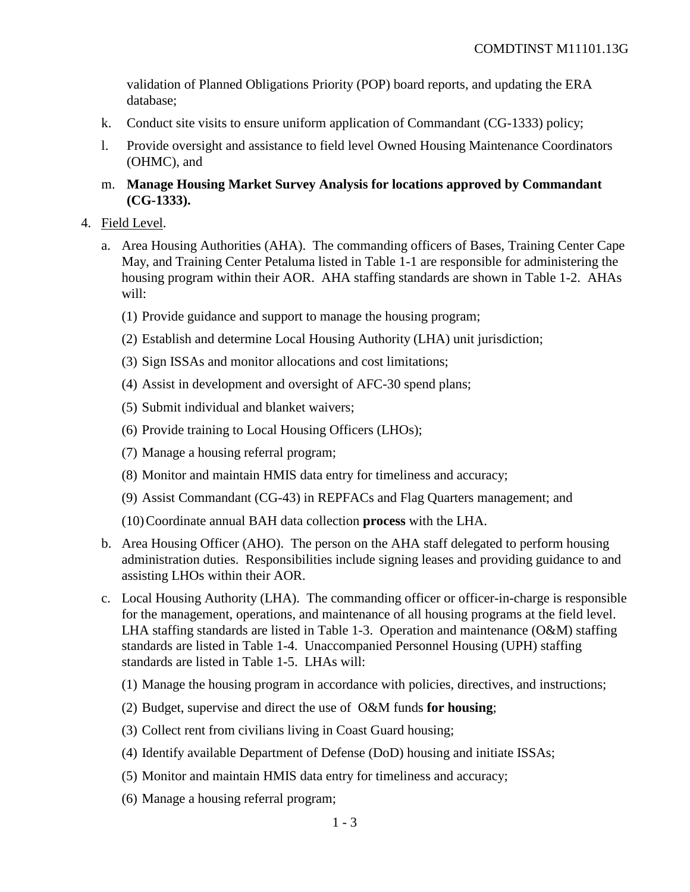validation of Planned Obligations Priority (POP) board reports, and updating the ERA database;

k. Conduct site visits to ensure uniform application of Commandant (CG-1333) policy;

l. Provide oversight and assistance to field level Owned Housing Maintenance Coordinators (OHMC), and

m. **Manage Housing Market Survey Analysis for locations approved by Commandant (CG-1333).**

4. Field Level.

   a. Area Housing Authorities (AHA). The commanding officers of Bases, Training Center Cape May, and Training Center Petaluma listed in Table 1-1 are responsible for administering the housing program within their AOR. AHA staffing standards are shown in Table 1-2. AHAs will:

      (1) Provide guidance and support to manage the housing program;

      (2) Establish and determine Local Housing Authority (LHA) unit jurisdiction;

      (3) Sign ISSAs and monitor allocations and cost limitations;

      (4) Assist in development and oversight of AFC-30 spend plans;

      (5) Submit individual and blanket waivers;

      (6) Provide training to Local Housing Officers (LHOs);

      (7) Manage a housing referral program;

      (8) Monitor and maintain HMIS data entry for timeliness and accuracy;

      (9) Assist Commandant (CG-43) in REPFACs and Flag Quarters management; and

      (10) Coordinate annual BAH data collection **process** with the LHA.

   b. Area Housing Officer (AHO). The person on the AHA staff delegated to perform housing administration duties. Responsibilities include signing leases and providing guidance to and assisting LHOs within their AOR.

   c. Local Housing Authority (LHA). The commanding officer or officer-in-charge is responsible for the management, operations, and maintenance of all housing programs at the field level. LHA staffing standards are listed in Table 1-3. Operation and maintenance (O&M) staffing standards are listed in Table 1-4. Unaccompanied Personnel Housing (UPH) staffing standards are listed in Table 1-5. LHAs will:

      (1) Manage the housing program in accordance with policies, directives, and instructions;

      (2) Budget, supervise and direct the use of O&M funds **for housing**;

      (3) Collect rent from civilians living in Coast Guard housing;

      (4) Identify available Department of Defense (DoD) housing and initiate ISSAs;

      (5) Monitor and maintain HMIS data entry for timeliness and accuracy;

      (6) Manage a housing referral program;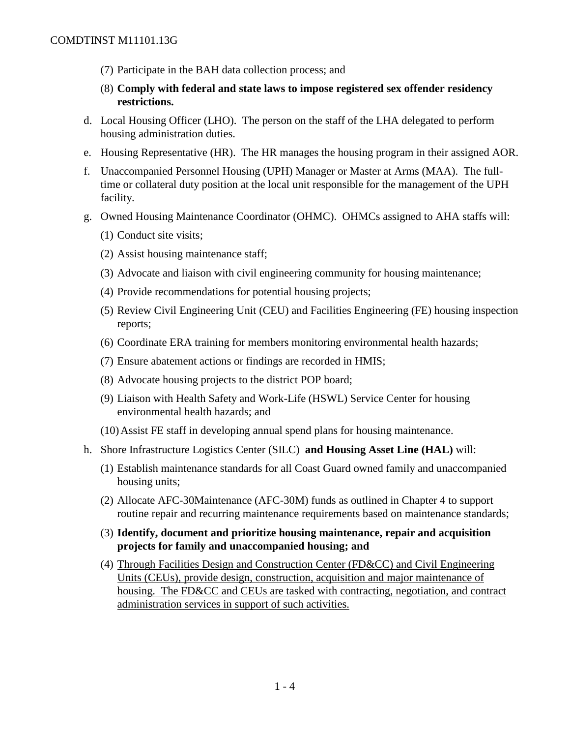(7) Participate in the BAH data collection process; and

(8) **Comply with federal and state laws to impose registered sex offender residency restrictions.**

d. Local Housing Officer (LHO). The person on the staff of the LHA delegated to perform housing administration duties.

e. Housing Representative (HR). The HR manages the housing program in their assigned AOR.

f. Unaccompanied Personnel Housing (UPH) Manager or Master at Arms (MAA). The full-time or collateral duty position at the local unit responsible for the management of the UPH facility.

g. Owned Housing Maintenance Coordinator (OHMC). OHMCs assigned to AHA staffs will:

(1) Conduct site visits;

(2) Assist housing maintenance staff;

(3) Advocate and liaison with civil engineering community for housing maintenance;

(4) Provide recommendations for potential housing projects;

(5) Review Civil Engineering Unit (CEU) and Facilities Engineering (FE) housing inspection reports;

(6) Coordinate ERA training for members monitoring environmental health hazards;

(7) Ensure abatement actions or findings are recorded in HMIS;

(8) Advocate housing projects to the district POP board;

(9) Liaison with Health Safety and Work-Life (HSWL) Service Center for housing environmental health hazards; and

(10) Assist FE staff in developing annual spend plans for housing maintenance.

h. Shore Infrastructure Logistics Center (SILC) **and Housing Asset Line (HAL)** will:

(1) Establish maintenance standards for all Coast Guard owned family and unaccompanied housing units;

(2) Allocate AFC-30Maintenance (AFC-30M) funds as outlined in Chapter 4 to support routine repair and recurring maintenance requirements based on maintenance standards;

(3) **Identify, document and prioritize housing maintenance, repair and acquisition projects for family and unaccompanied housing; and**

(4) <u>Through Facilities Design and Construction Center (FD&CC) and Civil Engineering Units (CEUs), provide design, construction, acquisition and major maintenance of housing. The FD&CC and CEUs are tasked with contracting, negotiation, and contract administration services in support of such activities.</u>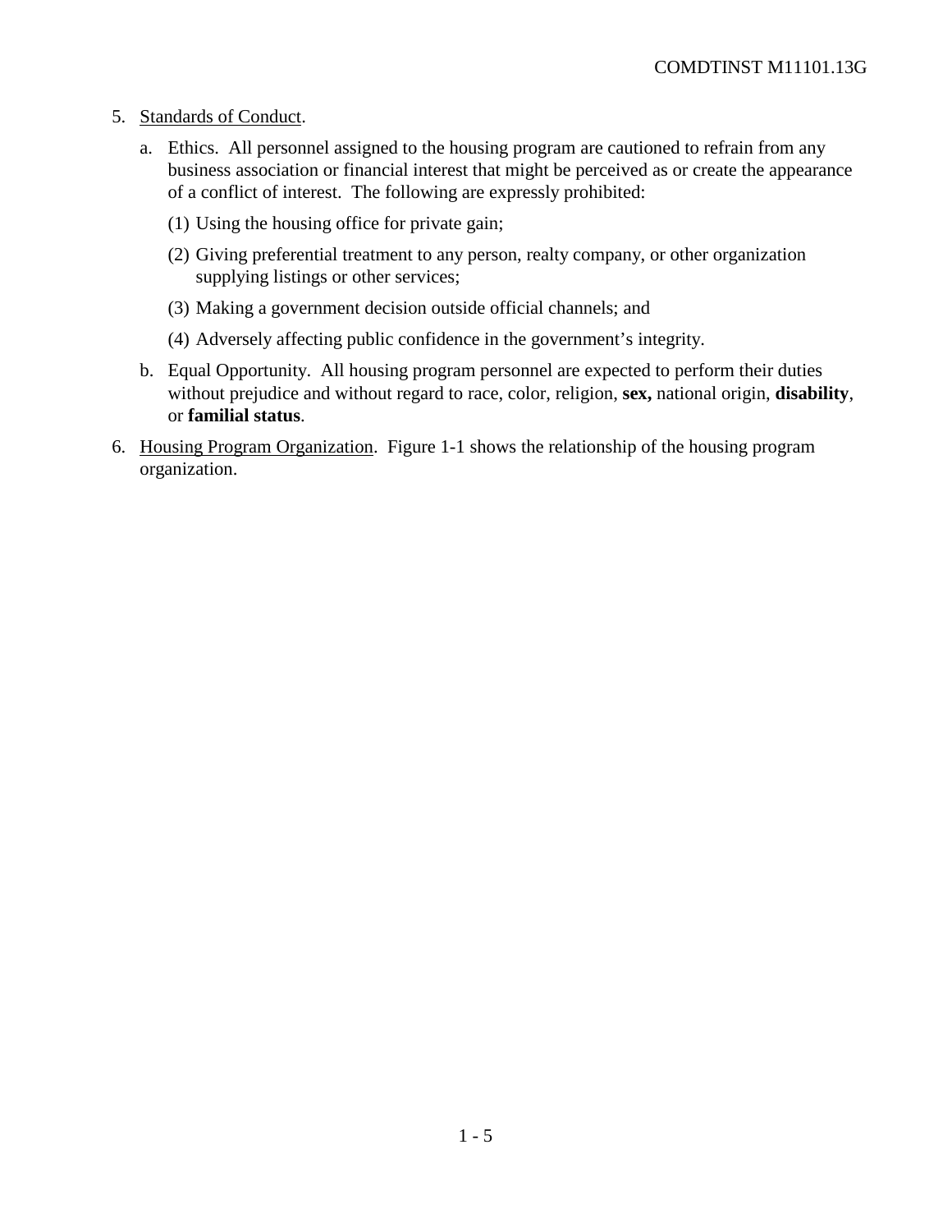5. <u>Standards of Conduct</u>.

   a. Ethics. All personnel assigned to the housing program are cautioned to refrain from any business association or financial interest that might be perceived as or create the appearance of a conflict of interest. The following are expressly prohibited:

      (1) Using the housing office for private gain;

      (2) Giving preferential treatment to any person, realty company, or other organization supplying listings or other services;

      (3) Making a government decision outside official channels; and

      (4) Adversely affecting public confidence in the government's integrity.

   b. Equal Opportunity. All housing program personnel are expected to perform their duties without prejudice and without regard to race, color, religion, **sex,** national origin, **disability**, or **familial status**.

6. <u>Housing Program Organization</u>. Figure 1-1 shows the relationship of the housing program organization.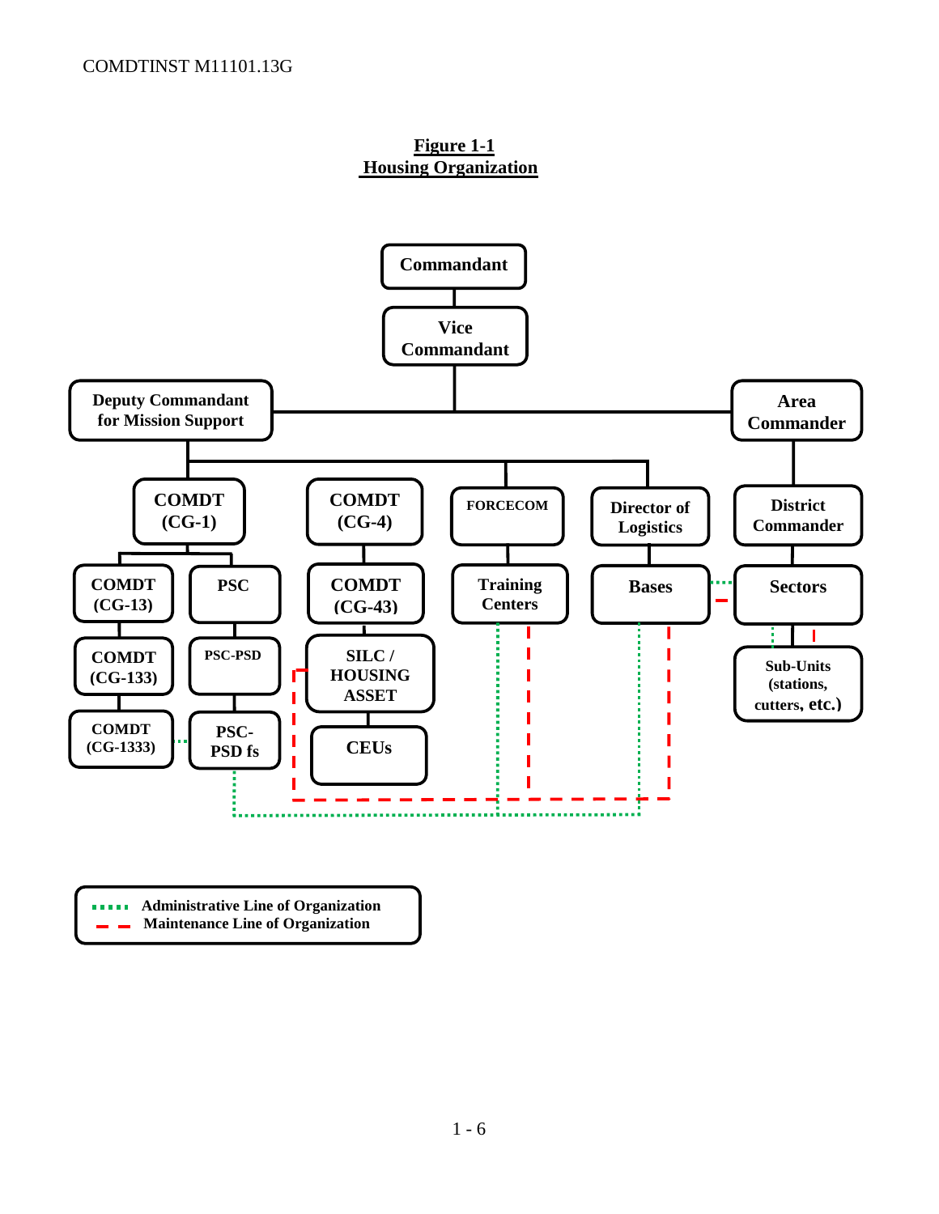**Figure 1-1**
**Housing Organization**

Commandant

Vice Commandant

Deputy Commandant for Mission Support

Area Commander

COMDT (CG-1)

COMDT (CG-4)

FORCECOM

Director of Logistics

District Commander

COMDT (CG-13)

PSC

COMDT (CG-43)

Training Centers

Bases

Sectors

COMDT (CG-133)

PSC-PSD

SILC / HOUSING ASSET

Sub-Units (stations, cutters, etc.)

COMDT (CG-1333)

PSC-PSD fs

CEUs

Legend:
- Administrative Line of Organization (green dotted line)
- Maintenance Line of Organization (red dashed line)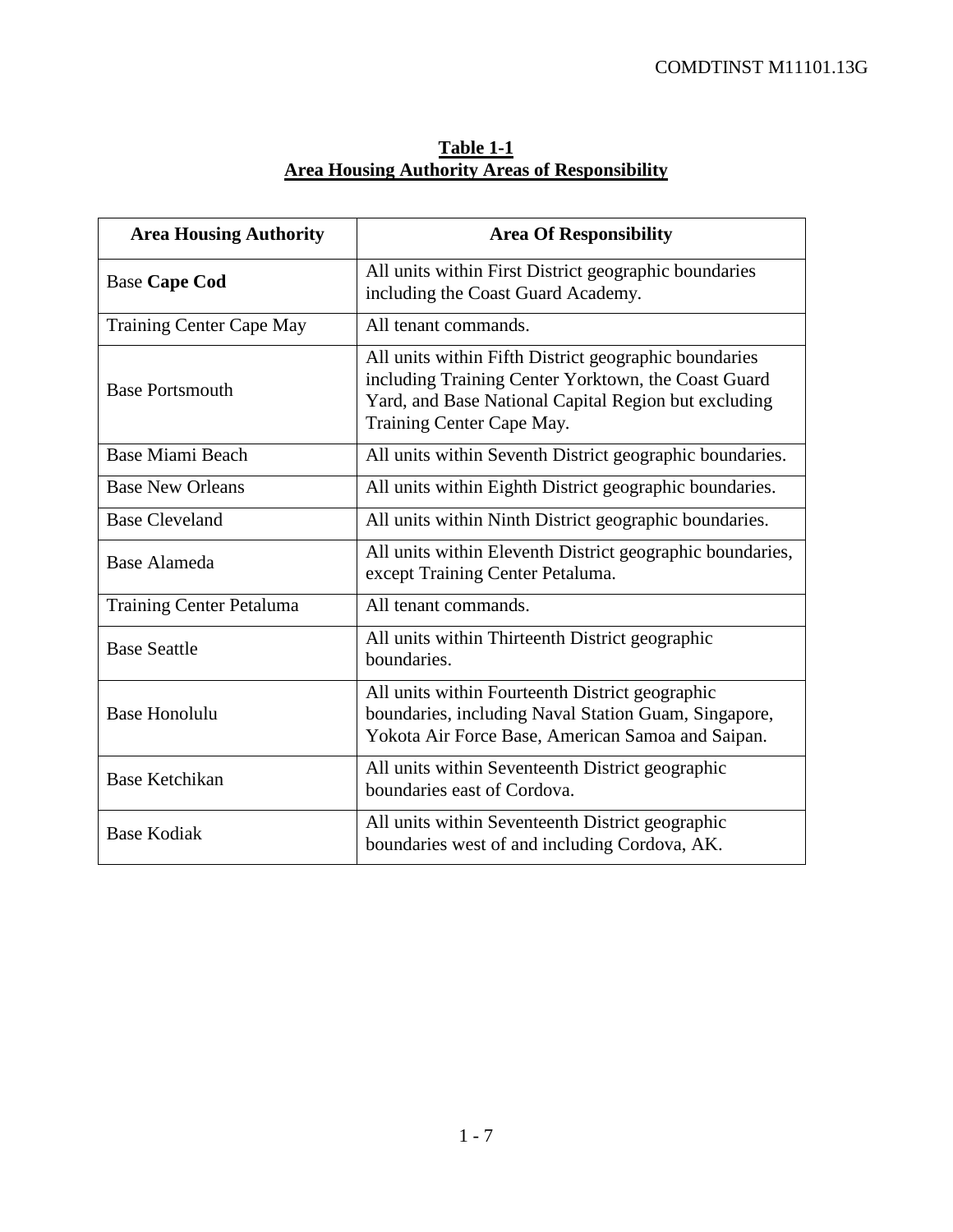**Table 1-1**
**Area Housing Authority Areas of Responsibility**

| Area Housing Authority | Area Of Responsibility |
| --- | --- |
| Base **Cape Cod** | All units within First District geographic boundaries including the Coast Guard Academy. |
| Training Center Cape May | All tenant commands. |
| Base Portsmouth | All units within Fifth District geographic boundaries including Training Center Yorktown, the Coast Guard Yard, and Base National Capital Region but excluding Training Center Cape May. |
| Base Miami Beach | All units within Seventh District geographic boundaries. |
| Base New Orleans | All units within Eighth District geographic boundaries. |
| Base Cleveland | All units within Ninth District geographic boundaries. |
| Base Alameda | All units within Eleventh District geographic boundaries, except Training Center Petaluma. |
| Training Center Petaluma | All tenant commands. |
| Base Seattle | All units within Thirteenth District geographic boundaries. |
| Base Honolulu | All units within Fourteenth District geographic boundaries, including Naval Station Guam, Singapore, Yokota Air Force Base, American Samoa and Saipan. |
| Base Ketchikan | All units within Seventeenth District geographic boundaries east of Cordova. |
| Base Kodiak | All units within Seventeenth District geographic boundaries west of and including Cordova, AK. |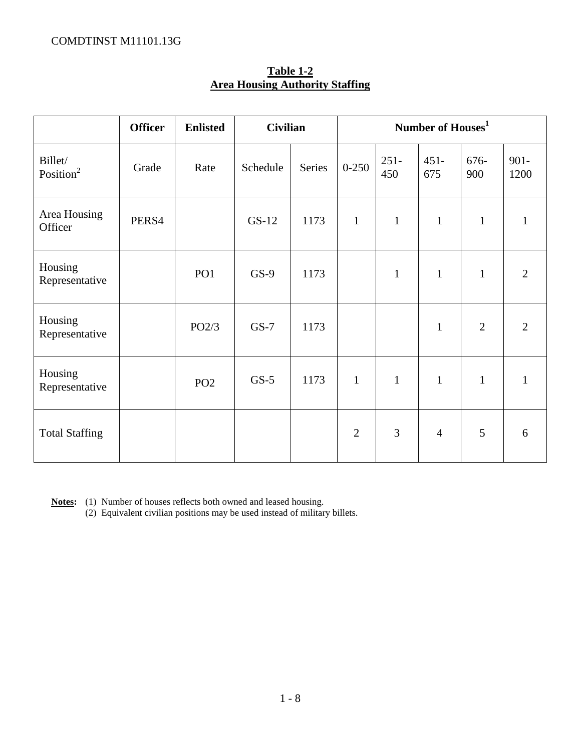**Table 1-2**
**Area Housing Authority Staffing**

| | Officer | Enlisted | Civilian | | Number of Houses[1] | | | | |
|---|---|---|---|---|---|---|---|---|---|
| Billet/ Position[2] | Grade | Rate | Schedule | Series | 0-250 | 251-450 | 451-675 | 676-900 | 901-1200 |
| Area Housing Officer | PERS4 | | GS-12 | 1173 | 1 | 1 | 1 | 1 | 1 |
| Housing Representative | | PO1 | GS-9 | 1173 | | 1 | 1 | 1 | 2 |
| Housing Representative | | PO2/3 | GS-7 | 1173 | | | 1 | 2 | 2 |
| Housing Representative | | PO2 | GS-5 | 1173 | 1 | 1 | 1 | 1 | 1 |
| Total Staffing | | | | | 2 | 3 | 4 | 5 | 6 |

**Notes:** (1) Number of houses reflects both owned and leased housing.
(2) Equivalent civilian positions may be used instead of military billets.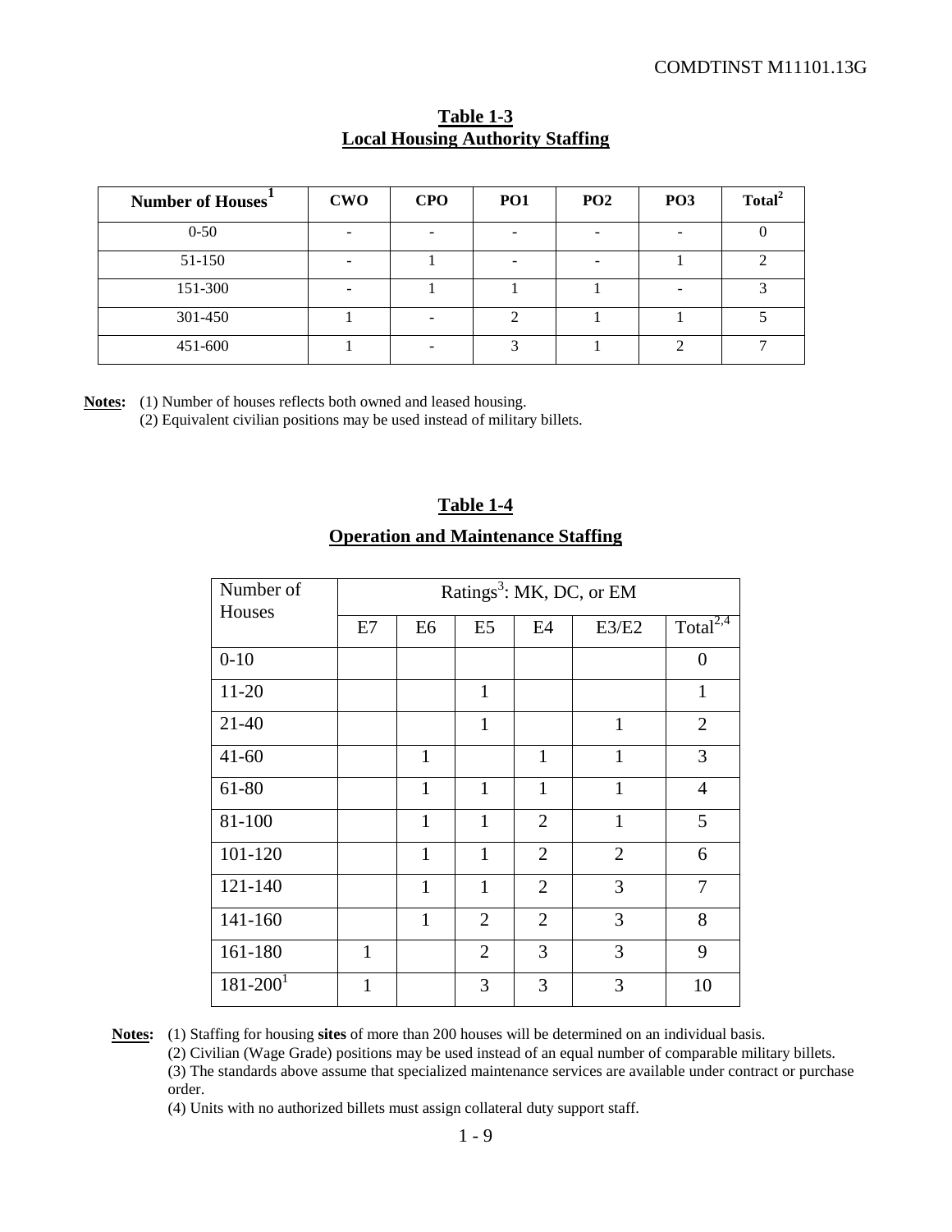**Table 1-3**
**Local Housing Authority Staffing**

| Number of Houses[1] | CWO | CPO | PO1 | PO2 | PO3 | Total[2] |
|---|---|---|---|---|---|---|
| 0-50 | - | - | - | - | - | 0 |
| 51-150 | - | 1 | - | - | 1 | 2 |
| 151-300 | - | 1 | 1 | 1 | - | 3 |
| 301-450 | 1 | - | 2 | 1 | 1 | 5 |
| 451-600 | 1 | - | 3 | 1 | 2 | 7 |

**Notes:** (1) Number of houses reflects both owned and leased housing.
(2) Equivalent civilian positions may be used instead of military billets.

**Table 1-4**

**Operation and Maintenance Staffing**

| Number of Houses | Ratings[3]: MK, DC, or EM | | | | | |
|---|---|---|---|---|---|---|
| | E7 | E6 | E5 | E4 | E3/E2 | Total[2,4] |
| 0-10 | | | | | | 0 |
| 11-20 | | | 1 | | | 1 |
| 21-40 | | | 1 | | 1 | 2 |
| 41-60 | | 1 | | 1 | 1 | 3 |
| 61-80 | | 1 | 1 | 1 | 1 | 4 |
| 81-100 | | 1 | 1 | 2 | 1 | 5 |
| 101-120 | | 1 | 1 | 2 | 2 | 6 |
| 121-140 | | 1 | 1 | 2 | 3 | 7 |
| 141-160 | | 1 | 2 | 2 | 3 | 8 |
| 161-180 | 1 | | 2 | 3 | 3 | 9 |
| 181-200[1] | 1 | | 3 | 3 | 3 | 10 |

**Notes:** (1) Staffing for housing **sites** of more than 200 houses will be determined on an individual basis.
(2) Civilian (Wage Grade) positions may be used instead of an equal number of comparable military billets.
(3) The standards above assume that specialized maintenance services are available under contract or purchase order.
(4) Units with no authorized billets must assign collateral duty support staff.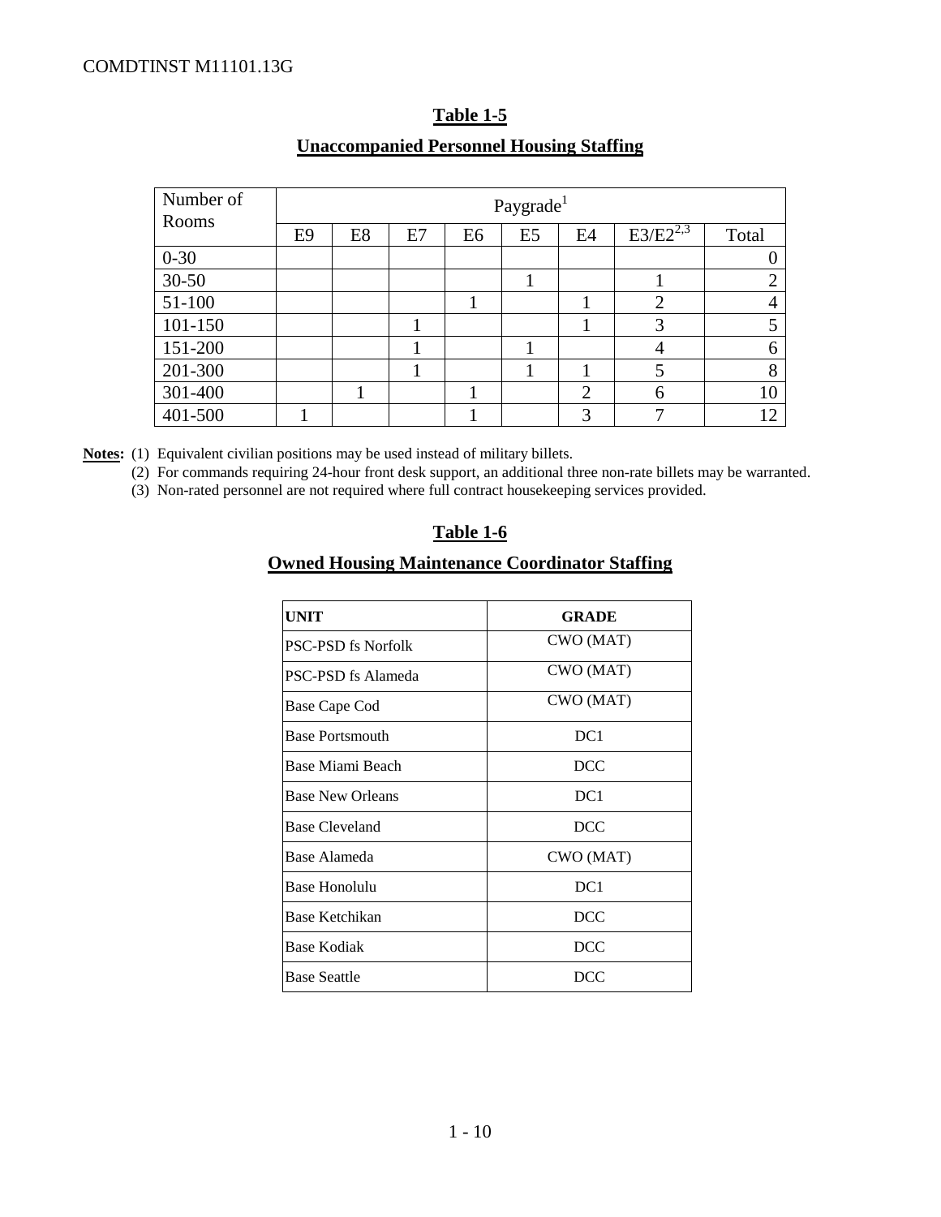## Table 1-5

## Unaccompanied Personnel Housing Staffing

| Number of Rooms | Paygrade[1] | | | | | | | |
|---|---|---|---|---|---|---|---|---|
| | E9 | E8 | E7 | E6 | E5 | E4 | E3/E2[2,3] | Total |
| 0-30 | | | | | | | | 0 |
| 30-50 | | | | | 1 | | 1 | 2 |
| 51-100 | | | | 1 | | 1 | 2 | 4 |
| 101-150 | | | 1 | | | 1 | 3 | 5 |
| 151-200 | | | 1 | | 1 | | 4 | 6 |
| 201-300 | | | 1 | | 1 | 1 | 5 | 8 |
| 301-400 | | 1 | | 1 | | 2 | 6 | 10 |
| 401-500 | 1 | | | 1 | | 3 | 7 | 12 |

**Notes:** (1) Equivalent civilian positions may be used instead of military billets.
(2) For commands requiring 24-hour front desk support, an additional three non-rate billets may be warranted.
(3) Non-rated personnel are not required where full contract housekeeping services provided.

## Table 1-6

## Owned Housing Maintenance Coordinator Staffing

| UNIT | GRADE |
|---|---|
| PSC-PSD fs Norfolk | CWO (MAT) |
| PSC-PSD fs Alameda | CWO (MAT) |
| Base Cape Cod | CWO (MAT) |
| Base Portsmouth | DC1 |
| Base Miami Beach | DCC |
| Base New Orleans | DC1 |
| Base Cleveland | DCC |
| Base Alameda | CWO (MAT) |
| Base Honolulu | DC1 |
| Base Ketchikan | DCC |
| Base Kodiak | DCC |
| Base Seattle | DCC |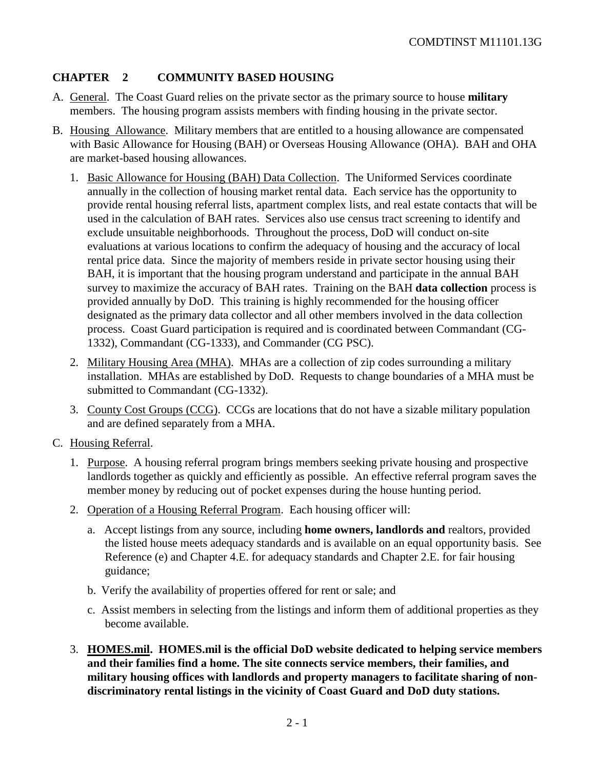# CHAPTER 2 COMMUNITY BASED HOUSING

A. General. The Coast Guard relies on the private sector as the primary source to house **military** members. The housing program assists members with finding housing in the private sector.

B. Housing Allowance. Military members that are entitled to a housing allowance are compensated with Basic Allowance for Housing (BAH) or Overseas Housing Allowance (OHA). BAH and OHA are market-based housing allowances.

1. Basic Allowance for Housing (BAH) Data Collection. The Uniformed Services coordinate annually in the collection of housing market rental data. Each service has the opportunity to provide rental housing referral lists, apartment complex lists, and real estate contacts that will be used in the calculation of BAH rates. Services also use census tract screening to identify and exclude unsuitable neighborhoods. Throughout the process, DoD will conduct on-site evaluations at various locations to confirm the adequacy of housing and the accuracy of local rental price data. Since the majority of members reside in private sector housing using their BAH, it is important that the housing program understand and participate in the annual BAH survey to maximize the accuracy of BAH rates. Training on the BAH **data collection** process is provided annually by DoD. This training is highly recommended for the housing officer designated as the primary data collector and all other members involved in the data collection process. Coast Guard participation is required and is coordinated between Commandant (CG-1332), Commandant (CG-1333), and Commander (CG PSC).

2. Military Housing Area (MHA). MHAs are a collection of zip codes surrounding a military installation. MHAs are established by DoD. Requests to change boundaries of a MHA must be submitted to Commandant (CG-1332).

3. County Cost Groups (CCG). CCGs are locations that do not have a sizable military population and are defined separately from a MHA.

C. Housing Referral.

1. Purpose. A housing referral program brings members seeking private housing and prospective landlords together as quickly and efficiently as possible. An effective referral program saves the member money by reducing out of pocket expenses during the house hunting period.

2. Operation of a Housing Referral Program. Each housing officer will:

   a. Accept listings from any source, including **home owners, landlords and** realtors, provided the listed house meets adequacy standards and is available on an equal opportunity basis. See Reference (e) and Chapter 4.E. for adequacy standards and Chapter 2.E. for fair housing guidance;

   b. Verify the availability of properties offered for rent or sale; and

   c. Assist members in selecting from the listings and inform them of additional properties as they become available.

3. **HOMES.mil. HOMES.mil is the official DoD website dedicated to helping service members and their families find a home. The site connects service members, their families, and military housing offices with landlords and property managers to facilitate sharing of non-discriminatory rental listings in the vicinity of Coast Guard and DoD duty stations.**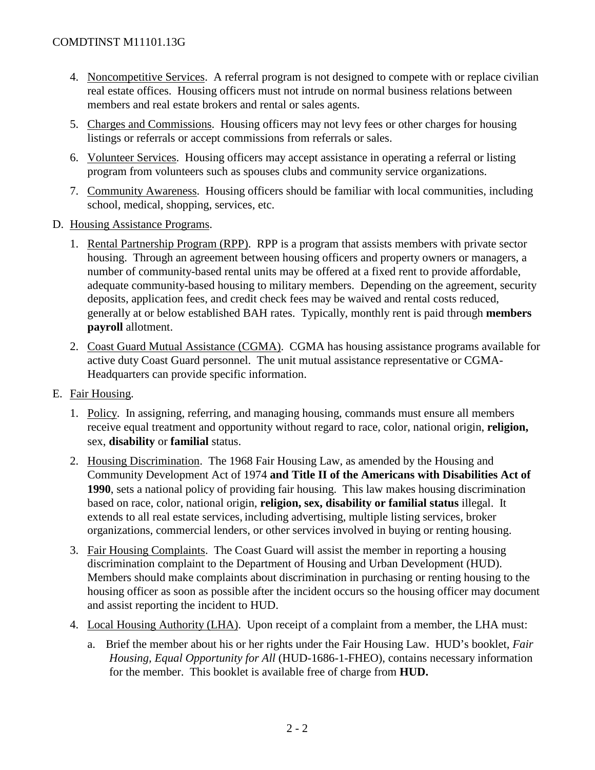4. Noncompetitive Services. A referral program is not designed to compete with or replace civilian real estate offices. Housing officers must not intrude on normal business relations between members and real estate brokers and rental or sales agents.

5. Charges and Commissions. Housing officers may not levy fees or other charges for housing listings or referrals or accept commissions from referrals or sales.

6. Volunteer Services. Housing officers may accept assistance in operating a referral or listing program from volunteers such as spouses clubs and community service organizations.

7. Community Awareness. Housing officers should be familiar with local communities, including school, medical, shopping, services, etc.

D. Housing Assistance Programs.

1. Rental Partnership Program (RPP). RPP is a program that assists members with private sector housing. Through an agreement between housing officers and property owners or managers, a number of community-based rental units may be offered at a fixed rent to provide affordable, adequate community-based housing to military members. Depending on the agreement, security deposits, application fees, and credit check fees may be waived and rental costs reduced, generally at or below established BAH rates. Typically, monthly rent is paid through **members payroll** allotment.

2. Coast Guard Mutual Assistance (CGMA). CGMA has housing assistance programs available for active duty Coast Guard personnel. The unit mutual assistance representative or CGMA-Headquarters can provide specific information.

E. Fair Housing.

1. Policy. In assigning, referring, and managing housing, commands must ensure all members receive equal treatment and opportunity without regard to race, color, national origin, **religion,** sex, **disability** or **familial** status.

2. Housing Discrimination. The 1968 Fair Housing Law, as amended by the Housing and Community Development Act of 1974 **and Title II of the Americans with Disabilities Act of 1990**, sets a national policy of providing fair housing. This law makes housing discrimination based on race, color, national origin, **religion, sex, disability or familial status** illegal. It extends to all real estate services, including advertising, multiple listing services, broker organizations, commercial lenders, or other services involved in buying or renting housing.

3. Fair Housing Complaints. The Coast Guard will assist the member in reporting a housing discrimination complaint to the Department of Housing and Urban Development (HUD). Members should make complaints about discrimination in purchasing or renting housing to the housing officer as soon as possible after the incident occurs so the housing officer may document and assist reporting the incident to HUD.

4. Local Housing Authority (LHA). Upon receipt of a complaint from a member, the LHA must:

   a. Brief the member about his or her rights under the Fair Housing Law. HUD's booklet, *Fair Housing, Equal Opportunity for All* (HUD-1686-1-FHEO), contains necessary information for the member. This booklet is available free of charge from **HUD.**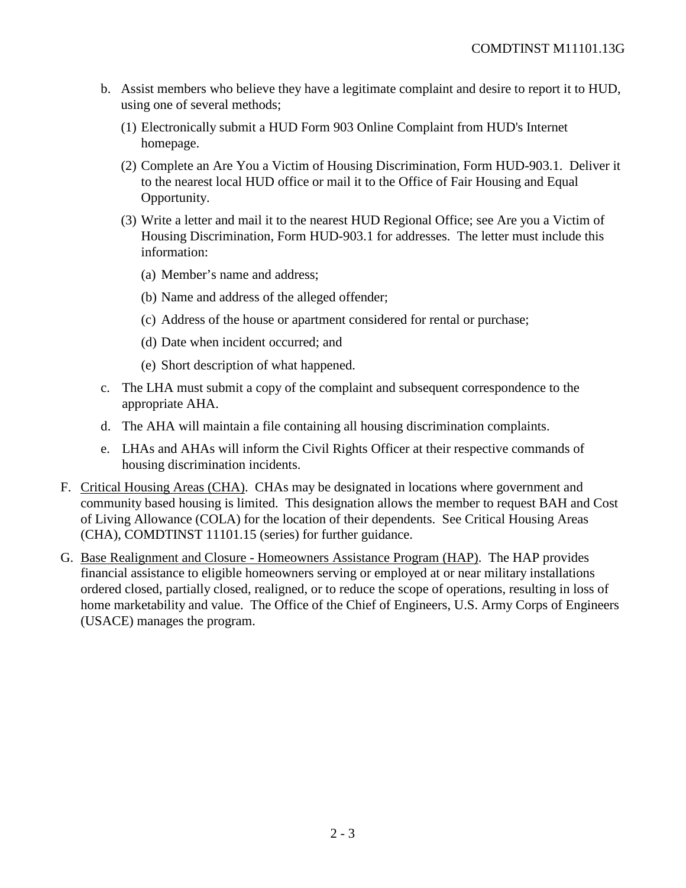b. Assist members who believe they have a legitimate complaint and desire to report it to HUD, using one of several methods;

   (1) Electronically submit a HUD Form 903 Online Complaint from HUD's Internet homepage.

   (2) Complete an Are You a Victim of Housing Discrimination, Form HUD-903.1. Deliver it to the nearest local HUD office or mail it to the Office of Fair Housing and Equal Opportunity.

   (3) Write a letter and mail it to the nearest HUD Regional Office; see Are you a Victim of Housing Discrimination, Form HUD-903.1 for addresses. The letter must include this information:

      (a) Member's name and address;

      (b) Name and address of the alleged offender;

      (c) Address of the house or apartment considered for rental or purchase;

      (d) Date when incident occurred; and

      (e) Short description of what happened.

c. The LHA must submit a copy of the complaint and subsequent correspondence to the appropriate AHA.

d. The AHA will maintain a file containing all housing discrimination complaints.

e. LHAs and AHAs will inform the Civil Rights Officer at their respective commands of housing discrimination incidents.

F. <u>Critical Housing Areas (CHA)</u>. CHAs may be designated in locations where government and community based housing is limited. This designation allows the member to request BAH and Cost of Living Allowance (COLA) for the location of their dependents. See Critical Housing Areas (CHA), COMDTINST 11101.15 (series) for further guidance.

G. <u>Base Realignment and Closure - Homeowners Assistance Program (HAP)</u>. The HAP provides financial assistance to eligible homeowners serving or employed at or near military installations ordered closed, partially closed, realigned, or to reduce the scope of operations, resulting in loss of home marketability and value. The Office of the Chief of Engineers, U.S. Army Corps of Engineers (USACE) manages the program.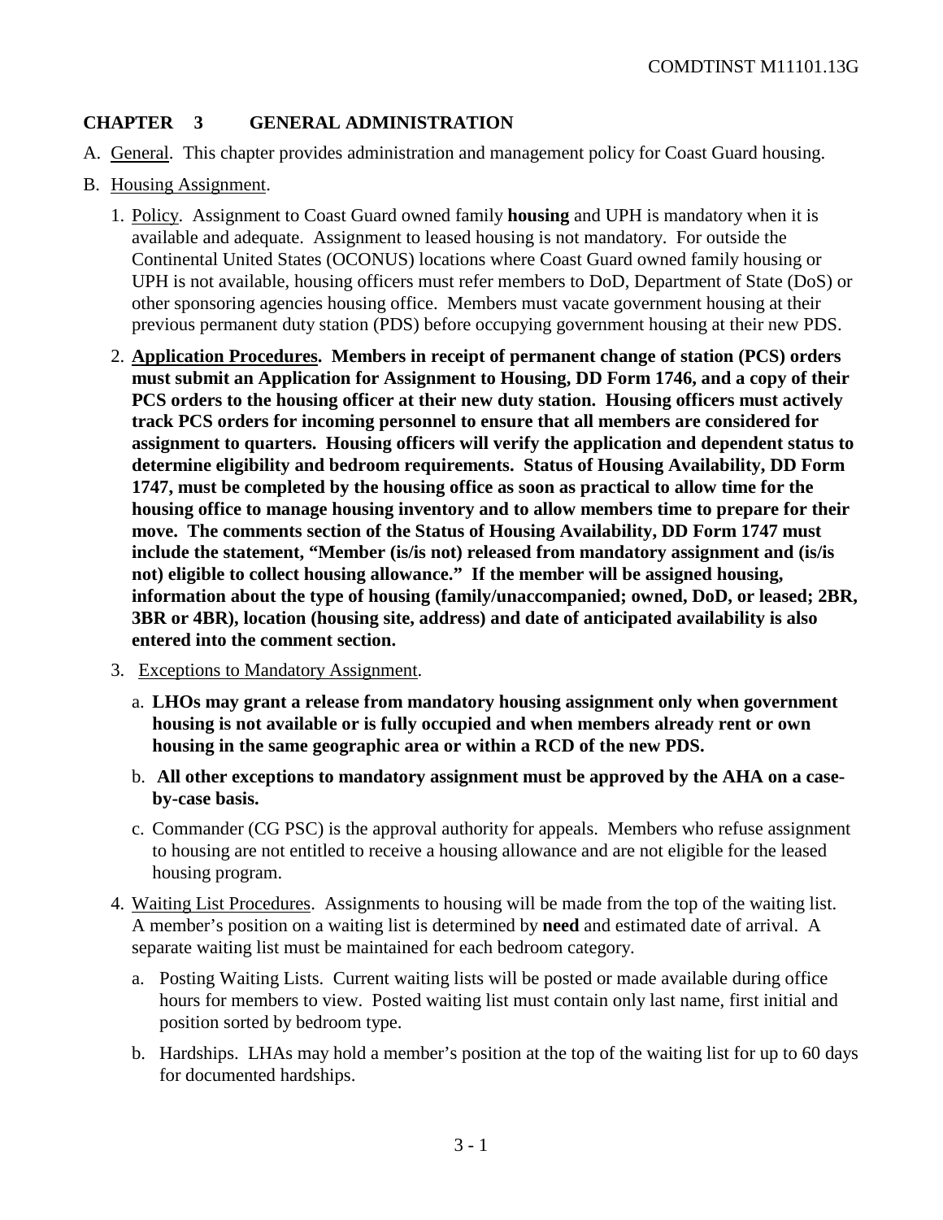## CHAPTER 3 GENERAL ADMINISTRATION

A. General. This chapter provides administration and management policy for Coast Guard housing.

B. Housing Assignment.

1. Policy. Assignment to Coast Guard owned family **housing** and UPH is mandatory when it is available and adequate. Assignment to leased housing is not mandatory. For outside the Continental United States (OCONUS) locations where Coast Guard owned family housing or UPH is not available, housing officers must refer members to DoD, Department of State (DoS) or other sponsoring agencies housing office. Members must vacate government housing at their previous permanent duty station (PDS) before occupying government housing at their new PDS.

2. **Application Procedures. Members in receipt of permanent change of station (PCS) orders must submit an Application for Assignment to Housing, DD Form 1746, and a copy of their PCS orders to the housing officer at their new duty station. Housing officers must actively track PCS orders for incoming personnel to ensure that all members are considered for assignment to quarters. Housing officers will verify the application and dependent status to determine eligibility and bedroom requirements. Status of Housing Availability, DD Form 1747, must be completed by the housing office as soon as practical to allow time for the housing office to manage housing inventory and to allow members time to prepare for their move. The comments section of the Status of Housing Availability, DD Form 1747 must include the statement, "Member (is/is not) released from mandatory assignment and (is/is not) eligible to collect housing allowance." If the member will be assigned housing, information about the type of housing (family/unaccompanied; owned, DoD, or leased; 2BR, 3BR or 4BR), location (housing site, address) and date of anticipated availability is also entered into the comment section.**

3. Exceptions to Mandatory Assignment.

   a. **LHOs may grant a release from mandatory housing assignment only when government housing is not available or is fully occupied and when members already rent or own housing in the same geographic area or within a RCD of the new PDS.**

   b. **All other exceptions to mandatory assignment must be approved by the AHA on a case-by-case basis.**

   c. Commander (CG PSC) is the approval authority for appeals. Members who refuse assignment to housing are not entitled to receive a housing allowance and are not eligible for the leased housing program.

4. Waiting List Procedures. Assignments to housing will be made from the top of the waiting list. A member's position on a waiting list is determined by **need** and estimated date of arrival. A separate waiting list must be maintained for each bedroom category.

   a. Posting Waiting Lists. Current waiting lists will be posted or made available during office hours for members to view. Posted waiting list must contain only last name, first initial and position sorted by bedroom type.

   b. Hardships. LHAs may hold a member's position at the top of the waiting list for up to 60 days for documented hardships.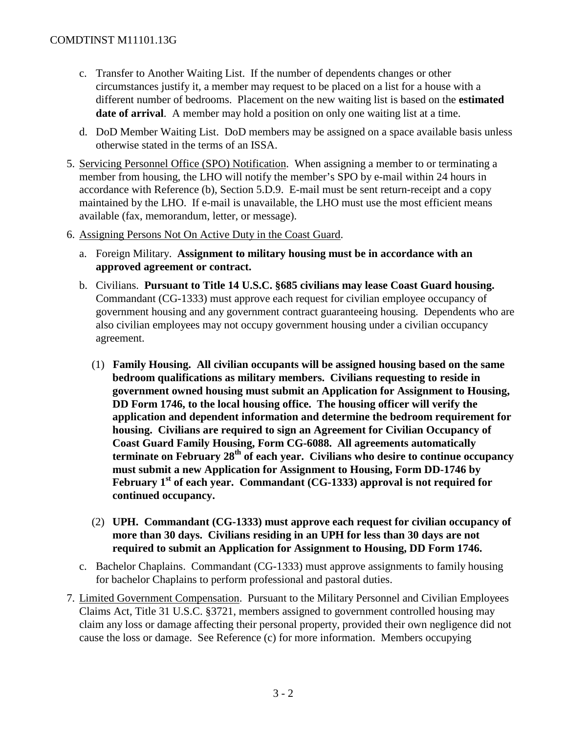c. Transfer to Another Waiting List. If the number of dependents changes or other circumstances justify it, a member may request to be placed on a list for a house with a different number of bedrooms. Placement on the new waiting list is based on the **estimated date of arrival**. A member may hold a position on only one waiting list at a time.

d. DoD Member Waiting List. DoD members may be assigned on a space available basis unless otherwise stated in the terms of an ISSA.

5. Servicing Personnel Office (SPO) Notification. When assigning a member to or terminating a member from housing, the LHO will notify the member's SPO by e-mail within 24 hours in accordance with Reference (b), Section 5.D.9. E-mail must be sent return-receipt and a copy maintained by the LHO. If e-mail is unavailable, the LHO must use the most efficient means available (fax, memorandum, letter, or message).

6. Assigning Persons Not On Active Duty in the Coast Guard.

   a. Foreign Military. **Assignment to military housing must be in accordance with an approved agreement or contract.**

   b. Civilians. **Pursuant to Title 14 U.S.C. §685 civilians may lease Coast Guard housing.** Commandant (CG-1333) must approve each request for civilian employee occupancy of government housing and any government contract guaranteeing housing. Dependents who are also civilian employees may not occupy government housing under a civilian occupancy agreement.

      (1) **Family Housing. All civilian occupants will be assigned housing based on the same bedroom qualifications as military members. Civilians requesting to reside in government owned housing must submit an Application for Assignment to Housing, DD Form 1746, to the local housing office. The housing officer will verify the application and dependent information and determine the bedroom requirement for housing. Civilians are required to sign an Agreement for Civilian Occupancy of Coast Guard Family Housing, Form CG-6088. All agreements automatically terminate on February 28th of each year. Civilians who desire to continue occupancy must submit a new Application for Assignment to Housing, Form DD-1746 by February 1st of each year. Commandant (CG-1333) approval is not required for continued occupancy.**

      (2) **UPH. Commandant (CG-1333) must approve each request for civilian occupancy of more than 30 days. Civilians residing in an UPH for less than 30 days are not required to submit an Application for Assignment to Housing, DD Form 1746.**

   c. Bachelor Chaplains. Commandant (CG-1333) must approve assignments to family housing for bachelor Chaplains to perform professional and pastoral duties.

7. Limited Government Compensation. Pursuant to the Military Personnel and Civilian Employees Claims Act, Title 31 U.S.C. §3721, members assigned to government controlled housing may claim any loss or damage affecting their personal property, provided their own negligence did not cause the loss or damage. See Reference (c) for more information. Members occupying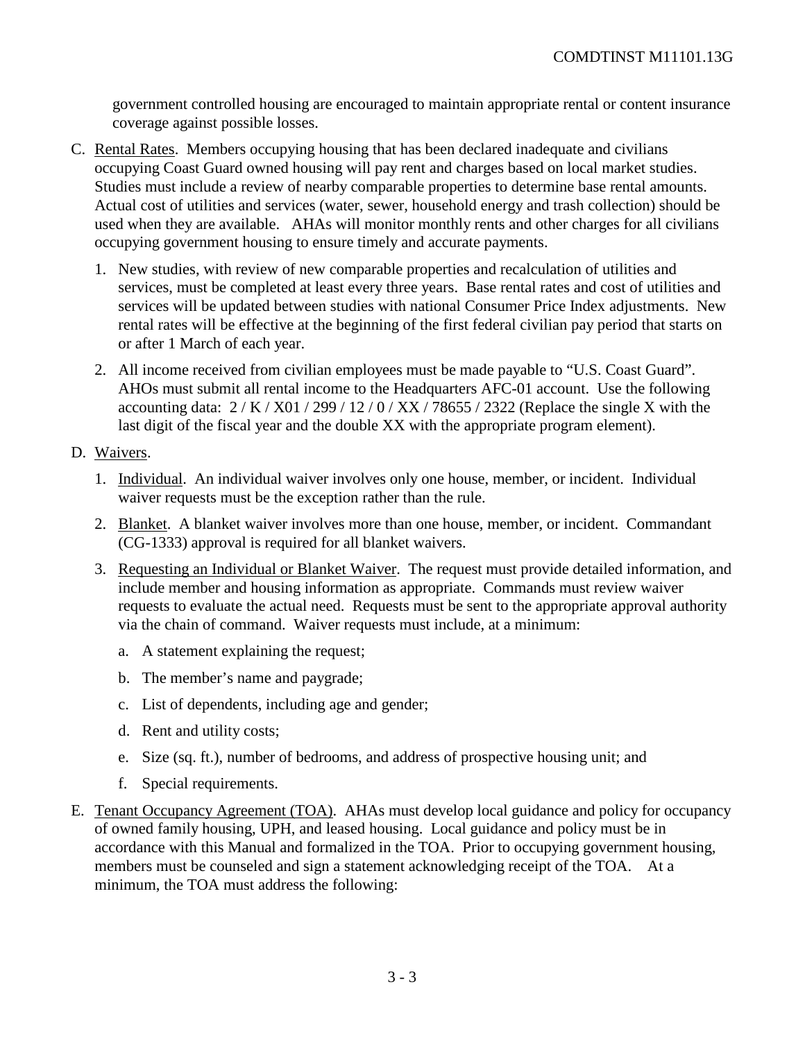government controlled housing are encouraged to maintain appropriate rental or content insurance coverage against possible losses.

C. Rental Rates. Members occupying housing that has been declared inadequate and civilians occupying Coast Guard owned housing will pay rent and charges based on local market studies. Studies must include a review of nearby comparable properties to determine base rental amounts. Actual cost of utilities and services (water, sewer, household energy and trash collection) should be used when they are available. AHAs will monitor monthly rents and other charges for all civilians occupying government housing to ensure timely and accurate payments.

   1. New studies, with review of new comparable properties and recalculation of utilities and services, must be completed at least every three years. Base rental rates and cost of utilities and services will be updated between studies with national Consumer Price Index adjustments. New rental rates will be effective at the beginning of the first federal civilian pay period that starts on or after 1 March of each year.

   2. All income received from civilian employees must be made payable to "U.S. Coast Guard". AHOs must submit all rental income to the Headquarters AFC-01 account. Use the following accounting data: 2 / K / X01 / 299 / 12 / 0 / XX / 78655 / 2322 (Replace the single X with the last digit of the fiscal year and the double XX with the appropriate program element).

D. Waivers.

   1. Individual. An individual waiver involves only one house, member, or incident. Individual waiver requests must be the exception rather than the rule.

   2. Blanket. A blanket waiver involves more than one house, member, or incident. Commandant (CG-1333) approval is required for all blanket waivers.

   3. Requesting an Individual or Blanket Waiver. The request must provide detailed information, and include member and housing information as appropriate. Commands must review waiver requests to evaluate the actual need. Requests must be sent to the appropriate approval authority via the chain of command. Waiver requests must include, at a minimum:

      a. A statement explaining the request;

      b. The member's name and paygrade;

      c. List of dependents, including age and gender;

      d. Rent and utility costs;

      e. Size (sq. ft.), number of bedrooms, and address of prospective housing unit; and

      f. Special requirements.

E. Tenant Occupancy Agreement (TOA). AHAs must develop local guidance and policy for occupancy of owned family housing, UPH, and leased housing. Local guidance and policy must be in accordance with this Manual and formalized in the TOA. Prior to occupying government housing, members must be counseled and sign a statement acknowledging receipt of the TOA. At a minimum, the TOA must address the following: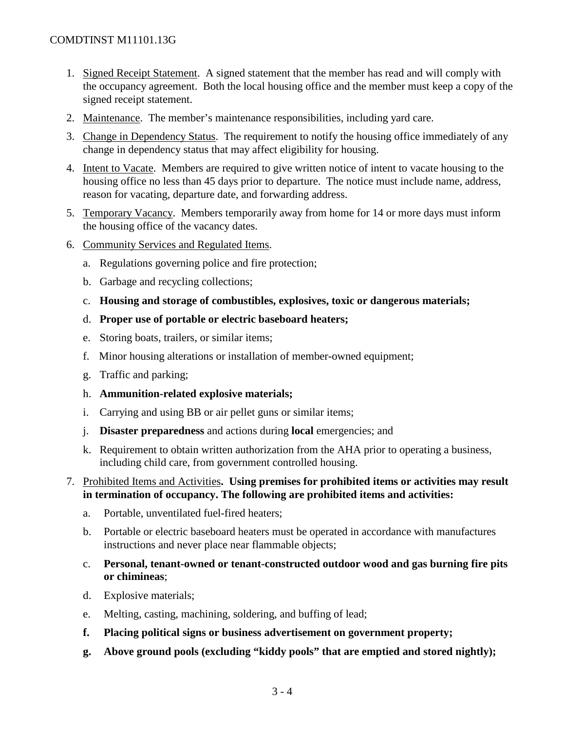1. Signed Receipt Statement. A signed statement that the member has read and will comply with the occupancy agreement. Both the local housing office and the member must keep a copy of the signed receipt statement.
2. Maintenance. The member's maintenance responsibilities, including yard care.
3. Change in Dependency Status. The requirement to notify the housing office immediately of any change in dependency status that may affect eligibility for housing.
4. Intent to Vacate. Members are required to give written notice of intent to vacate housing to the housing office no less than 45 days prior to departure. The notice must include name, address, reason for vacating, departure date, and forwarding address.
5. Temporary Vacancy. Members temporarily away from home for 14 or more days must inform the housing office of the vacancy dates.
6. Community Services and Regulated Items.
   a. Regulations governing police and fire protection;
   b. Garbage and recycling collections;
   c. **Housing and storage of combustibles, explosives, toxic or dangerous materials;**
   d. **Proper use of portable or electric baseboard heaters;**
   e. Storing boats, trailers, or similar items;
   f. Minor housing alterations or installation of member-owned equipment;
   g. Traffic and parking;
   h. **Ammunition-related explosive materials;**
   i. Carrying and using BB or air pellet guns or similar items;
   j. **Disaster preparedness** and actions during **local** emergencies; and
   k. Requirement to obtain written authorization from the AHA prior to operating a business, including child care, from government controlled housing.
7. Prohibited Items and Activities**. Using premises for prohibited items or activities may result in termination of occupancy. The following are prohibited items and activities:**
   a. Portable, unventilated fuel-fired heaters;
   b. Portable or electric baseboard heaters must be operated in accordance with manufactures instructions and never place near flammable objects;
   c. **Personal, tenant-owned or tenant-constructed outdoor wood and gas burning fire pits or chimineas**;
   d. Explosive materials;
   e. Melting, casting, machining, soldering, and buffing of lead;
   f. **Placing political signs or business advertisement on government property;**
   g. **Above ground pools (excluding "kiddy pools" that are emptied and stored nightly);**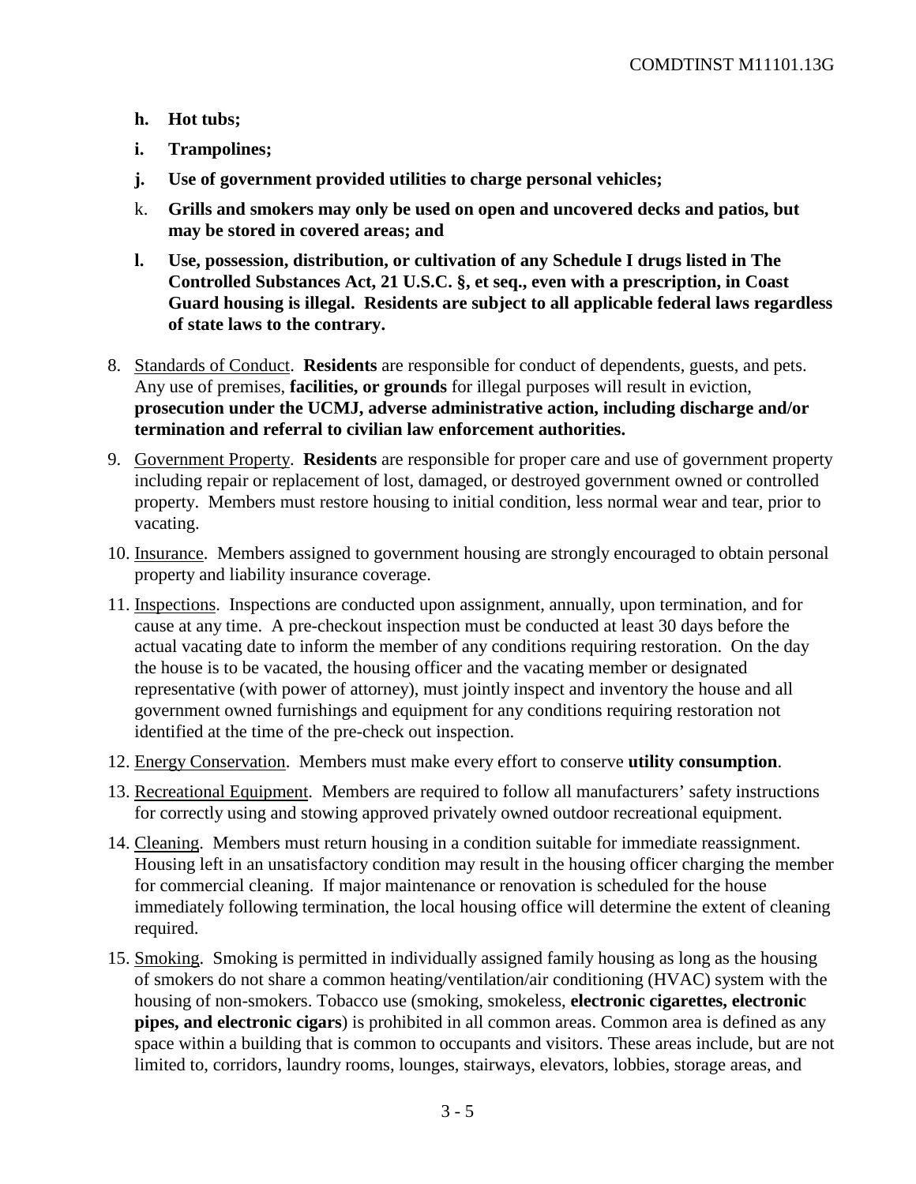h. **Hot tubs;**

i. **Trampolines;**

j. **Use of government provided utilities to charge personal vehicles;**

k. **Grills and smokers may only be used on open and uncovered decks and patios, but may be stored in covered areas; and**

l. **Use, possession, distribution, or cultivation of any Schedule I drugs listed in The Controlled Substances Act, 21 U.S.C. §, et seq., even with a prescription, in Coast Guard housing is illegal. Residents are subject to all applicable federal laws regardless of state laws to the contrary.**

8. Standards of Conduct. **Residents** are responsible for conduct of dependents, guests, and pets. Any use of premises, **facilities, or grounds** for illegal purposes will result in eviction, **prosecution under the UCMJ, adverse administrative action, including discharge and/or termination and referral to civilian law enforcement authorities.**

9. Government Property. **Residents** are responsible for proper care and use of government property including repair or replacement of lost, damaged, or destroyed government owned or controlled property. Members must restore housing to initial condition, less normal wear and tear, prior to vacating.

10. Insurance. Members assigned to government housing are strongly encouraged to obtain personal property and liability insurance coverage.

11. Inspections. Inspections are conducted upon assignment, annually, upon termination, and for cause at any time. A pre-checkout inspection must be conducted at least 30 days before the actual vacating date to inform the member of any conditions requiring restoration. On the day the house is to be vacated, the housing officer and the vacating member or designated representative (with power of attorney), must jointly inspect and inventory the house and all government owned furnishings and equipment for any conditions requiring restoration not identified at the time of the pre-check out inspection.

12. Energy Conservation. Members must make every effort to conserve **utility consumption**.

13. Recreational Equipment. Members are required to follow all manufacturers' safety instructions for correctly using and stowing approved privately owned outdoor recreational equipment.

14. Cleaning. Members must return housing in a condition suitable for immediate reassignment. Housing left in an unsatisfactory condition may result in the housing officer charging the member for commercial cleaning. If major maintenance or renovation is scheduled for the house immediately following termination, the local housing office will determine the extent of cleaning required.

15. Smoking. Smoking is permitted in individually assigned family housing as long as the housing of smokers do not share a common heating/ventilation/air conditioning (HVAC) system with the housing of non-smokers. Tobacco use (smoking, smokeless, **electronic cigarettes, electronic pipes, and electronic cigars**) is prohibited in all common areas. Common area is defined as any space within a building that is common to occupants and visitors. These areas include, but are not limited to, corridors, laundry rooms, lounges, stairways, elevators, lobbies, storage areas, and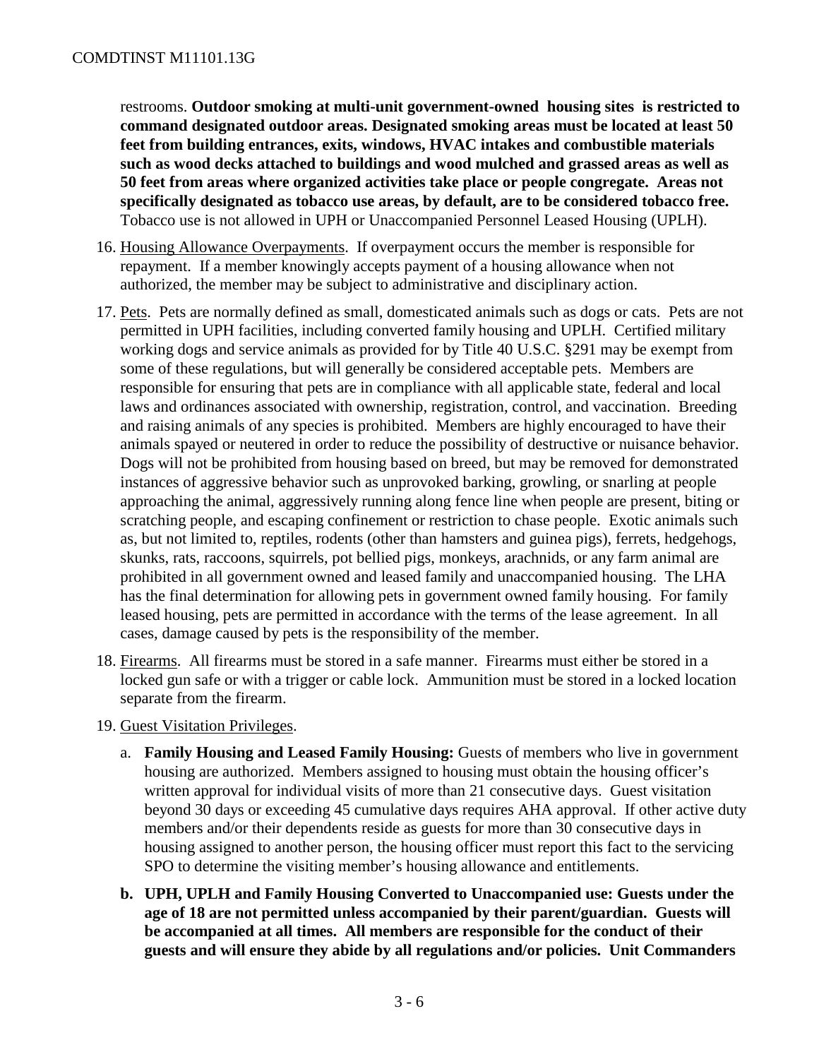restrooms. **Outdoor smoking at multi-unit government-owned housing sites is restricted to command designated outdoor areas. Designated smoking areas must be located at least 50 feet from building entrances, exits, windows, HVAC intakes and combustible materials such as wood decks attached to buildings and wood mulched and grassed areas as well as 50 feet from areas where organized activities take place or people congregate. Areas not specifically designated as tobacco use areas, by default, are to be considered tobacco free.** Tobacco use is not allowed in UPH or Unaccompanied Personnel Leased Housing (UPLH).

16. Housing Allowance Overpayments. If overpayment occurs the member is responsible for repayment. If a member knowingly accepts payment of a housing allowance when not authorized, the member may be subject to administrative and disciplinary action.

17. Pets. Pets are normally defined as small, domesticated animals such as dogs or cats. Pets are not permitted in UPH facilities, including converted family housing and UPLH. Certified military working dogs and service animals as provided for by Title 40 U.S.C. §291 may be exempt from some of these regulations, but will generally be considered acceptable pets. Members are responsible for ensuring that pets are in compliance with all applicable state, federal and local laws and ordinances associated with ownership, registration, control, and vaccination. Breeding and raising animals of any species is prohibited. Members are highly encouraged to have their animals spayed or neutered in order to reduce the possibility of destructive or nuisance behavior. Dogs will not be prohibited from housing based on breed, but may be removed for demonstrated instances of aggressive behavior such as unprovoked barking, growling, or snarling at people approaching the animal, aggressively running along fence line when people are present, biting or scratching people, and escaping confinement or restriction to chase people. Exotic animals such as, but not limited to, reptiles, rodents (other than hamsters and guinea pigs), ferrets, hedgehogs, skunks, rats, raccoons, squirrels, pot bellied pigs, monkeys, arachnids, or any farm animal are prohibited in all government owned and leased family and unaccompanied housing. The LHA has the final determination for allowing pets in government owned family housing. For family leased housing, pets are permitted in accordance with the terms of the lease agreement. In all cases, damage caused by pets is the responsibility of the member.

18. Firearms. All firearms must be stored in a safe manner. Firearms must either be stored in a locked gun safe or with a trigger or cable lock. Ammunition must be stored in a locked location separate from the firearm.

19. Guest Visitation Privileges.

    a. **Family Housing and Leased Family Housing:** Guests of members who live in government housing are authorized. Members assigned to housing must obtain the housing officer's written approval for individual visits of more than 21 consecutive days. Guest visitation beyond 30 days or exceeding 45 cumulative days requires AHA approval. If other active duty members and/or their dependents reside as guests for more than 30 consecutive days in housing assigned to another person, the housing officer must report this fact to the servicing SPO to determine the visiting member's housing allowance and entitlements.

    b. **UPH, UPLH and Family Housing Converted to Unaccompanied use: Guests under the age of 18 are not permitted unless accompanied by their parent/guardian. Guests will be accompanied at all times. All members are responsible for the conduct of their guests and will ensure they abide by all regulations and/or policies. Unit Commanders**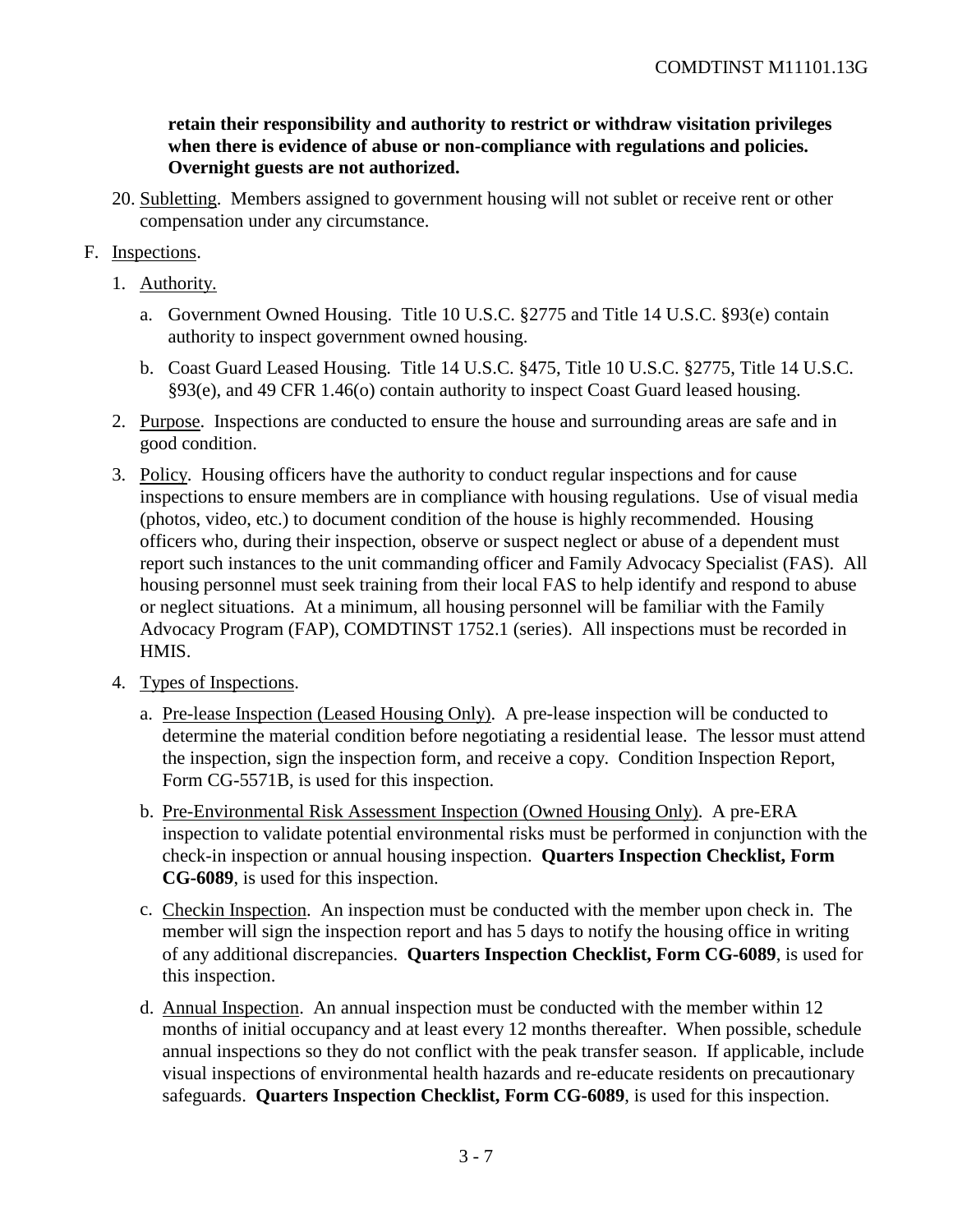**retain their responsibility and authority to restrict or withdraw visitation privileges when there is evidence of abuse or non-compliance with regulations and policies. Overnight guests are not authorized.**

20. Subletting. Members assigned to government housing will not sublet or receive rent or other compensation under any circumstance.

F. Inspections.

1. Authority.

   a. Government Owned Housing. Title 10 U.S.C. §2775 and Title 14 U.S.C. §93(e) contain authority to inspect government owned housing.

   b. Coast Guard Leased Housing. Title 14 U.S.C. §475, Title 10 U.S.C. §2775, Title 14 U.S.C. §93(e), and 49 CFR 1.46(o) contain authority to inspect Coast Guard leased housing.

2. Purpose. Inspections are conducted to ensure the house and surrounding areas are safe and in good condition.

3. Policy. Housing officers have the authority to conduct regular inspections and for cause inspections to ensure members are in compliance with housing regulations. Use of visual media (photos, video, etc.) to document condition of the house is highly recommended. Housing officers who, during their inspection, observe or suspect neglect or abuse of a dependent must report such instances to the unit commanding officer and Family Advocacy Specialist (FAS). All housing personnel must seek training from their local FAS to help identify and respond to abuse or neglect situations. At a minimum, all housing personnel will be familiar with the Family Advocacy Program (FAP), COMDTINST 1752.1 (series). All inspections must be recorded in HMIS.

4. Types of Inspections.

   a. Pre-lease Inspection (Leased Housing Only). A pre-lease inspection will be conducted to determine the material condition before negotiating a residential lease. The lessor must attend the inspection, sign the inspection form, and receive a copy. Condition Inspection Report, Form CG-5571B, is used for this inspection.

   b. Pre-Environmental Risk Assessment Inspection (Owned Housing Only). A pre-ERA inspection to validate potential environmental risks must be performed in conjunction with the check-in inspection or annual housing inspection. **Quarters Inspection Checklist, Form CG-6089**, is used for this inspection.

   c. Checkin Inspection. An inspection must be conducted with the member upon check in. The member will sign the inspection report and has 5 days to notify the housing office in writing of any additional discrepancies. **Quarters Inspection Checklist, Form CG-6089**, is used for this inspection.

   d. Annual Inspection. An annual inspection must be conducted with the member within 12 months of initial occupancy and at least every 12 months thereafter. When possible, schedule annual inspections so they do not conflict with the peak transfer season. If applicable, include visual inspections of environmental health hazards and re-educate residents on precautionary safeguards. **Quarters Inspection Checklist, Form CG-6089**, is used for this inspection.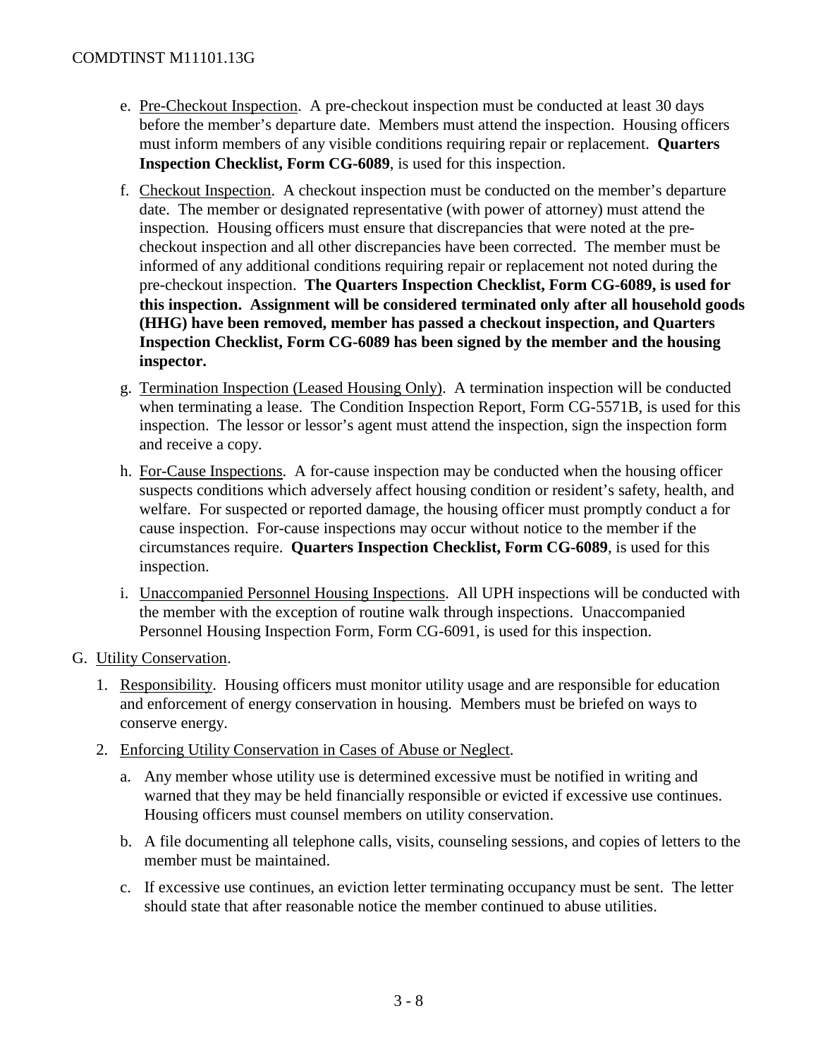e. <u>Pre-Checkout Inspection</u>. A pre-checkout inspection must be conducted at least 30 days before the member's departure date. Members must attend the inspection. Housing officers must inform members of any visible conditions requiring repair or replacement. **Quarters Inspection Checklist, Form CG-6089**, is used for this inspection.

f. <u>Checkout Inspection</u>. A checkout inspection must be conducted on the member's departure date. The member or designated representative (with power of attorney) must attend the inspection. Housing officers must ensure that discrepancies that were noted at the pre-checkout inspection and all other discrepancies have been corrected. The member must be informed of any additional conditions requiring repair or replacement not noted during the pre-checkout inspection. **The Quarters Inspection Checklist, Form CG-6089, is used for this inspection. Assignment will be considered terminated only after all household goods (HHG) have been removed, member has passed a checkout inspection, and Quarters Inspection Checklist, Form CG-6089 has been signed by the member and the housing inspector.**

g. <u>Termination Inspection (Leased Housing Only)</u>. A termination inspection will be conducted when terminating a lease. The Condition Inspection Report, Form CG-5571B, is used for this inspection. The lessor or lessor's agent must attend the inspection, sign the inspection form and receive a copy.

h. <u>For-Cause Inspections</u>. A for-cause inspection may be conducted when the housing officer suspects conditions which adversely affect housing condition or resident's safety, health, and welfare. For suspected or reported damage, the housing officer must promptly conduct a for cause inspection. For-cause inspections may occur without notice to the member if the circumstances require. **Quarters Inspection Checklist, Form CG-6089**, is used for this inspection.

i. <u>Unaccompanied Personnel Housing Inspections</u>. All UPH inspections will be conducted with the member with the exception of routine walk through inspections. Unaccompanied Personnel Housing Inspection Form, Form CG-6091, is used for this inspection.

G. <u>Utility Conservation</u>.

1. <u>Responsibility</u>. Housing officers must monitor utility usage and are responsible for education and enforcement of energy conservation in housing. Members must be briefed on ways to conserve energy.

2. <u>Enforcing Utility Conservation in Cases of Abuse or Neglect</u>.

   a. Any member whose utility use is determined excessive must be notified in writing and warned that they may be held financially responsible or evicted if excessive use continues. Housing officers must counsel members on utility conservation.

   b. A file documenting all telephone calls, visits, counseling sessions, and copies of letters to the member must be maintained.

   c. If excessive use continues, an eviction letter terminating occupancy must be sent. The letter should state that after reasonable notice the member continued to abuse utilities.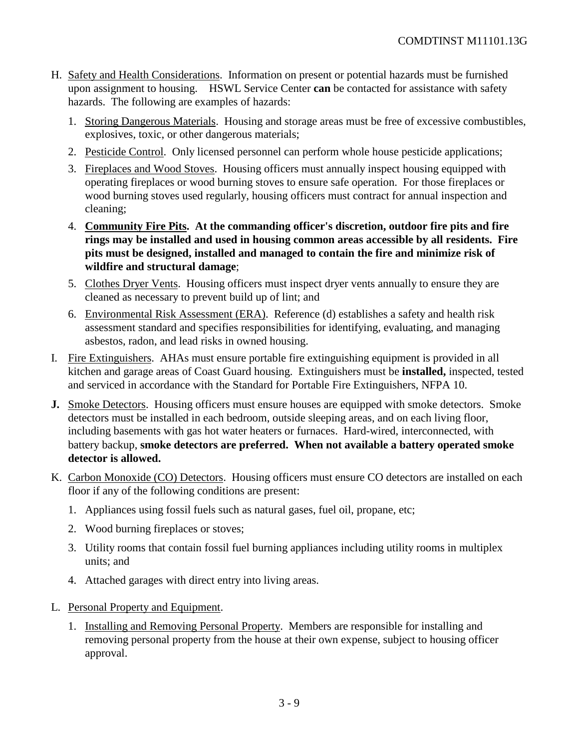H. Safety and Health Considerations. Information on present or potential hazards must be furnished upon assignment to housing. HSWL Service Center **can** be contacted for assistance with safety hazards. The following are examples of hazards:

1. Storing Dangerous Materials. Housing and storage areas must be free of excessive combustibles, explosives, toxic, or other dangerous materials;
2. Pesticide Control. Only licensed personnel can perform whole house pesticide applications;
3. Fireplaces and Wood Stoves. Housing officers must annually inspect housing equipped with operating fireplaces or wood burning stoves to ensure safe operation. For those fireplaces or wood burning stoves used regularly, housing officers must contract for annual inspection and cleaning;
4. **Community Fire Pits. At the commanding officer's discretion, outdoor fire pits and fire rings may be installed and used in housing common areas accessible by all residents. Fire pits must be designed, installed and managed to contain the fire and minimize risk of wildfire and structural damage**;
5. Clothes Dryer Vents. Housing officers must inspect dryer vents annually to ensure they are cleaned as necessary to prevent build up of lint; and
6. Environmental Risk Assessment (ERA). Reference (d) establishes a safety and health risk assessment standard and specifies responsibilities for identifying, evaluating, and managing asbestos, radon, and lead risks in owned housing.

I. Fire Extinguishers. AHAs must ensure portable fire extinguishing equipment is provided in all kitchen and garage areas of Coast Guard housing. Extinguishers must be **installed,** inspected, tested and serviced in accordance with the Standard for Portable Fire Extinguishers, NFPA 10.

**J.** Smoke Detectors. Housing officers must ensure houses are equipped with smoke detectors. Smoke detectors must be installed in each bedroom, outside sleeping areas, and on each living floor, including basements with gas hot water heaters or furnaces. Hard-wired, interconnected, with battery backup, **smoke detectors are preferred. When not available a battery operated smoke detector is allowed.**

K. Carbon Monoxide (CO) Detectors. Housing officers must ensure CO detectors are installed on each floor if any of the following conditions are present:

1. Appliances using fossil fuels such as natural gases, fuel oil, propane, etc;
2. Wood burning fireplaces or stoves;
3. Utility rooms that contain fossil fuel burning appliances including utility rooms in multiplex units; and
4. Attached garages with direct entry into living areas.

L. Personal Property and Equipment.

1. Installing and Removing Personal Property. Members are responsible for installing and removing personal property from the house at their own expense, subject to housing officer approval.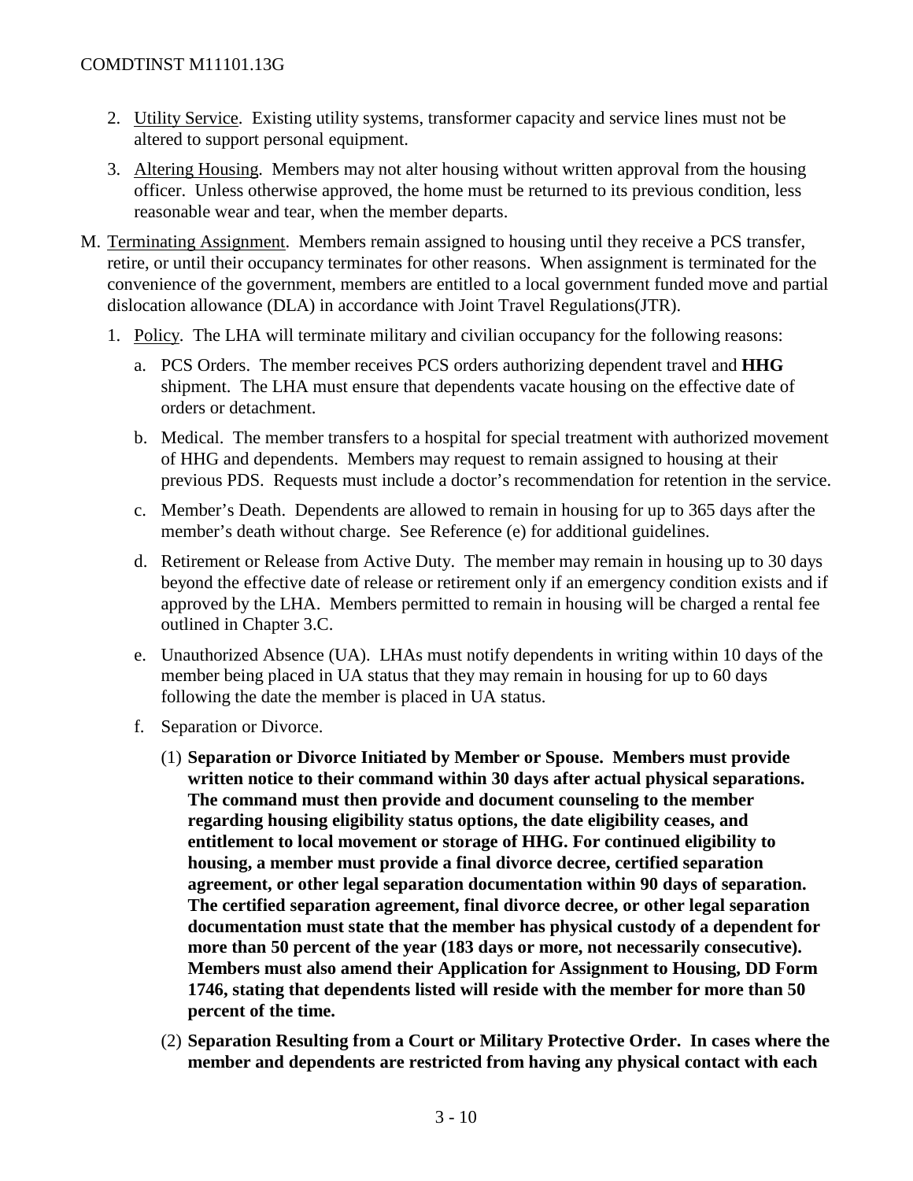2. Utility Service. Existing utility systems, transformer capacity and service lines must not be altered to support personal equipment.

3. Altering Housing. Members may not alter housing without written approval from the housing officer. Unless otherwise approved, the home must be returned to its previous condition, less reasonable wear and tear, when the member departs.

M. Terminating Assignment. Members remain assigned to housing until they receive a PCS transfer, retire, or until their occupancy terminates for other reasons. When assignment is terminated for the convenience of the government, members are entitled to a local government funded move and partial dislocation allowance (DLA) in accordance with Joint Travel Regulations(JTR).

1. Policy. The LHA will terminate military and civilian occupancy for the following reasons:

   a. PCS Orders. The member receives PCS orders authorizing dependent travel and **HHG** shipment. The LHA must ensure that dependents vacate housing on the effective date of orders or detachment.

   b. Medical. The member transfers to a hospital for special treatment with authorized movement of HHG and dependents. Members may request to remain assigned to housing at their previous PDS. Requests must include a doctor's recommendation for retention in the service.

   c. Member's Death. Dependents are allowed to remain in housing for up to 365 days after the member's death without charge. See Reference (e) for additional guidelines.

   d. Retirement or Release from Active Duty. The member may remain in housing up to 30 days beyond the effective date of release or retirement only if an emergency condition exists and if approved by the LHA. Members permitted to remain in housing will be charged a rental fee outlined in Chapter 3.C.

   e. Unauthorized Absence (UA). LHAs must notify dependents in writing within 10 days of the member being placed in UA status that they may remain in housing for up to 60 days following the date the member is placed in UA status.

   f. Separation or Divorce.

      (1) **Separation or Divorce Initiated by Member or Spouse. Members must provide written notice to their command within 30 days after actual physical separations. The command must then provide and document counseling to the member regarding housing eligibility status options, the date eligibility ceases, and entitlement to local movement or storage of HHG. For continued eligibility to housing, a member must provide a final divorce decree, certified separation agreement, or other legal separation documentation within 90 days of separation. The certified separation agreement, final divorce decree, or other legal separation documentation must state that the member has physical custody of a dependent for more than 50 percent of the year (183 days or more, not necessarily consecutive). Members must also amend their Application for Assignment to Housing, DD Form 1746, stating that dependents listed will reside with the member for more than 50 percent of the time.**

      (2) **Separation Resulting from a Court or Military Protective Order. In cases where the member and dependents are restricted from having any physical contact with each**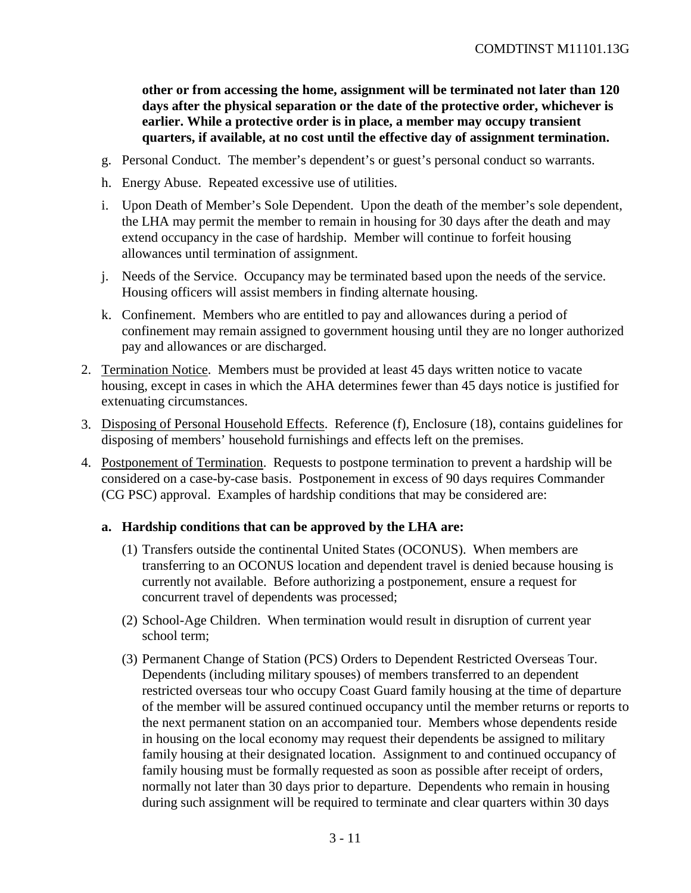**other or from accessing the home, assignment will be terminated not later than 120 days after the physical separation or the date of the protective order, whichever is earlier. While a protective order is in place, a member may occupy transient quarters, if available, at no cost until the effective day of assignment termination.**

g. Personal Conduct. The member's dependent's or guest's personal conduct so warrants.

h. Energy Abuse. Repeated excessive use of utilities.

i. Upon Death of Member's Sole Dependent. Upon the death of the member's sole dependent, the LHA may permit the member to remain in housing for 30 days after the death and may extend occupancy in the case of hardship. Member will continue to forfeit housing allowances until termination of assignment.

j. Needs of the Service. Occupancy may be terminated based upon the needs of the service. Housing officers will assist members in finding alternate housing.

k. Confinement. Members who are entitled to pay and allowances during a period of confinement may remain assigned to government housing until they are no longer authorized pay and allowances or are discharged.

2. Termination Notice. Members must be provided at least 45 days written notice to vacate housing, except in cases in which the AHA determines fewer than 45 days notice is justified for extenuating circumstances.

3. Disposing of Personal Household Effects. Reference (f), Enclosure (18), contains guidelines for disposing of members' household furnishings and effects left on the premises.

4. Postponement of Termination. Requests to postpone termination to prevent a hardship will be considered on a case-by-case basis. Postponement in excess of 90 days requires Commander (CG PSC) approval. Examples of hardship conditions that may be considered are:

   **a. Hardship conditions that can be approved by the LHA are:**

   (1) Transfers outside the continental United States (OCONUS). When members are transferring to an OCONUS location and dependent travel is denied because housing is currently not available. Before authorizing a postponement, ensure a request for concurrent travel of dependents was processed;

   (2) School-Age Children. When termination would result in disruption of current year school term;

   (3) Permanent Change of Station (PCS) Orders to Dependent Restricted Overseas Tour. Dependents (including military spouses) of members transferred to an dependent restricted overseas tour who occupy Coast Guard family housing at the time of departure of the member will be assured continued occupancy until the member returns or reports to the next permanent station on an accompanied tour. Members whose dependents reside in housing on the local economy may request their dependents be assigned to military family housing at their designated location. Assignment to and continued occupancy of family housing must be formally requested as soon as possible after receipt of orders, normally not later than 30 days prior to departure. Dependents who remain in housing during such assignment will be required to terminate and clear quarters within 30 days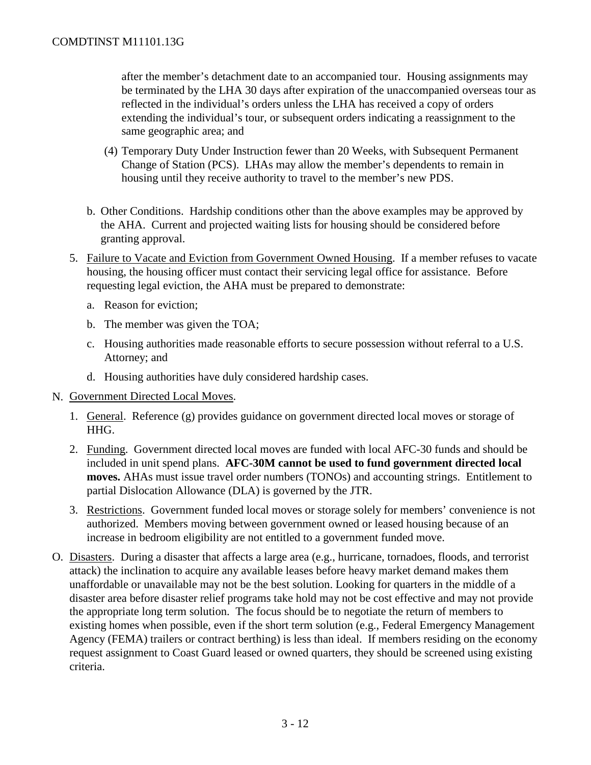after the member's detachment date to an accompanied tour. Housing assignments may be terminated by the LHA 30 days after expiration of the unaccompanied overseas tour as reflected in the individual's orders unless the LHA has received a copy of orders extending the individual's tour, or subsequent orders indicating a reassignment to the same geographic area; and

(4) Temporary Duty Under Instruction fewer than 20 Weeks, with Subsequent Permanent Change of Station (PCS). LHAs may allow the member's dependents to remain in housing until they receive authority to travel to the member's new PDS.

b. Other Conditions. Hardship conditions other than the above examples may be approved by the AHA. Current and projected waiting lists for housing should be considered before granting approval.

5. Failure to Vacate and Eviction from Government Owned Housing. If a member refuses to vacate housing, the housing officer must contact their servicing legal office for assistance. Before requesting legal eviction, the AHA must be prepared to demonstrate:

   a. Reason for eviction;

   b. The member was given the TOA;

   c. Housing authorities made reasonable efforts to secure possession without referral to a U.S. Attorney; and

   d. Housing authorities have duly considered hardship cases.

N. Government Directed Local Moves.

1. General. Reference (g) provides guidance on government directed local moves or storage of HHG.

2. Funding. Government directed local moves are funded with local AFC-30 funds and should be included in unit spend plans. **AFC-30M cannot be used to fund government directed local moves.** AHAs must issue travel order numbers (TONOs) and accounting strings. Entitlement to partial Dislocation Allowance (DLA) is governed by the JTR.

3. Restrictions. Government funded local moves or storage solely for members' convenience is not authorized. Members moving between government owned or leased housing because of an increase in bedroom eligibility are not entitled to a government funded move.

O. Disasters. During a disaster that affects a large area (e.g., hurricane, tornadoes, floods, and terrorist attack) the inclination to acquire any available leases before heavy market demand makes them unaffordable or unavailable may not be the best solution. Looking for quarters in the middle of a disaster area before disaster relief programs take hold may not be cost effective and may not provide the appropriate long term solution. The focus should be to negotiate the return of members to existing homes when possible, even if the short term solution (e.g., Federal Emergency Management Agency (FEMA) trailers or contract berthing) is less than ideal. If members residing on the economy request assignment to Coast Guard leased or owned quarters, they should be screened using existing criteria.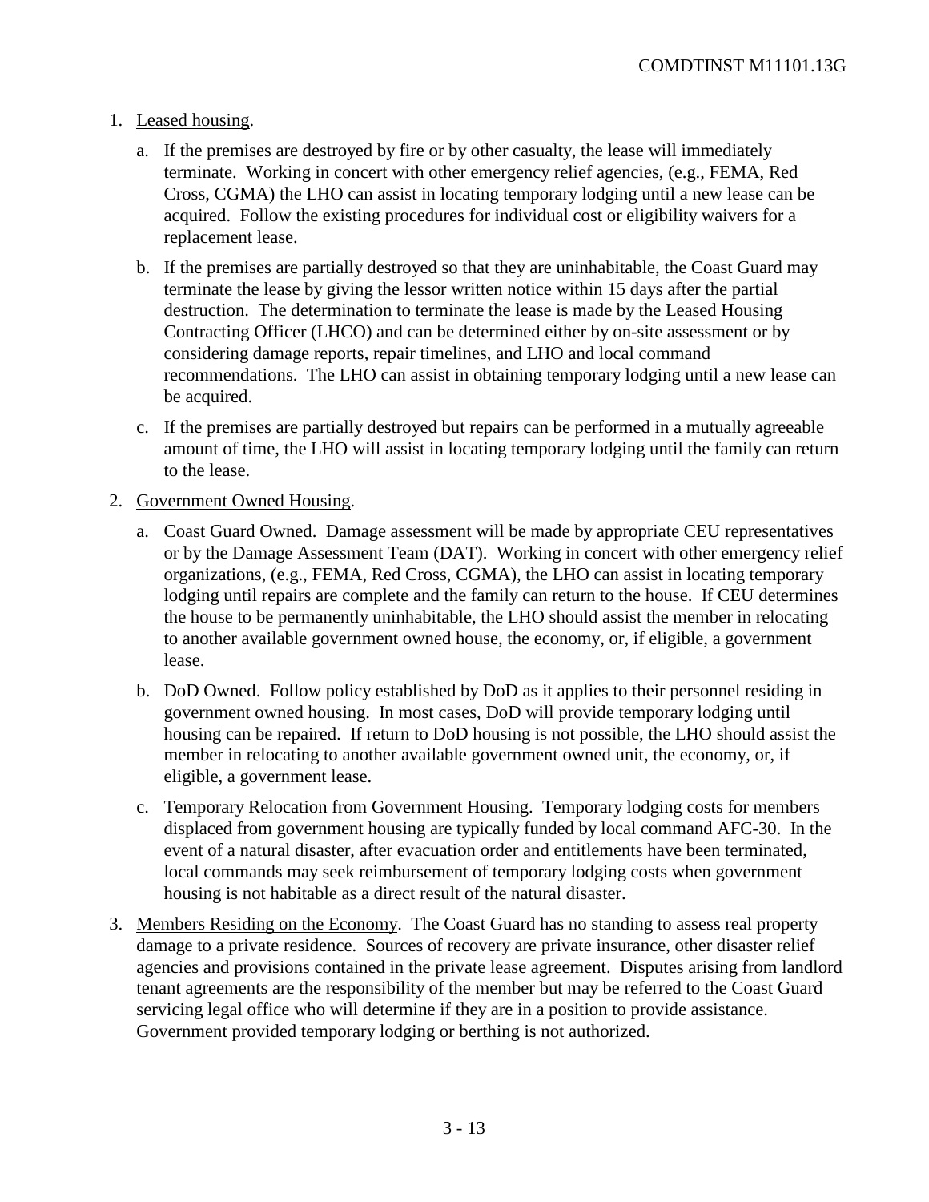1. Leased housing.

   a. If the premises are destroyed by fire or by other casualty, the lease will immediately terminate. Working in concert with other emergency relief agencies, (e.g., FEMA, Red Cross, CGMA) the LHO can assist in locating temporary lodging until a new lease can be acquired. Follow the existing procedures for individual cost or eligibility waivers for a replacement lease.

   b. If the premises are partially destroyed so that they are uninhabitable, the Coast Guard may terminate the lease by giving the lessor written notice within 15 days after the partial destruction. The determination to terminate the lease is made by the Leased Housing Contracting Officer (LHCO) and can be determined either by on-site assessment or by considering damage reports, repair timelines, and LHO and local command recommendations. The LHO can assist in obtaining temporary lodging until a new lease can be acquired.

   c. If the premises are partially destroyed but repairs can be performed in a mutually agreeable amount of time, the LHO will assist in locating temporary lodging until the family can return to the lease.

2. Government Owned Housing.

   a. Coast Guard Owned. Damage assessment will be made by appropriate CEU representatives or by the Damage Assessment Team (DAT). Working in concert with other emergency relief organizations, (e.g., FEMA, Red Cross, CGMA), the LHO can assist in locating temporary lodging until repairs are complete and the family can return to the house. If CEU determines the house to be permanently uninhabitable, the LHO should assist the member in relocating to another available government owned house, the economy, or, if eligible, a government lease.

   b. DoD Owned. Follow policy established by DoD as it applies to their personnel residing in government owned housing. In most cases, DoD will provide temporary lodging until housing can be repaired. If return to DoD housing is not possible, the LHO should assist the member in relocating to another available government owned unit, the economy, or, if eligible, a government lease.

   c. Temporary Relocation from Government Housing. Temporary lodging costs for members displaced from government housing are typically funded by local command AFC-30. In the event of a natural disaster, after evacuation order and entitlements have been terminated, local commands may seek reimbursement of temporary lodging costs when government housing is not habitable as a direct result of the natural disaster.

3. Members Residing on the Economy. The Coast Guard has no standing to assess real property damage to a private residence. Sources of recovery are private insurance, other disaster relief agencies and provisions contained in the private lease agreement. Disputes arising from landlord tenant agreements are the responsibility of the member but may be referred to the Coast Guard servicing legal office who will determine if they are in a position to provide assistance. Government provided temporary lodging or berthing is not authorized.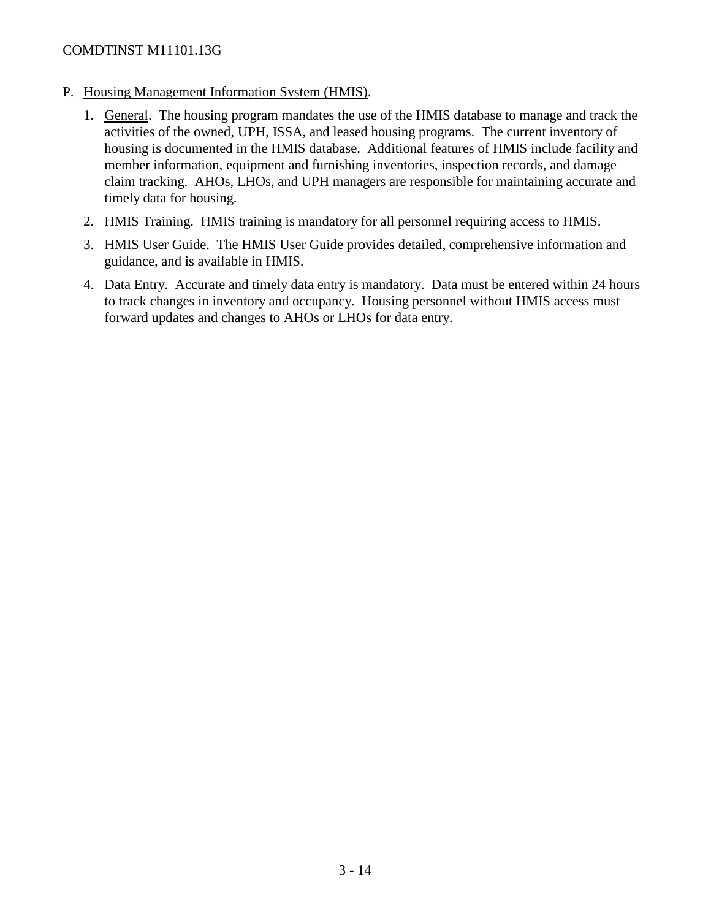P. Housing Management Information System (HMIS).

1. General. The housing program mandates the use of the HMIS database to manage and track the activities of the owned, UPH, ISSA, and leased housing programs. The current inventory of housing is documented in the HMIS database. Additional features of HMIS include facility and member information, equipment and furnishing inventories, inspection records, and damage claim tracking. AHOs, LHOs, and UPH managers are responsible for maintaining accurate and timely data for housing.

2. HMIS Training. HMIS training is mandatory for all personnel requiring access to HMIS.

3. HMIS User Guide. The HMIS User Guide provides detailed, comprehensive information and guidance, and is available in HMIS.

4. Data Entry. Accurate and timely data entry is mandatory. Data must be entered within 24 hours to track changes in inventory and occupancy. Housing personnel without HMIS access must forward updates and changes to AHOs or LHOs for data entry.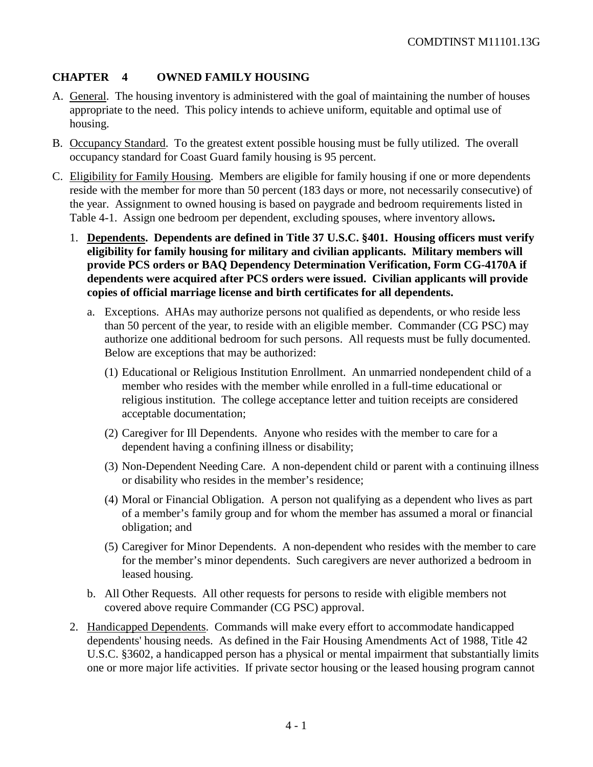## CHAPTER 4 OWNED FAMILY HOUSING

A. General. The housing inventory is administered with the goal of maintaining the number of houses appropriate to the need. This policy intends to achieve uniform, equitable and optimal use of housing.

B. Occupancy Standard. To the greatest extent possible housing must be fully utilized. The overall occupancy standard for Coast Guard family housing is 95 percent.

C. Eligibility for Family Housing. Members are eligible for family housing if one or more dependents reside with the member for more than 50 percent (183 days or more, not necessarily consecutive) of the year. Assignment to owned housing is based on paygrade and bedroom requirements listed in Table 4-1. Assign one bedroom per dependent, excluding spouses, where inventory allows**.**

1. **Dependents. Dependents are defined in Title 37 U.S.C. §401. Housing officers must verify eligibility for family housing for military and civilian applicants. Military members will provide PCS orders or BAQ Dependency Determination Verification, Form CG-4170A if dependents were acquired after PCS orders were issued. Civilian applicants will provide copies of official marriage license and birth certificates for all dependents.**

   a. Exceptions. AHAs may authorize persons not qualified as dependents, or who reside less than 50 percent of the year, to reside with an eligible member. Commander (CG PSC) may authorize one additional bedroom for such persons. All requests must be fully documented. Below are exceptions that may be authorized:

      (1) Educational or Religious Institution Enrollment. An unmarried nondependent child of a member who resides with the member while enrolled in a full-time educational or religious institution. The college acceptance letter and tuition receipts are considered acceptable documentation;

      (2) Caregiver for Ill Dependents. Anyone who resides with the member to care for a dependent having a confining illness or disability;

      (3) Non-Dependent Needing Care. A non-dependent child or parent with a continuing illness or disability who resides in the member's residence;

      (4) Moral or Financial Obligation. A person not qualifying as a dependent who lives as part of a member's family group and for whom the member has assumed a moral or financial obligation; and

      (5) Caregiver for Minor Dependents. A non-dependent who resides with the member to care for the member's minor dependents. Such caregivers are never authorized a bedroom in leased housing.

   b. All Other Requests. All other requests for persons to reside with eligible members not covered above require Commander (CG PSC) approval.

2. Handicapped Dependents. Commands will make every effort to accommodate handicapped dependents' housing needs. As defined in the Fair Housing Amendments Act of 1988, Title 42 U.S.C. §3602, a handicapped person has a physical or mental impairment that substantially limits one or more major life activities. If private sector housing or the leased housing program cannot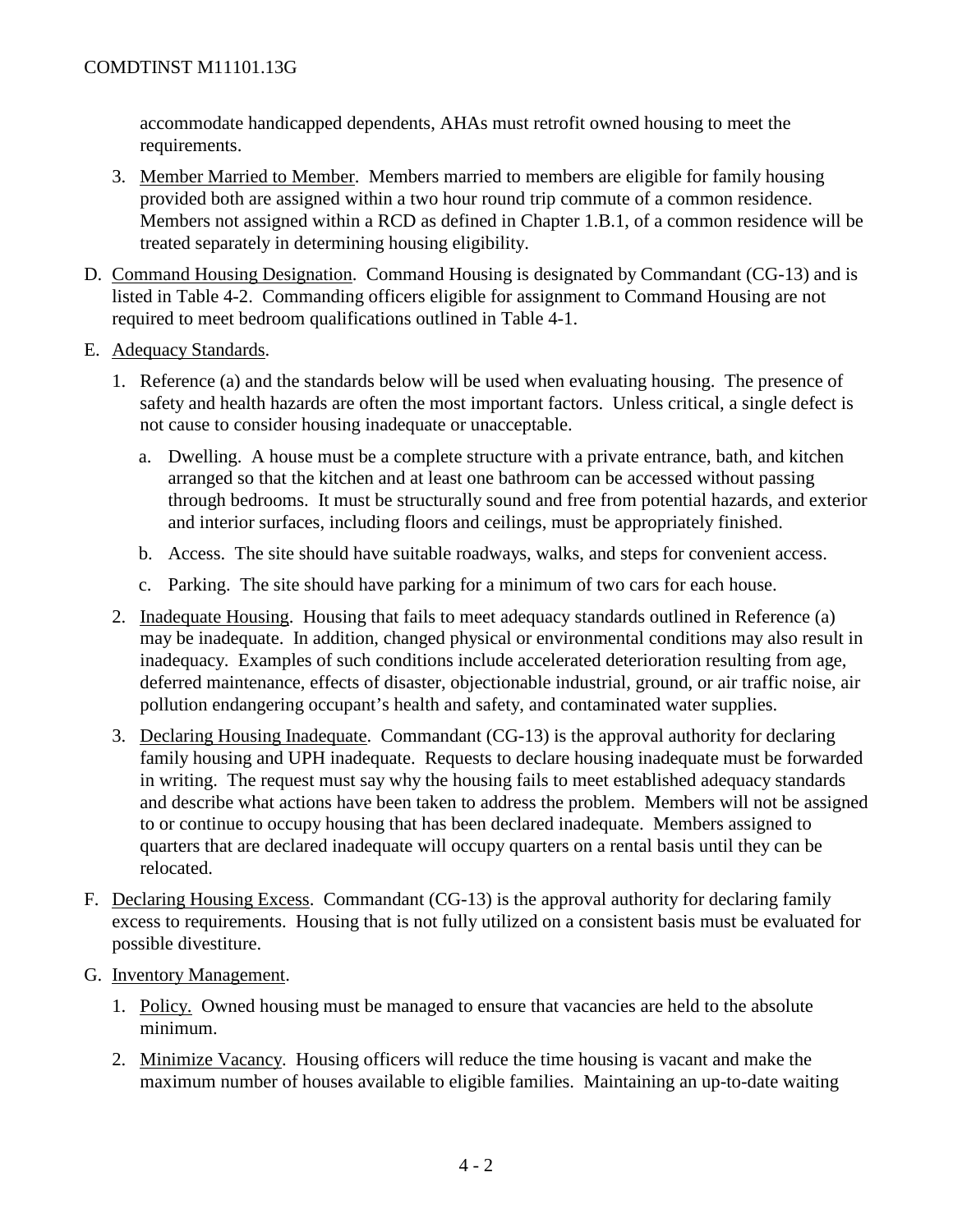accommodate handicapped dependents, AHAs must retrofit owned housing to meet the requirements.

3. Member Married to Member. Members married to members are eligible for family housing provided both are assigned within a two hour round trip commute of a common residence. Members not assigned within a RCD as defined in Chapter 1.B.1, of a common residence will be treated separately in determining housing eligibility.

D. Command Housing Designation. Command Housing is designated by Commandant (CG-13) and is listed in Table 4-2. Commanding officers eligible for assignment to Command Housing are not required to meet bedroom qualifications outlined in Table 4-1.

E. Adequacy Standards.

1. Reference (a) and the standards below will be used when evaluating housing. The presence of safety and health hazards are often the most important factors. Unless critical, a single defect is not cause to consider housing inadequate or unacceptable.

   a. Dwelling. A house must be a complete structure with a private entrance, bath, and kitchen arranged so that the kitchen and at least one bathroom can be accessed without passing through bedrooms. It must be structurally sound and free from potential hazards, and exterior and interior surfaces, including floors and ceilings, must be appropriately finished.

   b. Access. The site should have suitable roadways, walks, and steps for convenient access.

   c. Parking. The site should have parking for a minimum of two cars for each house.

2. Inadequate Housing. Housing that fails to meet adequacy standards outlined in Reference (a) may be inadequate. In addition, changed physical or environmental conditions may also result in inadequacy. Examples of such conditions include accelerated deterioration resulting from age, deferred maintenance, effects of disaster, objectionable industrial, ground, or air traffic noise, air pollution endangering occupant's health and safety, and contaminated water supplies.

3. Declaring Housing Inadequate. Commandant (CG-13) is the approval authority for declaring family housing and UPH inadequate. Requests to declare housing inadequate must be forwarded in writing. The request must say why the housing fails to meet established adequacy standards and describe what actions have been taken to address the problem. Members will not be assigned to or continue to occupy housing that has been declared inadequate. Members assigned to quarters that are declared inadequate will occupy quarters on a rental basis until they can be relocated.

F. Declaring Housing Excess. Commandant (CG-13) is the approval authority for declaring family excess to requirements. Housing that is not fully utilized on a consistent basis must be evaluated for possible divestiture.

G. Inventory Management.

1. Policy. Owned housing must be managed to ensure that vacancies are held to the absolute minimum.

2. Minimize Vacancy. Housing officers will reduce the time housing is vacant and make the maximum number of houses available to eligible families. Maintaining an up-to-date waiting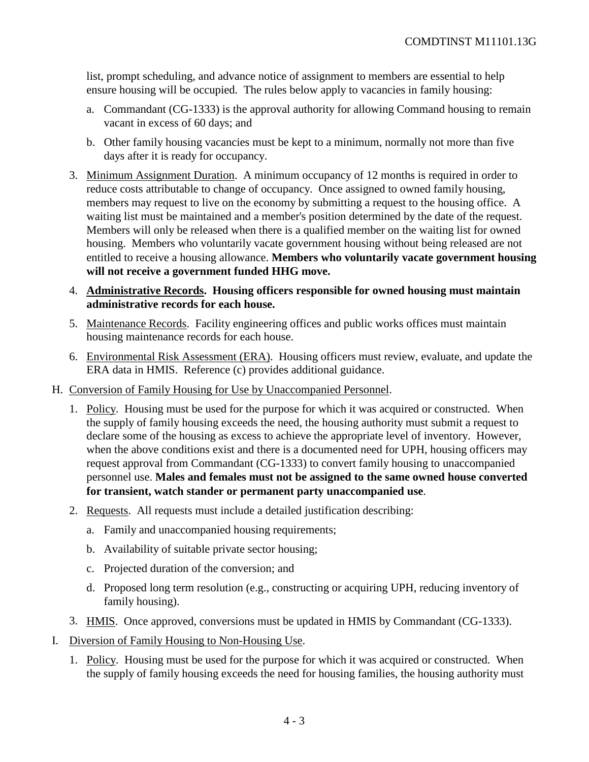list, prompt scheduling, and advance notice of assignment to members are essential to help ensure housing will be occupied. The rules below apply to vacancies in family housing:

   a. Commandant (CG-1333) is the approval authority for allowing Command housing to remain vacant in excess of 60 days; and

   b. Other family housing vacancies must be kept to a minimum, normally not more than five days after it is ready for occupancy.

3. Minimum Assignment Duration. A minimum occupancy of 12 months is required in order to reduce costs attributable to change of occupancy. Once assigned to owned family housing, members may request to live on the economy by submitting a request to the housing office. A waiting list must be maintained and a member's position determined by the date of the request. Members will only be released when there is a qualified member on the waiting list for owned housing. Members who voluntarily vacate government housing without being released are not entitled to receive a housing allowance. **Members who voluntarily vacate government housing will not receive a government funded HHG move.**

4. **Administrative Records. Housing officers responsible for owned housing must maintain administrative records for each house.**

5. Maintenance Records. Facility engineering offices and public works offices must maintain housing maintenance records for each house.

6. Environmental Risk Assessment (ERA). Housing officers must review, evaluate, and update the ERA data in HMIS. Reference (c) provides additional guidance.

H. Conversion of Family Housing for Use by Unaccompanied Personnel.

1. Policy. Housing must be used for the purpose for which it was acquired or constructed. When the supply of family housing exceeds the need, the housing authority must submit a request to declare some of the housing as excess to achieve the appropriate level of inventory. However, when the above conditions exist and there is a documented need for UPH, housing officers may request approval from Commandant (CG-1333) to convert family housing to unaccompanied personnel use. **Males and females must not be assigned to the same owned house converted for transient, watch stander or permanent party unaccompanied use**.

2. Requests. All requests must include a detailed justification describing:

   a. Family and unaccompanied housing requirements;

   b. Availability of suitable private sector housing;

   c. Projected duration of the conversion; and

   d. Proposed long term resolution (e.g., constructing or acquiring UPH, reducing inventory of family housing).

3. HMIS. Once approved, conversions must be updated in HMIS by Commandant (CG-1333).

I. Diversion of Family Housing to Non-Housing Use.

1. Policy. Housing must be used for the purpose for which it was acquired or constructed. When the supply of family housing exceeds the need for housing families, the housing authority must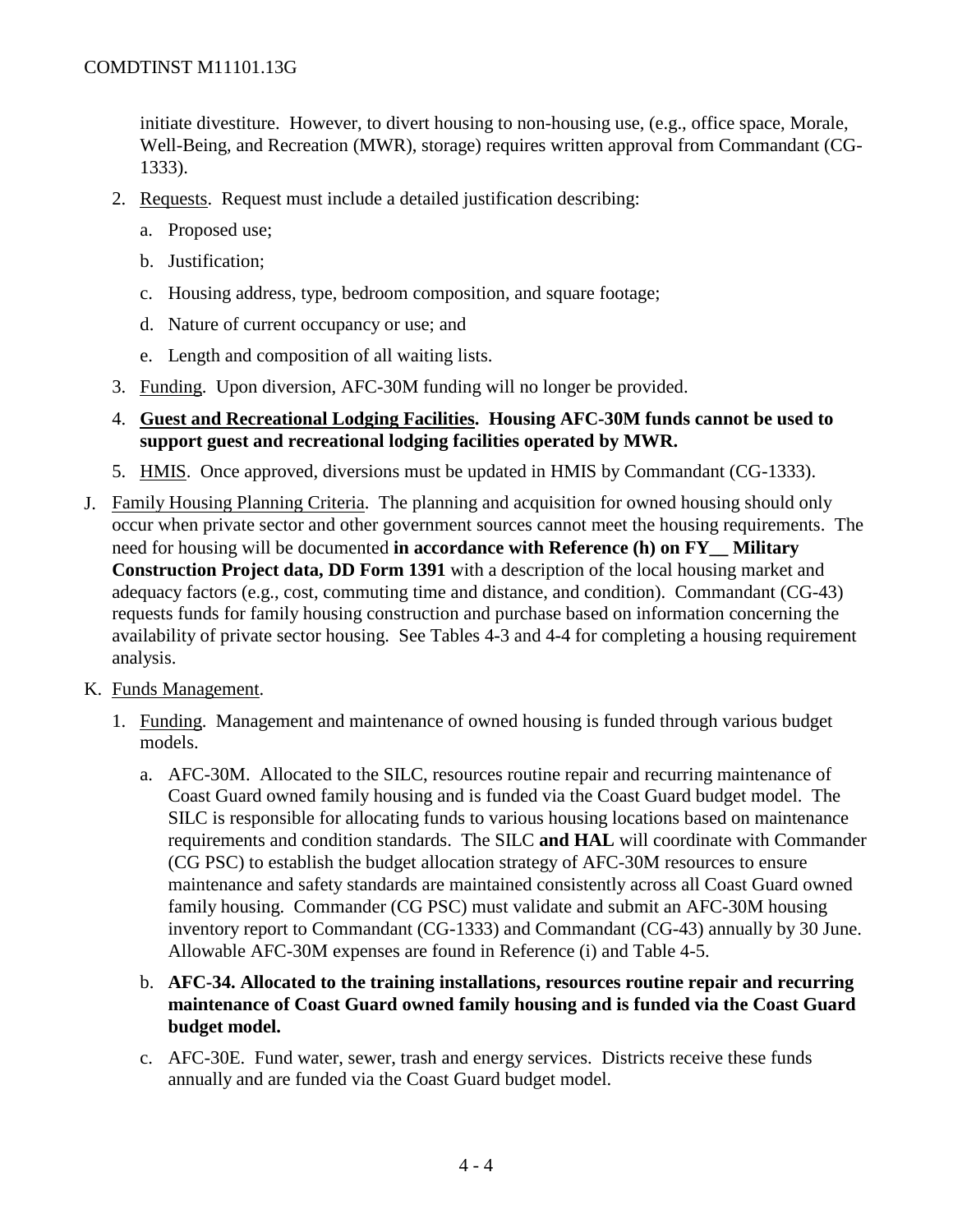initiate divestiture. However, to divert housing to non-housing use, (e.g., office space, Morale, Well-Being, and Recreation (MWR), storage) requires written approval from Commandant (CG-1333).

2. Requests. Request must include a detailed justification describing:

   a. Proposed use;

   b. Justification;

   c. Housing address, type, bedroom composition, and square footage;

   d. Nature of current occupancy or use; and

   e. Length and composition of all waiting lists.

3. Funding. Upon diversion, AFC-30M funding will no longer be provided.

4. **Guest and Recreational Lodging Facilities. Housing AFC-30M funds cannot be used to support guest and recreational lodging facilities operated by MWR.**

5. HMIS. Once approved, diversions must be updated in HMIS by Commandant (CG-1333).

J. Family Housing Planning Criteria. The planning and acquisition for owned housing should only occur when private sector and other government sources cannot meet the housing requirements. The need for housing will be documented **in accordance with Reference (h) on FY__ Military Construction Project data, DD Form 1391** with a description of the local housing market and adequacy factors (e.g., cost, commuting time and distance, and condition). Commandant (CG-43) requests funds for family housing construction and purchase based on information concerning the availability of private sector housing. See Tables 4-3 and 4-4 for completing a housing requirement analysis.

K. Funds Management.

1. Funding. Management and maintenance of owned housing is funded through various budget models.

   a. AFC-30M. Allocated to the SILC, resources routine repair and recurring maintenance of Coast Guard owned family housing and is funded via the Coast Guard budget model. The SILC is responsible for allocating funds to various housing locations based on maintenance requirements and condition standards. The SILC **and HAL** will coordinate with Commander (CG PSC) to establish the budget allocation strategy of AFC-30M resources to ensure maintenance and safety standards are maintained consistently across all Coast Guard owned family housing. Commander (CG PSC) must validate and submit an AFC-30M housing inventory report to Commandant (CG-1333) and Commandant (CG-43) annually by 30 June. Allowable AFC-30M expenses are found in Reference (i) and Table 4-5.

   b. **AFC-34. Allocated to the training installations, resources routine repair and recurring maintenance of Coast Guard owned family housing and is funded via the Coast Guard budget model.**

   c. AFC-30E. Fund water, sewer, trash and energy services. Districts receive these funds annually and are funded via the Coast Guard budget model.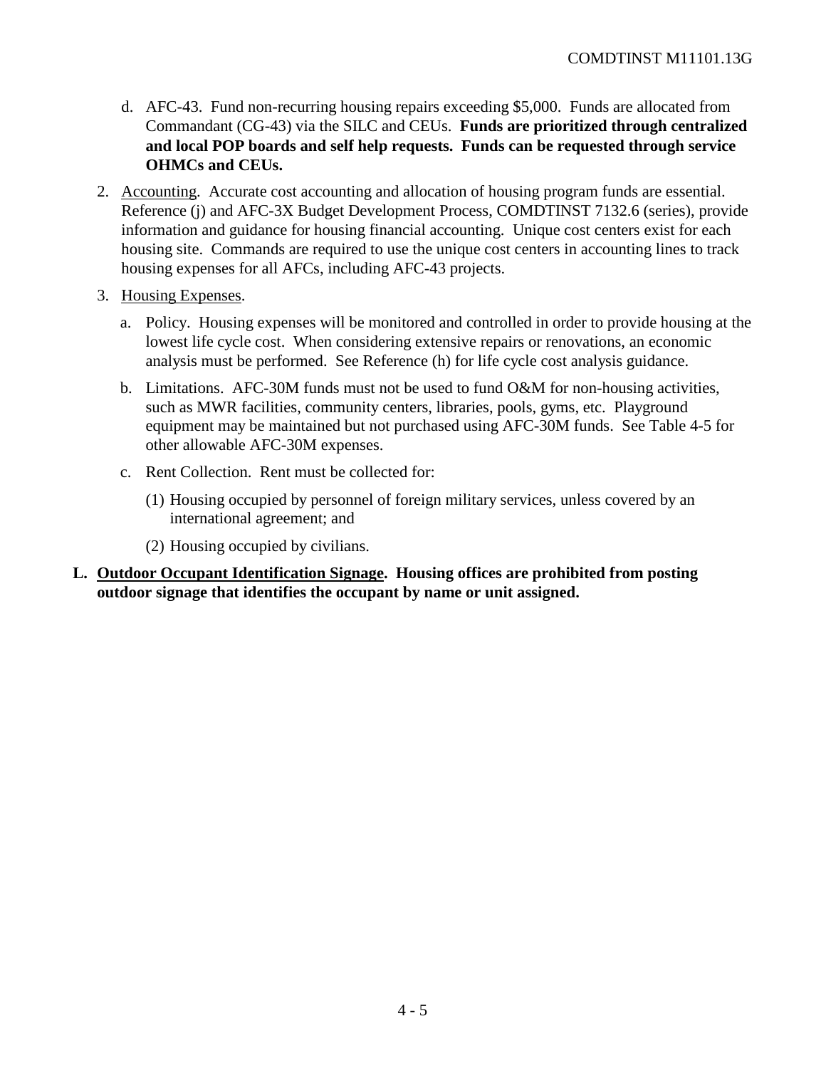d. AFC-43. Fund non-recurring housing repairs exceeding $5,000. Funds are allocated from Commandant (CG-43) via the SILC and CEUs. **Funds are prioritized through centralized and local POP boards and self help requests. Funds can be requested through service OHMCs and CEUs.**

2. Accounting. Accurate cost accounting and allocation of housing program funds are essential. Reference (j) and AFC-3X Budget Development Process, COMDTINST 7132.6 (series), provide information and guidance for housing financial accounting. Unique cost centers exist for each housing site. Commands are required to use the unique cost centers in accounting lines to track housing expenses for all AFCs, including AFC-43 projects.

3. Housing Expenses.

   a. Policy. Housing expenses will be monitored and controlled in order to provide housing at the lowest life cycle cost. When considering extensive repairs or renovations, an economic analysis must be performed. See Reference (h) for life cycle cost analysis guidance.

   b. Limitations. AFC-30M funds must not be used to fund O&M for non-housing activities, such as MWR facilities, community centers, libraries, pools, gyms, etc. Playground equipment may be maintained but not purchased using AFC-30M funds. See Table 4-5 for other allowable AFC-30M expenses.

   c. Rent Collection. Rent must be collected for:

      (1) Housing occupied by personnel of foreign military services, unless covered by an international agreement; and

      (2) Housing occupied by civilians.

**L. Outdoor Occupant Identification Signage. Housing offices are prohibited from posting outdoor signage that identifies the occupant by name or unit assigned.**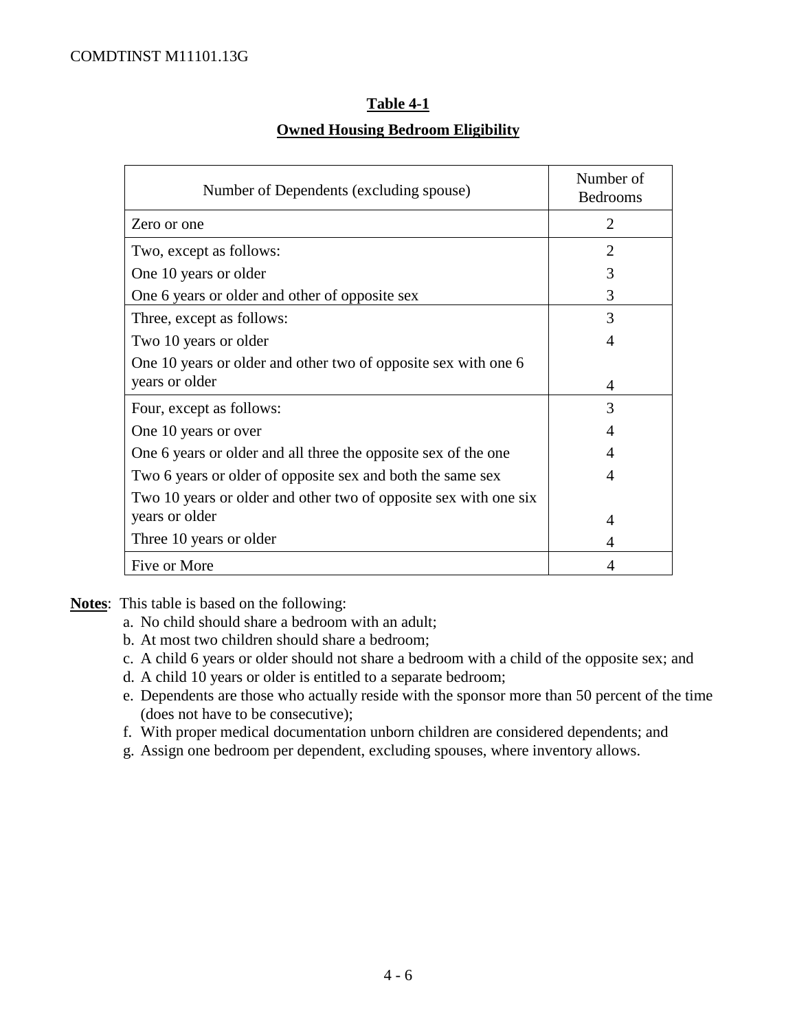**Table 4-1**

**Owned Housing Bedroom Eligibility**

| Number of Dependents (excluding spouse) | Number of Bedrooms |
|---|---|
| Zero or one | 2 |
| Two, except as follows: | 2 |
| One 10 years or older | 3 |
| One 6 years or older and other of opposite sex | 3 |
| Three, except as follows: | 3 |
| Two 10 years or older | 4 |
| One 10 years or older and other two of opposite sex with one 6 years or older | 4 |
| Four, except as follows: | 3 |
| One 10 years or over | 4 |
| One 6 years or older and all three the opposite sex of the one | 4 |
| Two 6 years or older of opposite sex and both the same sex | 4 |
| Two 10 years or older and other two of opposite sex with one six years or older | 4 |
| Three 10 years or older | 4 |
| Five or More | 4 |

**Notes**: This table is based on the following:

a. No child should share a bedroom with an adult;
b. At most two children should share a bedroom;
c. A child 6 years or older should not share a bedroom with a child of the opposite sex; and
d. A child 10 years or older is entitled to a separate bedroom;
e. Dependents are those who actually reside with the sponsor more than 50 percent of the time (does not have to be consecutive);
f. With proper medical documentation unborn children are considered dependents; and
g. Assign one bedroom per dependent, excluding spouses, where inventory allows.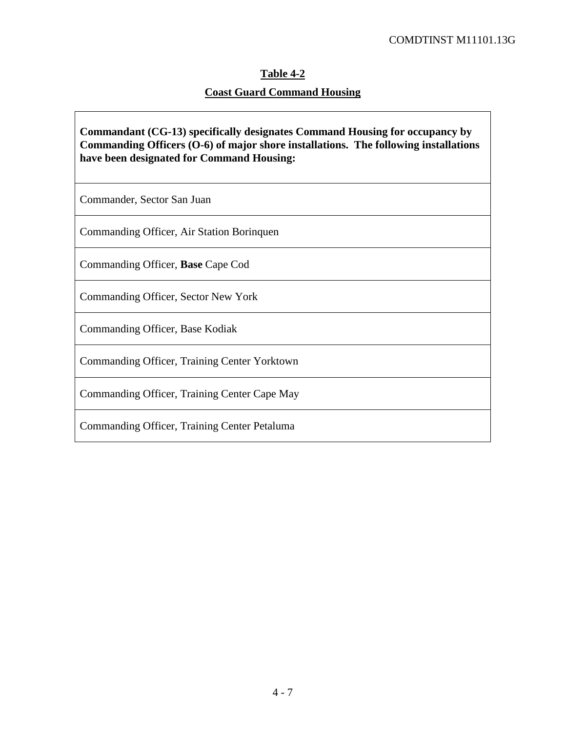**Table 4-2**

**Coast Guard Command Housing**

| **Commandant (CG-13) specifically designates Command Housing for occupancy by Commanding Officers (O-6) of major shore installations. The following installations have been designated for Command Housing:** |
| --- |
| Commander, Sector San Juan |
| Commanding Officer, Air Station Borinquen |
| Commanding Officer, **Base** Cape Cod |
| Commanding Officer, Sector New York |
| Commanding Officer, Base Kodiak |
| Commanding Officer, Training Center Yorktown |
| Commanding Officer, Training Center Cape May |
| Commanding Officer, Training Center Petaluma |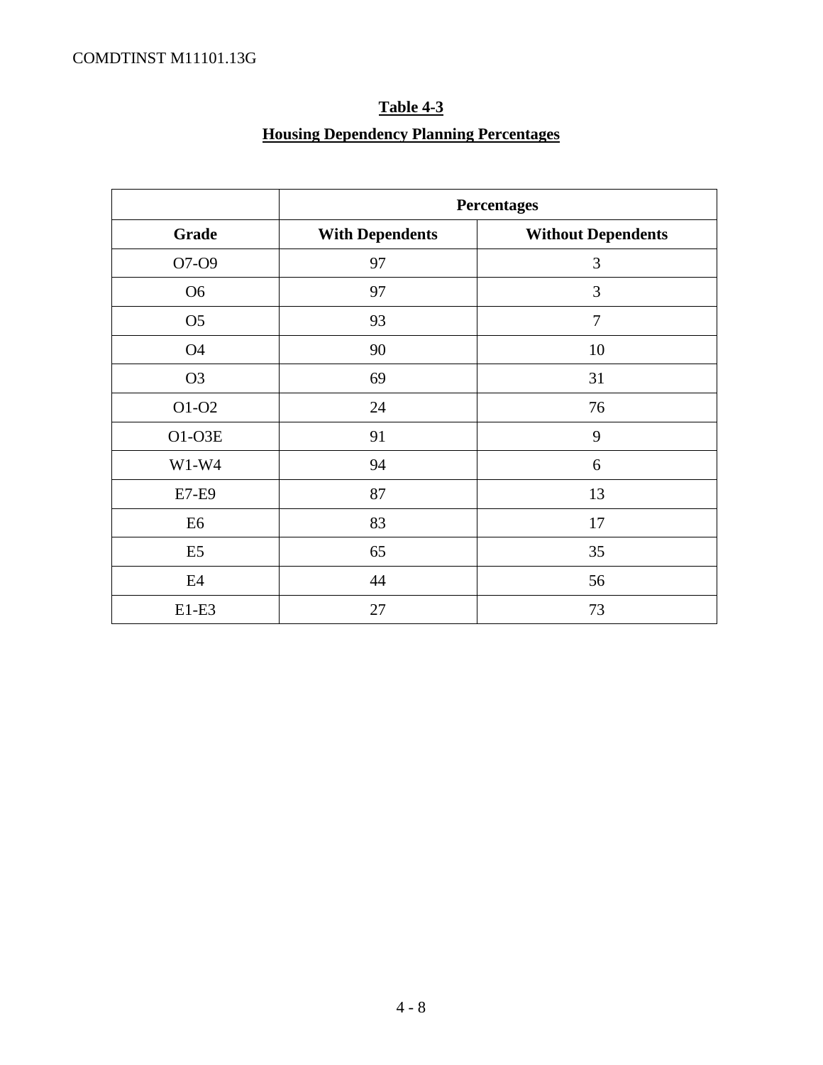**Table 4-3**

**Housing Dependency Planning Percentages**

| | Percentages | |
|---|---|---|
| **Grade** | **With Dependents** | **Without Dependents** |
| O7-O9 | 97 | 3 |
| O6 | 97 | 3 |
| O5 | 93 | 7 |
| O4 | 90 | 10 |
| O3 | 69 | 31 |
| O1-O2 | 24 | 76 |
| O1-O3E | 91 | 9 |
| W1-W4 | 94 | 6 |
| E7-E9 | 87 | 13 |
| E6 | 83 | 17 |
| E5 | 65 | 35 |
| E4 | 44 | 56 |
| E1-E3 | 27 | 73 |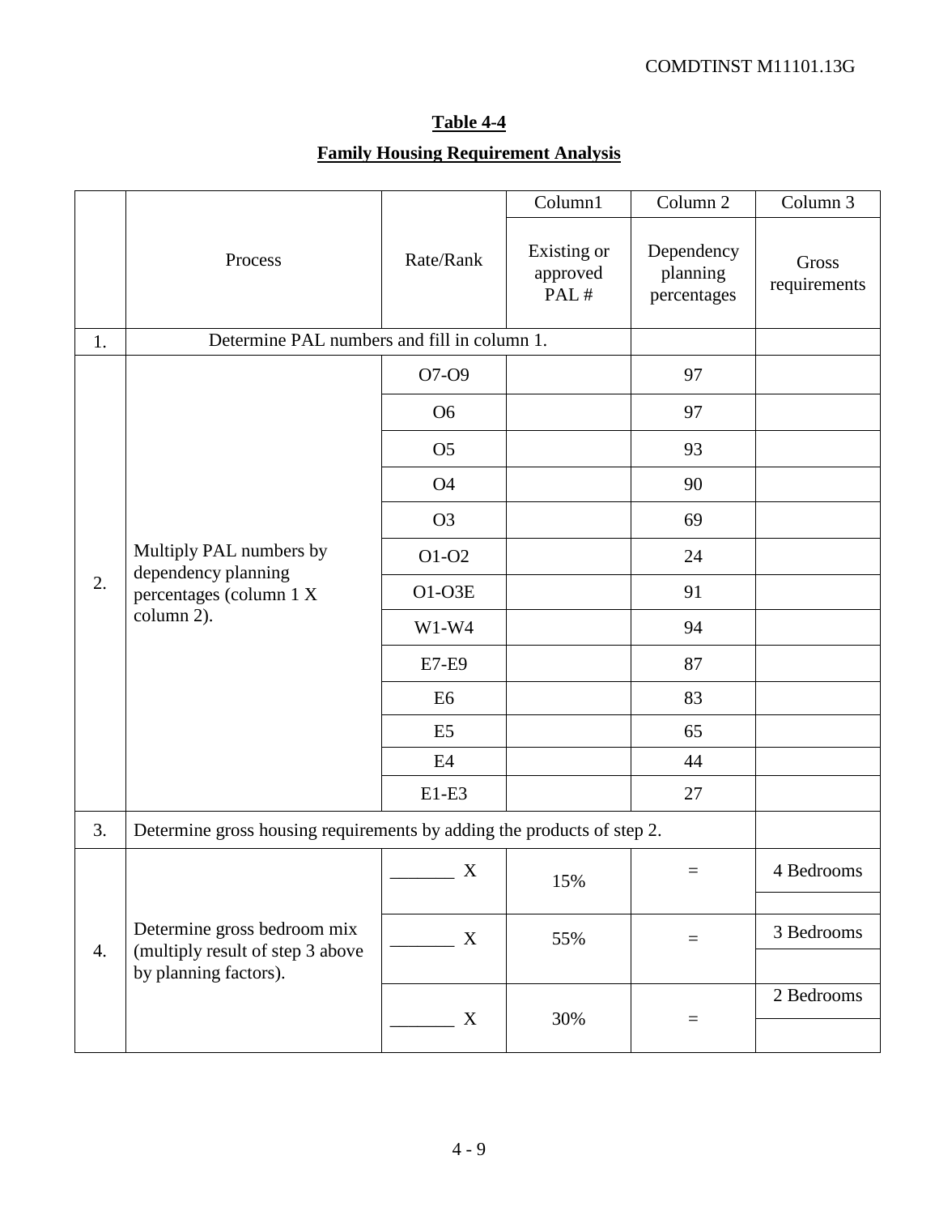**Table 4-4**

**Family Housing Requirement Analysis**

| | Process | Rate/Rank | Column1<br>Existing or approved PAL # | Column 2<br>Dependency planning percentages | Column 3<br>Gross requirements |
|---|---|---|---|---|---|
| 1. | Determine PAL numbers and fill in column 1. | | | | |
| 2. | Multiply PAL numbers by dependency planning percentages (column 1 X column 2). | O7-O9 | | 97 | |
| | | O6 | | 97 | |
| | | O5 | | 93 | |
| | | O4 | | 90 | |
| | | O3 | | 69 | |
| | | O1-O2 | | 24 | |
| | | O1-O3E | | 91 | |
| | | W1-W4 | | 94 | |
| | | E7-E9 | | 87 | |
| | | E6 | | 83 | |
| | | E5 | | 65 | |
| | | E4 | | 44 | |
| | | E1-E3 | | 27 | |
| 3. | Determine gross housing requirements by adding the products of step 2. | | | | |
| 4. | Determine gross bedroom mix (multiply result of step 3 above by planning factors). | _______ X | 15% | = | 4 Bedrooms |
| | | _______ X | 55% | = | 3 Bedrooms |
| | | _______ X | 30% | = | 2 Bedrooms |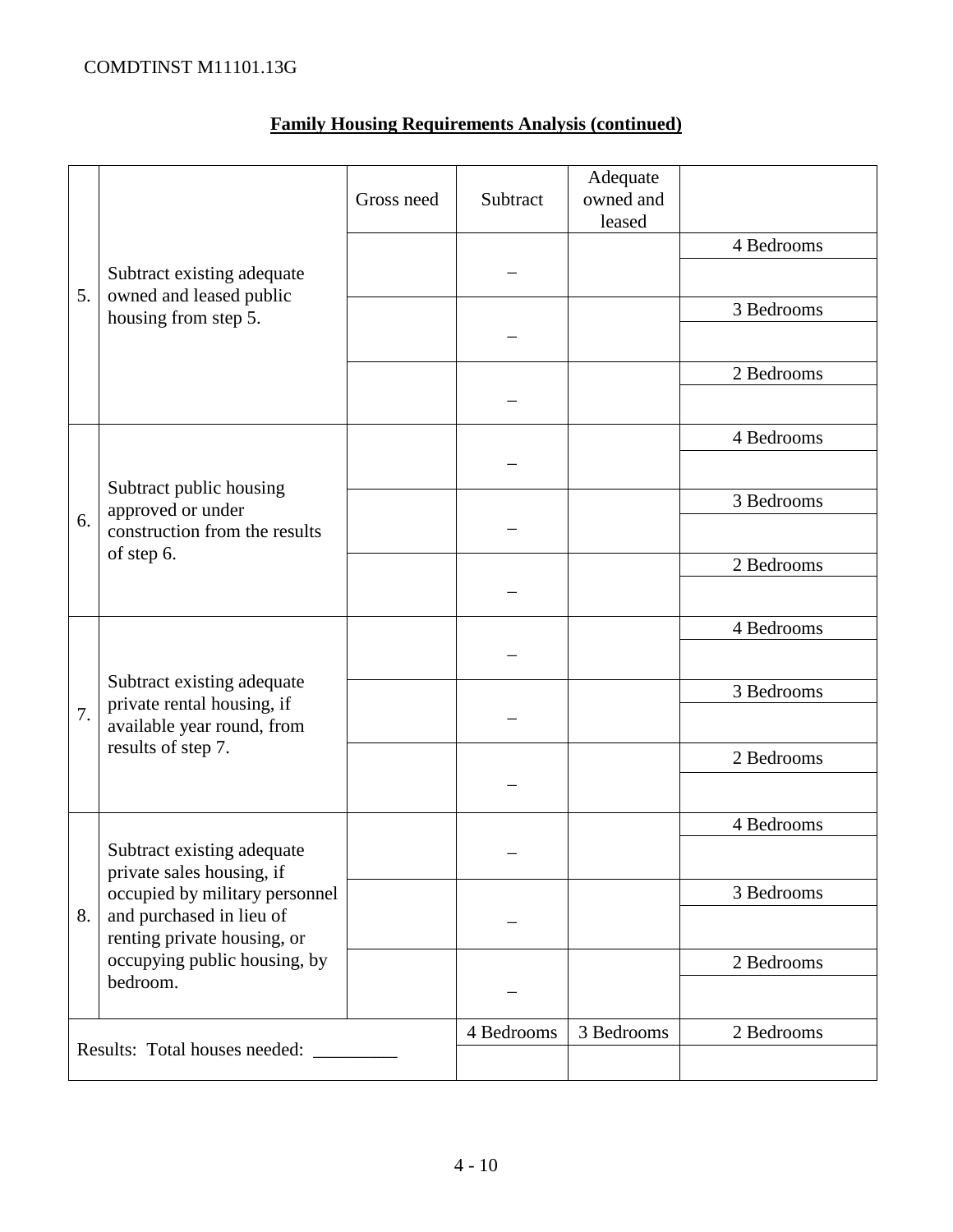**Family Housing Requirements Analysis (continued)**

| | | Gross need | Subtract | Adequate owned and leased | |
|---|---|---|---|---|---|
| 5. | Subtract existing adequate owned and leased public housing from step 5. | | – | | 4 Bedrooms |
| | | | | | |
| | | | – | | 3 Bedrooms |
| | | | | | |
| | | | – | | 2 Bedrooms |
| | | | | | |
| 6. | Subtract public housing approved or under construction from the results of step 6. | | – | | 4 Bedrooms |
| | | | | | |
| | | | – | | 3 Bedrooms |
| | | | | | |
| | | | – | | 2 Bedrooms |
| | | | | | |
| 7. | Subtract existing adequate private rental housing, if available year round, from results of step 7. | | – | | 4 Bedrooms |
| | | | | | |
| | | | – | | 3 Bedrooms |
| | | | | | |
| | | | – | | 2 Bedrooms |
| | | | | | |
| 8. | Subtract existing adequate private sales housing, if occupied by military personnel and purchased in lieu of renting private housing, or occupying public housing, by bedroom. | | – | | 4 Bedrooms |
| | | | | | |
| | | | – | | 3 Bedrooms |
| | | | | | |
| | | | – | | 2 Bedrooms |
| | | | | | |
| Results: Total houses needed: _________ | | | 4 Bedrooms | 3 Bedrooms | 2 Bedrooms |
| | | | | | |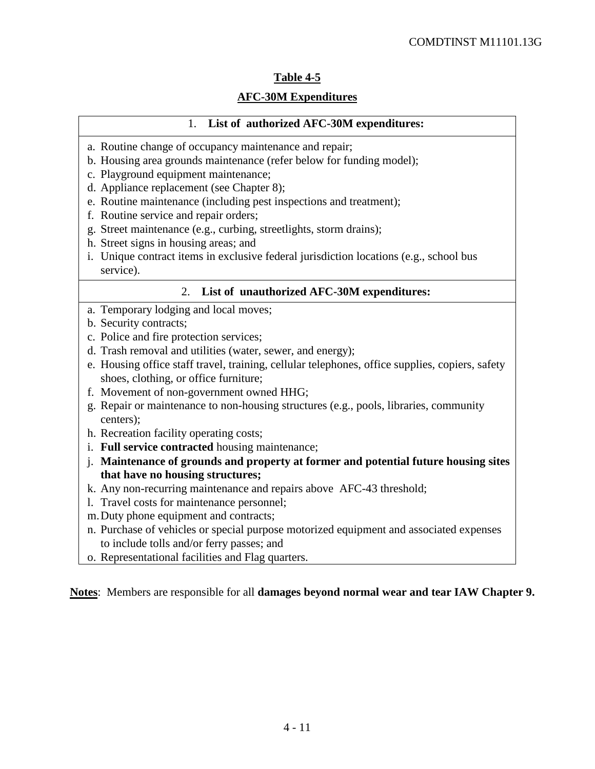## Table 4-5

## AFC-30M Expenditures

| 1. **List of authorized AFC-30M expenditures:** |
|---|
| a. Routine change of occupancy maintenance and repair;<br>b. Housing area grounds maintenance (refer below for funding model);<br>c. Playground equipment maintenance;<br>d. Appliance replacement (see Chapter 8);<br>e. Routine maintenance (including pest inspections and treatment);<br>f. Routine service and repair orders;<br>g. Street maintenance (e.g., curbing, streetlights, storm drains);<br>h. Street signs in housing areas; and<br>i. Unique contract items in exclusive federal jurisdiction locations (e.g., school bus service). |
| 2. **List of unauthorized AFC-30M expenditures:** |
| a. Temporary lodging and local moves;<br>b. Security contracts;<br>c. Police and fire protection services;<br>d. Trash removal and utilities (water, sewer, and energy);<br>e. Housing office staff travel, training, cellular telephones, office supplies, copiers, safety shoes, clothing, or office furniture;<br>f. Movement of non-government owned HHG;<br>g. Repair or maintenance to non-housing structures (e.g., pools, libraries, community centers);<br>h. Recreation facility operating costs;<br>i. **Full service contracted** housing maintenance;<br>j. **Maintenance of grounds and property at former and potential future housing sites that have no housing structures;**<br>k. Any non-recurring maintenance and repairs above AFC-43 threshold;<br>l. Travel costs for maintenance personnel;<br>m. Duty phone equipment and contracts;<br>n. Purchase of vehicles or special purpose motorized equipment and associated expenses to include tolls and/or ferry passes; and<br>o. Representational facilities and Flag quarters. |

**Notes**: Members are responsible for all **damages beyond normal wear and tear IAW Chapter 9.**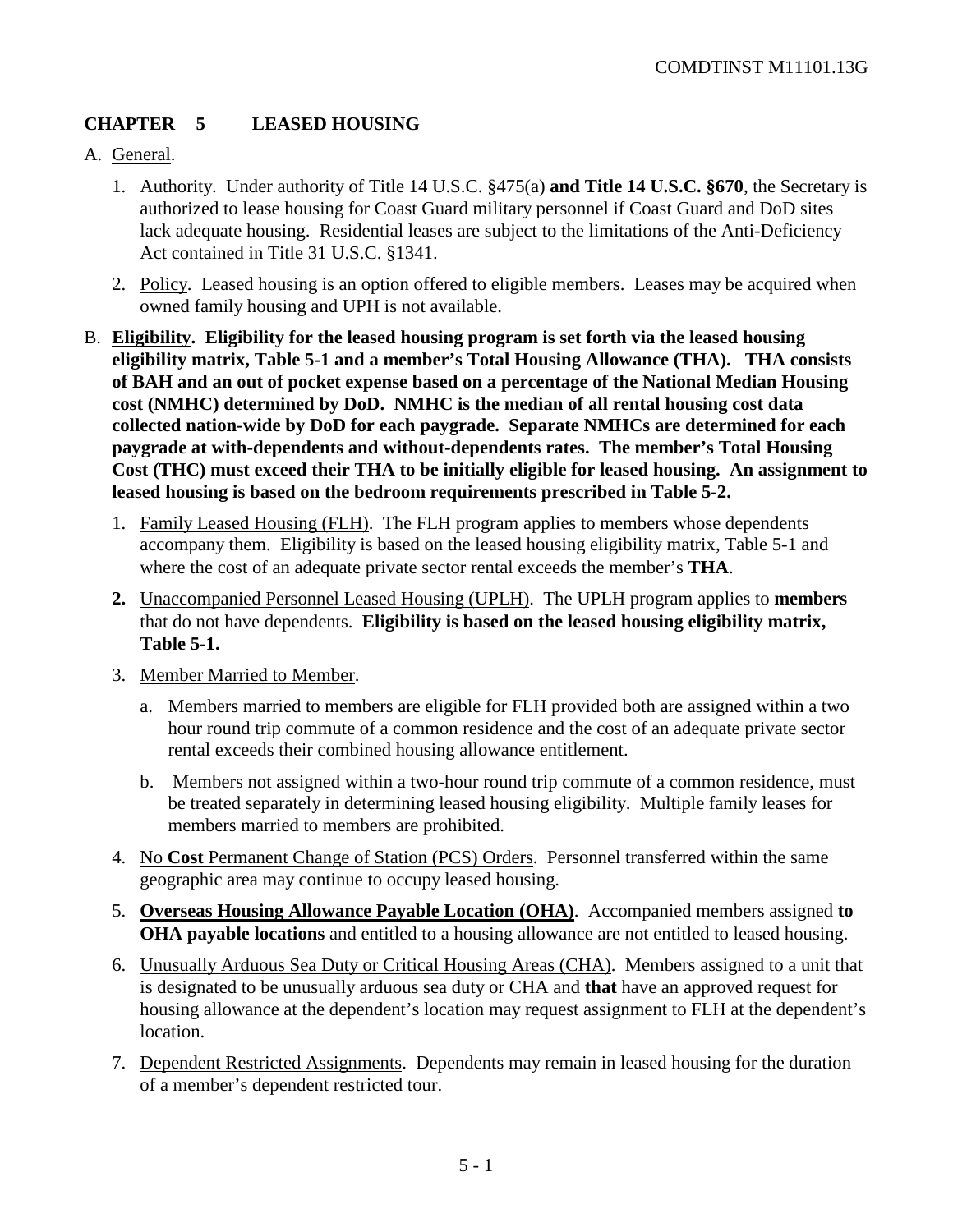## CHAPTER 5 LEASED HOUSING

A. General.

1. Authority. Under authority of Title 14 U.S.C. §475(a) **and Title 14 U.S.C. §670**, the Secretary is authorized to lease housing for Coast Guard military personnel if Coast Guard and DoD sites lack adequate housing. Residential leases are subject to the limitations of the Anti-Deficiency Act contained in Title 31 U.S.C. §1341.

2. Policy. Leased housing is an option offered to eligible members. Leases may be acquired when owned family housing and UPH is not available.

B. **Eligibility. Eligibility for the leased housing program is set forth via the leased housing eligibility matrix, Table 5-1 and a member's Total Housing Allowance (THA). THA consists of BAH and an out of pocket expense based on a percentage of the National Median Housing cost (NMHC) determined by DoD. NMHC is the median of all rental housing cost data collected nation-wide by DoD for each paygrade. Separate NMHCs are determined for each paygrade at with-dependents and without-dependents rates. The member's Total Housing Cost (THC) must exceed their THA to be initially eligible for leased housing. An assignment to leased housing is based on the bedroom requirements prescribed in Table 5-2.**

1. Family Leased Housing (FLH). The FLH program applies to members whose dependents accompany them. Eligibility is based on the leased housing eligibility matrix, Table 5-1 and where the cost of an adequate private sector rental exceeds the member's **THA**.

**2.** Unaccompanied Personnel Leased Housing (UPLH). The UPLH program applies to **members** that do not have dependents. **Eligibility is based on the leased housing eligibility matrix, Table 5-1.**

3. Member Married to Member.

   a. Members married to members are eligible for FLH provided both are assigned within a two hour round trip commute of a common residence and the cost of an adequate private sector rental exceeds their combined housing allowance entitlement.

   b. Members not assigned within a two-hour round trip commute of a common residence, must be treated separately in determining leased housing eligibility. Multiple family leases for members married to members are prohibited.

4. No **Cost** Permanent Change of Station (PCS) Orders. Personnel transferred within the same geographic area may continue to occupy leased housing.

5. **Overseas Housing Allowance Payable Location (OHA)**. Accompanied members assigned **to OHA payable locations** and entitled to a housing allowance are not entitled to leased housing.

6. Unusually Arduous Sea Duty or Critical Housing Areas (CHA). Members assigned to a unit that is designated to be unusually arduous sea duty or CHA and **that** have an approved request for housing allowance at the dependent's location may request assignment to FLH at the dependent's location.

7. Dependent Restricted Assignments. Dependents may remain in leased housing for the duration of a member's dependent restricted tour.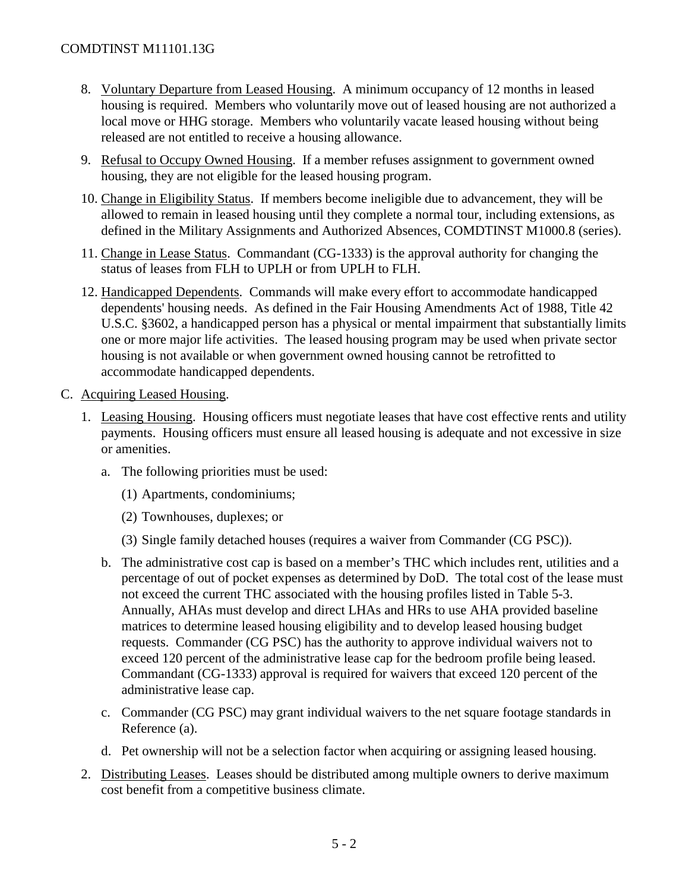8. Voluntary Departure from Leased Housing. A minimum occupancy of 12 months in leased housing is required. Members who voluntarily move out of leased housing are not authorized a local move or HHG storage. Members who voluntarily vacate leased housing without being released are not entitled to receive a housing allowance.

9. Refusal to Occupy Owned Housing. If a member refuses assignment to government owned housing, they are not eligible for the leased housing program.

10. Change in Eligibility Status. If members become ineligible due to advancement, they will be allowed to remain in leased housing until they complete a normal tour, including extensions, as defined in the Military Assignments and Authorized Absences, COMDTINST M1000.8 (series).

11. Change in Lease Status. Commandant (CG-1333) is the approval authority for changing the status of leases from FLH to UPLH or from UPLH to FLH.

12. Handicapped Dependents. Commands will make every effort to accommodate handicapped dependents' housing needs. As defined in the Fair Housing Amendments Act of 1988, Title 42 U.S.C. §3602, a handicapped person has a physical or mental impairment that substantially limits one or more major life activities. The leased housing program may be used when private sector housing is not available or when government owned housing cannot be retrofitted to accommodate handicapped dependents.

C. Acquiring Leased Housing.

1. Leasing Housing. Housing officers must negotiate leases that have cost effective rents and utility payments. Housing officers must ensure all leased housing is adequate and not excessive in size or amenities.

   a. The following priorities must be used:

      (1) Apartments, condominiums;

      (2) Townhouses, duplexes; or

      (3) Single family detached houses (requires a waiver from Commander (CG PSC)).

   b. The administrative cost cap is based on a member's THC which includes rent, utilities and a percentage of out of pocket expenses as determined by DoD. The total cost of the lease must not exceed the current THC associated with the housing profiles listed in Table 5-3. Annually, AHAs must develop and direct LHAs and HRs to use AHA provided baseline matrices to determine leased housing eligibility and to develop leased housing budget requests. Commander (CG PSC) has the authority to approve individual waivers not to exceed 120 percent of the administrative lease cap for the bedroom profile being leased. Commandant (CG-1333) approval is required for waivers that exceed 120 percent of the administrative lease cap.

   c. Commander (CG PSC) may grant individual waivers to the net square footage standards in Reference (a).

   d. Pet ownership will not be a selection factor when acquiring or assigning leased housing.

2. Distributing Leases. Leases should be distributed among multiple owners to derive maximum cost benefit from a competitive business climate.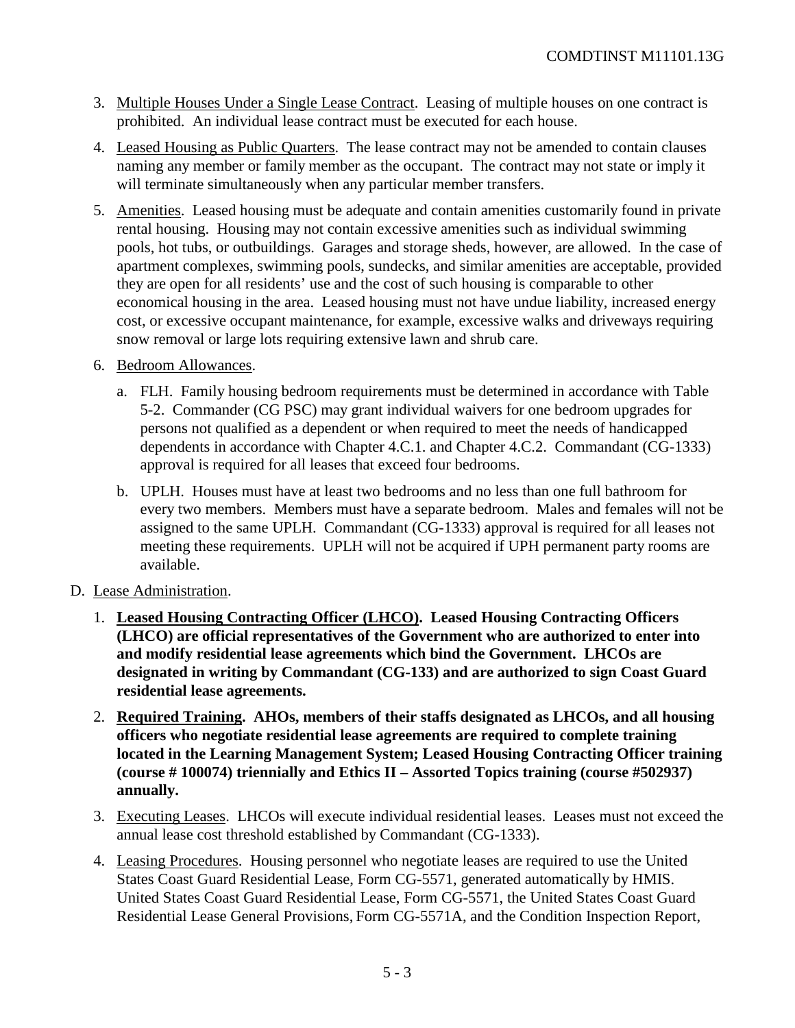3. Multiple Houses Under a Single Lease Contract. Leasing of multiple houses on one contract is prohibited. An individual lease contract must be executed for each house.

4. Leased Housing as Public Quarters. The lease contract may not be amended to contain clauses naming any member or family member as the occupant. The contract may not state or imply it will terminate simultaneously when any particular member transfers.

5. Amenities. Leased housing must be adequate and contain amenities customarily found in private rental housing. Housing may not contain excessive amenities such as individual swimming pools, hot tubs, or outbuildings. Garages and storage sheds, however, are allowed. In the case of apartment complexes, swimming pools, sundecks, and similar amenities are acceptable, provided they are open for all residents' use and the cost of such housing is comparable to other economical housing in the area. Leased housing must not have undue liability, increased energy cost, or excessive occupant maintenance, for example, excessive walks and driveways requiring snow removal or large lots requiring extensive lawn and shrub care.

6. Bedroom Allowances.

   a. FLH. Family housing bedroom requirements must be determined in accordance with Table 5-2. Commander (CG PSC) may grant individual waivers for one bedroom upgrades for persons not qualified as a dependent or when required to meet the needs of handicapped dependents in accordance with Chapter 4.C.1. and Chapter 4.C.2. Commandant (CG-1333) approval is required for all leases that exceed four bedrooms.

   b. UPLH. Houses must have at least two bedrooms and no less than one full bathroom for every two members. Members must have a separate bedroom. Males and females will not be assigned to the same UPLH. Commandant (CG-1333) approval is required for all leases not meeting these requirements. UPLH will not be acquired if UPH permanent party rooms are available.

D. Lease Administration.

1. **Leased Housing Contracting Officer (LHCO). Leased Housing Contracting Officers (LHCO) are official representatives of the Government who are authorized to enter into and modify residential lease agreements which bind the Government. LHCOs are designated in writing by Commandant (CG-133) and are authorized to sign Coast Guard residential lease agreements.**

2. **Required Training. AHOs, members of their staffs designated as LHCOs, and all housing officers who negotiate residential lease agreements are required to complete training located in the Learning Management System; Leased Housing Contracting Officer training (course # 100074) triennially and Ethics II – Assorted Topics training (course #502937) annually.**

3. Executing Leases. LHCOs will execute individual residential leases. Leases must not exceed the annual lease cost threshold established by Commandant (CG-1333).

4. Leasing Procedures. Housing personnel who negotiate leases are required to use the United States Coast Guard Residential Lease, Form CG-5571, generated automatically by HMIS. United States Coast Guard Residential Lease, Form CG-5571, the United States Coast Guard Residential Lease General Provisions, Form CG-5571A, and the Condition Inspection Report,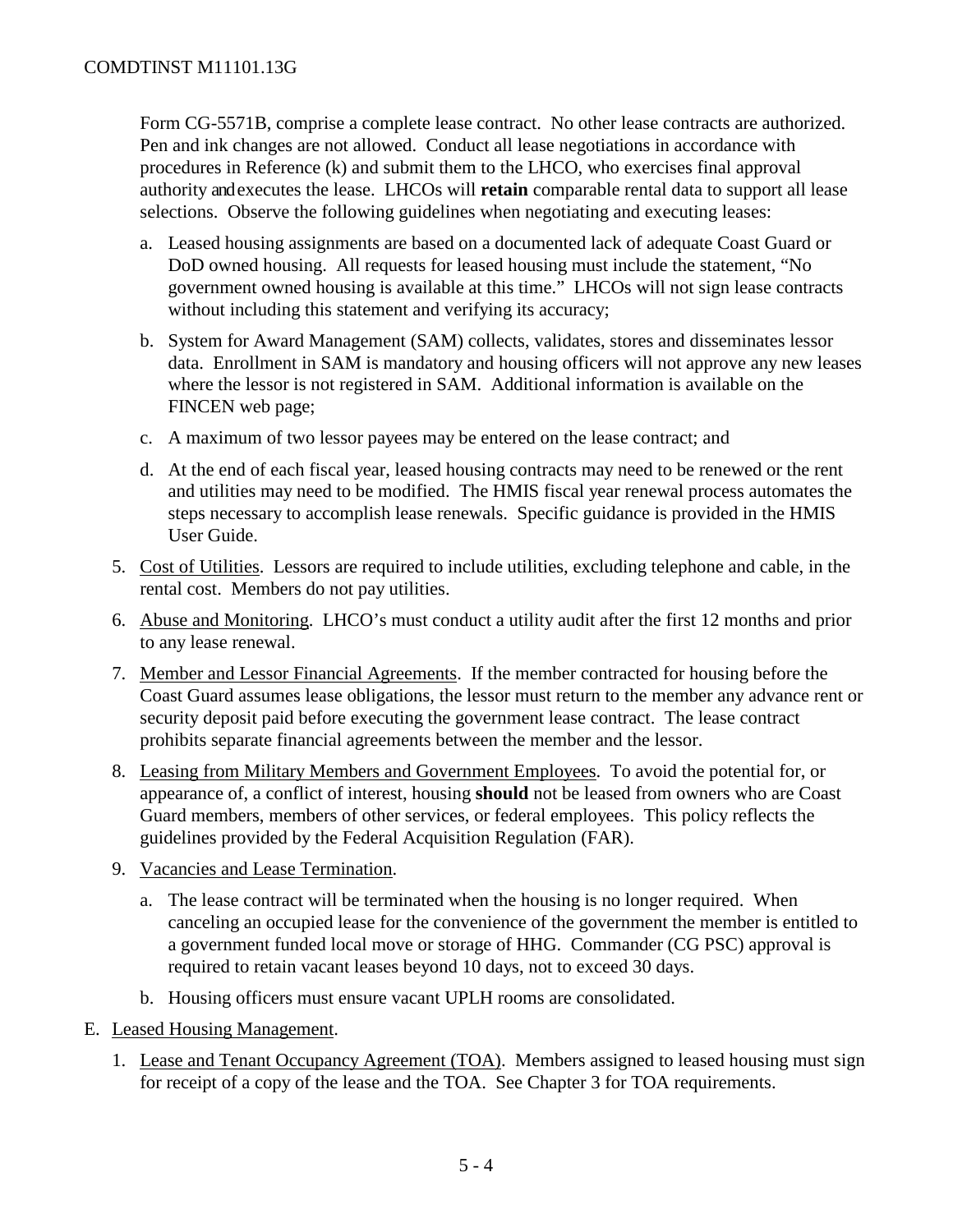Form CG-5571B, comprise a complete lease contract. No other lease contracts are authorized. Pen and ink changes are not allowed. Conduct all lease negotiations in accordance with procedures in Reference (k) and submit them to the LHCO, who exercises final approval authority and executes the lease. LHCOs will **retain** comparable rental data to support all lease selections. Observe the following guidelines when negotiating and executing leases:

a. Leased housing assignments are based on a documented lack of adequate Coast Guard or DoD owned housing. All requests for leased housing must include the statement, "No government owned housing is available at this time." LHCOs will not sign lease contracts without including this statement and verifying its accuracy;

b. System for Award Management (SAM) collects, validates, stores and disseminates lessor data. Enrollment in SAM is mandatory and housing officers will not approve any new leases where the lessor is not registered in SAM. Additional information is available on the FINCEN web page;

c. A maximum of two lessor payees may be entered on the lease contract; and

d. At the end of each fiscal year, leased housing contracts may need to be renewed or the rent and utilities may need to be modified. The HMIS fiscal year renewal process automates the steps necessary to accomplish lease renewals. Specific guidance is provided in the HMIS User Guide.

5. Cost of Utilities. Lessors are required to include utilities, excluding telephone and cable, in the rental cost. Members do not pay utilities.

6. Abuse and Monitoring. LHCO's must conduct a utility audit after the first 12 months and prior to any lease renewal.

7. Member and Lessor Financial Agreements. If the member contracted for housing before the Coast Guard assumes lease obligations, the lessor must return to the member any advance rent or security deposit paid before executing the government lease contract. The lease contract prohibits separate financial agreements between the member and the lessor.

8. Leasing from Military Members and Government Employees. To avoid the potential for, or appearance of, a conflict of interest, housing **should** not be leased from owners who are Coast Guard members, members of other services, or federal employees. This policy reflects the guidelines provided by the Federal Acquisition Regulation (FAR).

9. Vacancies and Lease Termination.

   a. The lease contract will be terminated when the housing is no longer required. When canceling an occupied lease for the convenience of the government the member is entitled to a government funded local move or storage of HHG. Commander (CG PSC) approval is required to retain vacant leases beyond 10 days, not to exceed 30 days.

   b. Housing officers must ensure vacant UPLH rooms are consolidated.

E. Leased Housing Management.

1. Lease and Tenant Occupancy Agreement (TOA). Members assigned to leased housing must sign for receipt of a copy of the lease and the TOA. See Chapter 3 for TOA requirements.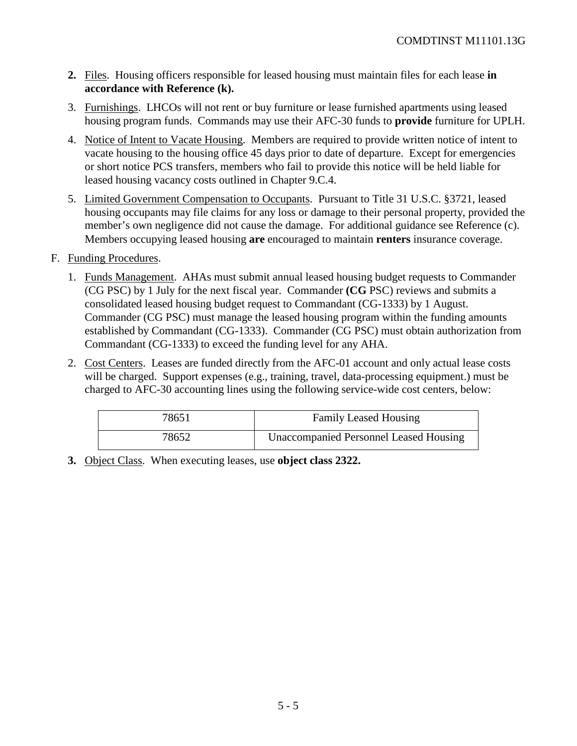**2.** Files. Housing officers responsible for leased housing must maintain files for each lease **in accordance with Reference (k).**

3. Furnishings. LHCOs will not rent or buy furniture or lease furnished apartments using leased housing program funds. Commands may use their AFC-30 funds to **provide** furniture for UPLH.

4. Notice of Intent to Vacate Housing. Members are required to provide written notice of intent to vacate housing to the housing office 45 days prior to date of departure. Except for emergencies or short notice PCS transfers, members who fail to provide this notice will be held liable for leased housing vacancy costs outlined in Chapter 9.C.4.

5. Limited Government Compensation to Occupants. Pursuant to Title 31 U.S.C. §3721, leased housing occupants may file claims for any loss or damage to their personal property, provided the member's own negligence did not cause the damage. For additional guidance see Reference (c). Members occupying leased housing **are** encouraged to maintain **renters** insurance coverage.

F. Funding Procedures.

1. Funds Management. AHAs must submit annual leased housing budget requests to Commander (CG PSC) by 1 July for the next fiscal year. Commander **(CG** PSC) reviews and submits a consolidated leased housing budget request to Commandant (CG-1333) by 1 August. Commander (CG PSC) must manage the leased housing program within the funding amounts established by Commandant (CG-1333). Commander (CG PSC) must obtain authorization from Commandant (CG-1333) to exceed the funding level for any AHA.

2. Cost Centers. Leases are funded directly from the AFC-01 account and only actual lease costs will be charged. Support expenses (e.g., training, travel, data-processing equipment.) must be charged to AFC-30 accounting lines using the following service-wide cost centers, below:

| 78651 | Family Leased Housing |
|---|---|
| 78652 | Unaccompanied Personnel Leased Housing |

**3.** Object Class. When executing leases, use **object class 2322.**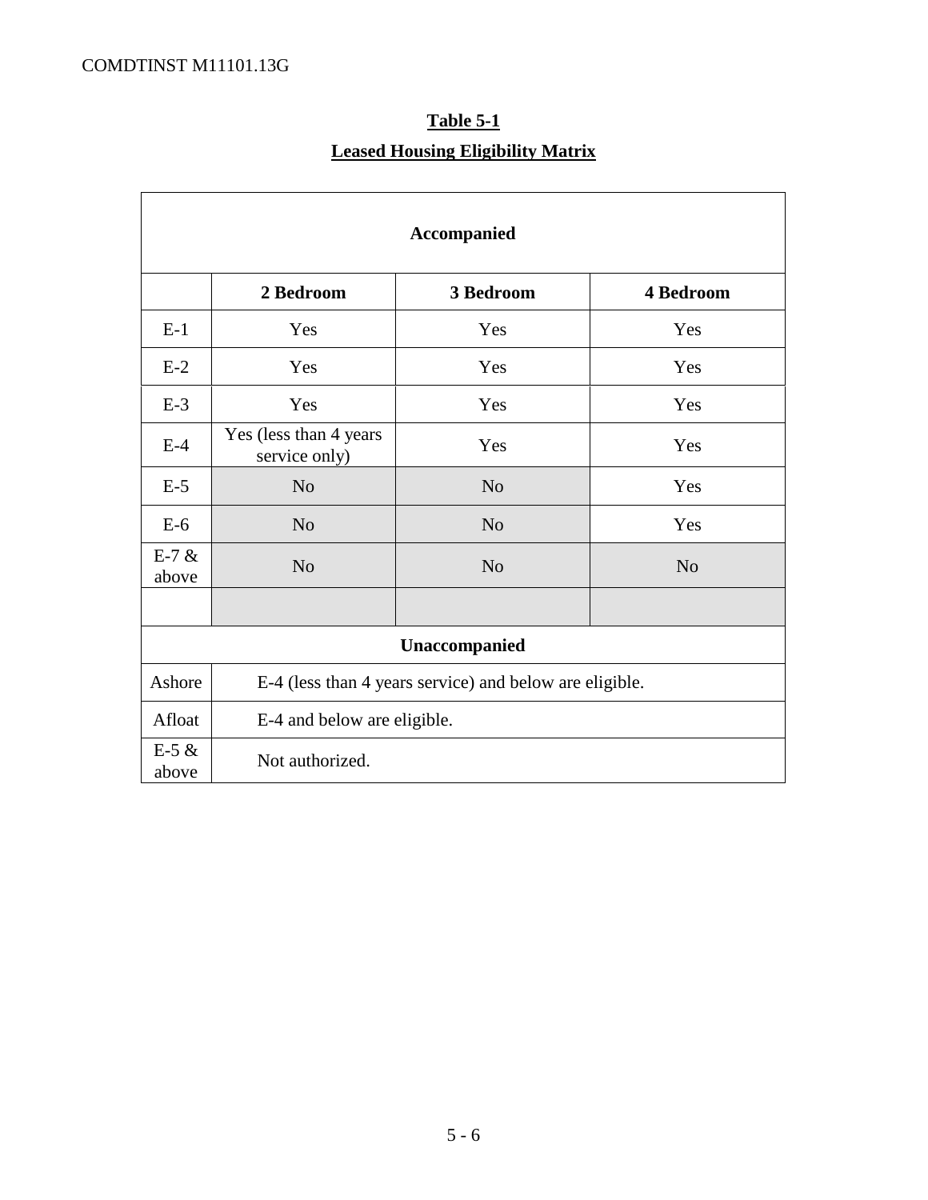**Table 5-1**

**Leased Housing Eligibility Matrix**

| **Accompanied** | | | |
|---|---|---|---|
| | **2 Bedroom** | **3 Bedroom** | **4 Bedroom** |
| E-1 | Yes | Yes | Yes |
| E-2 | Yes | Yes | Yes |
| E-3 | Yes | Yes | Yes |
| E-4 | Yes (less than 4 years service only) | Yes | Yes |
| E-5 | No | No | Yes |
| E-6 | No | No | Yes |
| E-7 & above | No | No | No |
| | | | |
| **Unaccompanied** | | | |
| Ashore | E-4 (less than 4 years service) and below are eligible. | | |
| Afloat | E-4 and below are eligible. | | |
| E-5 & above | Not authorized. | | |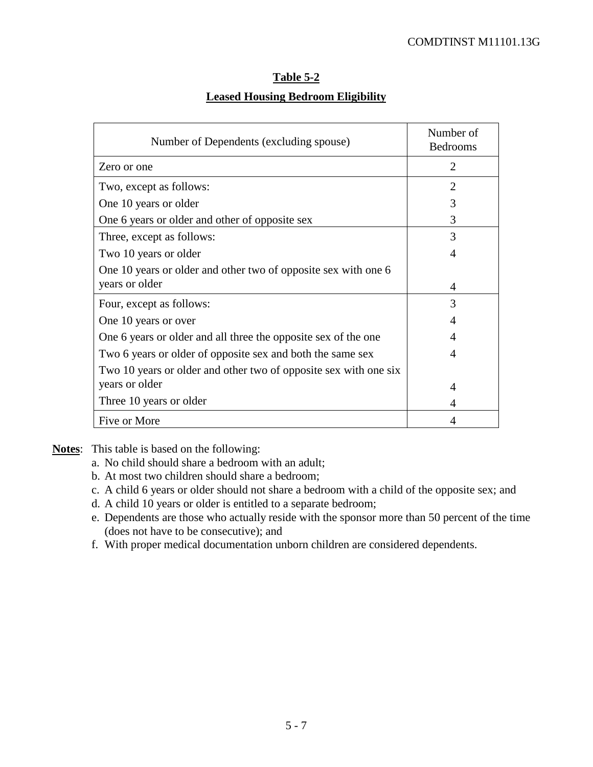**Table 5-2**

**Leased Housing Bedroom Eligibility**

| Number of Dependents (excluding spouse) | Number of Bedrooms |
|---|---|
| Zero or one | 2 |
| Two, except as follows: | 2 |
| One 10 years or older | 3 |
| One 6 years or older and other of opposite sex | 3 |
| Three, except as follows: | 3 |
| Two 10 years or older | 4 |
| One 10 years or older and other two of opposite sex with one 6 years or older | 4 |
| Four, except as follows: | 3 |
| One 10 years or over | 4 |
| One 6 years or older and all three the opposite sex of the one | 4 |
| Two 6 years or older of opposite sex and both the same sex | 4 |
| Two 10 years or older and other two of opposite sex with one six years or older | 4 |
| Three 10 years or older | 4 |
| Five or More | 4 |

**Notes**: This table is based on the following:

a. No child should share a bedroom with an adult;

b. At most two children should share a bedroom;

c. A child 6 years or older should not share a bedroom with a child of the opposite sex; and

d. A child 10 years or older is entitled to a separate bedroom;

e. Dependents are those who actually reside with the sponsor more than 50 percent of the time (does not have to be consecutive); and

f. With proper medical documentation unborn children are considered dependents.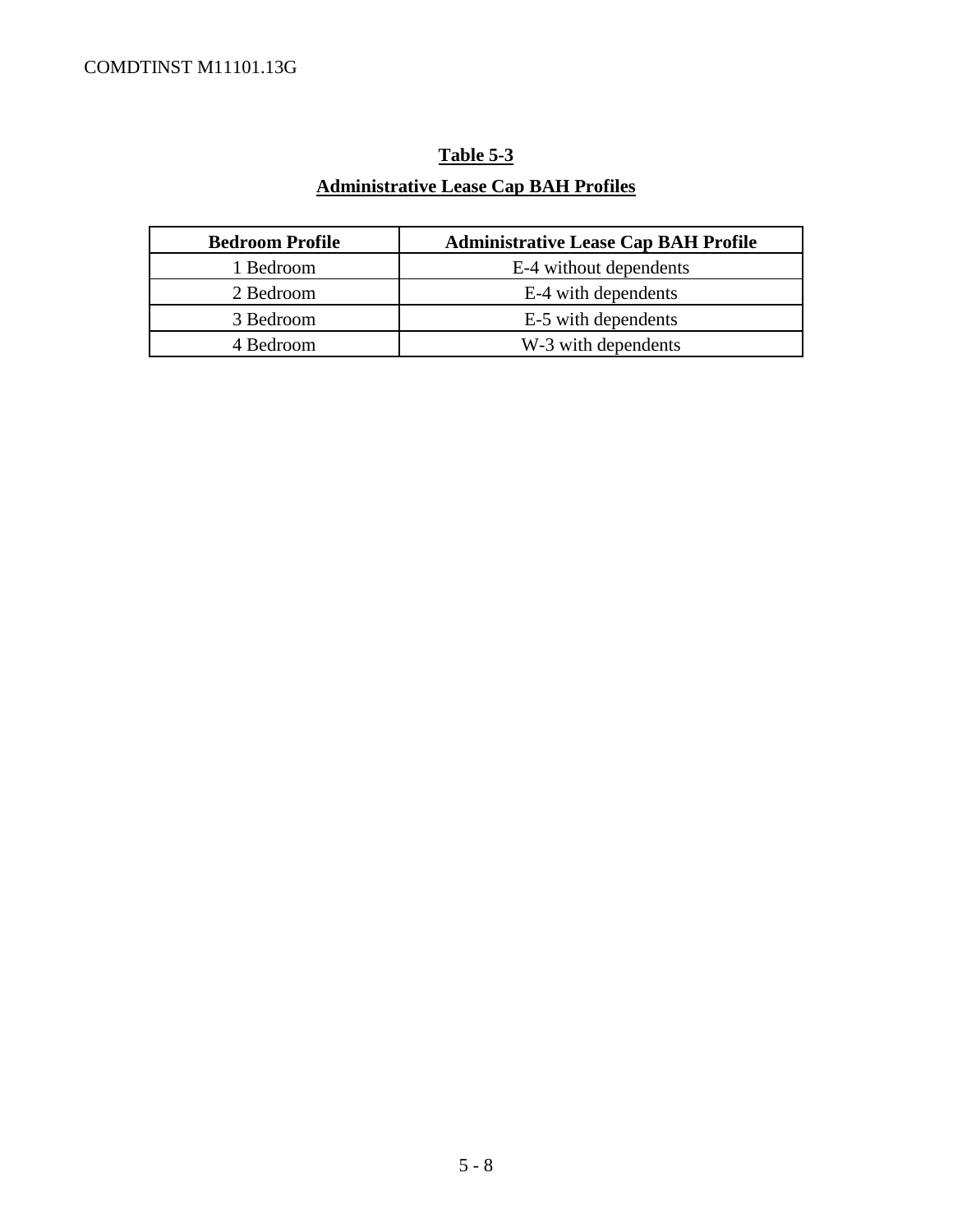**Table 5-3**

**Administrative Lease Cap BAH Profiles**

| Bedroom Profile | Administrative Lease Cap BAH Profile |
|---|---|
| 1 Bedroom | E-4 without dependents |
| 2 Bedroom | E-4 with dependents |
| 3 Bedroom | E-5 with dependents |
| 4 Bedroom | W-3 with dependents |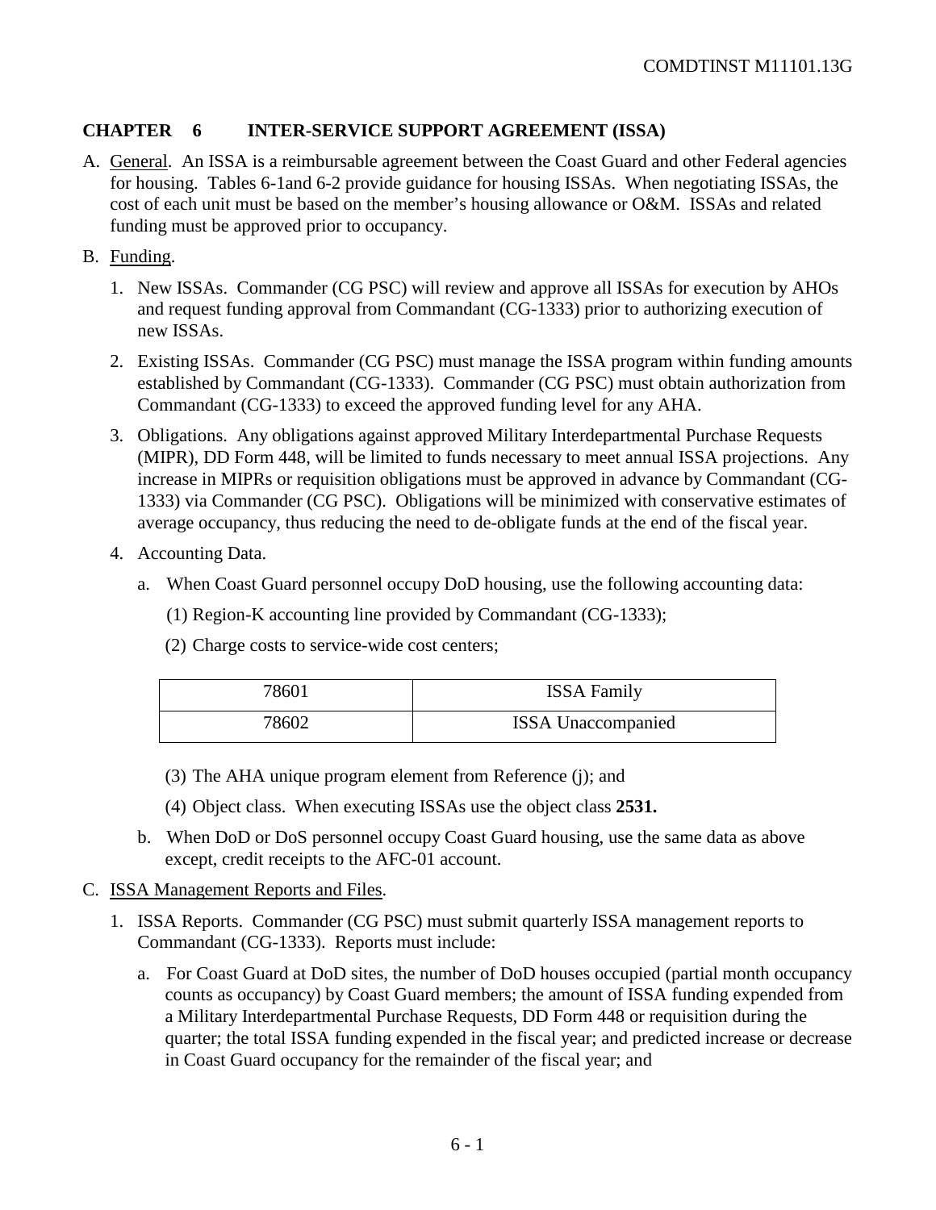## CHAPTER 6 INTER-SERVICE SUPPORT AGREEMENT (ISSA)

A. General. An ISSA is a reimbursable agreement between the Coast Guard and other Federal agencies for housing. Tables 6-1and 6-2 provide guidance for housing ISSAs. When negotiating ISSAs, the cost of each unit must be based on the member's housing allowance or O&M. ISSAs and related funding must be approved prior to occupancy.

B. Funding.

1. New ISSAs. Commander (CG PSC) will review and approve all ISSAs for execution by AHOs and request funding approval from Commandant (CG-1333) prior to authorizing execution of new ISSAs.

2. Existing ISSAs. Commander (CG PSC) must manage the ISSA program within funding amounts established by Commandant (CG-1333). Commander (CG PSC) must obtain authorization from Commandant (CG-1333) to exceed the approved funding level for any AHA.

3. Obligations. Any obligations against approved Military Interdepartmental Purchase Requests (MIPR), DD Form 448, will be limited to funds necessary to meet annual ISSA projections. Any increase in MIPRs or requisition obligations must be approved in advance by Commandant (CG-1333) via Commander (CG PSC). Obligations will be minimized with conservative estimates of average occupancy, thus reducing the need to de-obligate funds at the end of the fiscal year.

4. Accounting Data.

   a. When Coast Guard personnel occupy DoD housing, use the following accounting data:

      (1) Region-K accounting line provided by Commandant (CG-1333);

      (2) Charge costs to service-wide cost centers;

| 78601 | ISSA Family |
|---|---|
| 78602 | ISSA Unaccompanied |

      (3) The AHA unique program element from Reference (j); and

      (4) Object class. When executing ISSAs use the object class **2531.**

   b. When DoD or DoS personnel occupy Coast Guard housing, use the same data as above except, credit receipts to the AFC-01 account.

C. ISSA Management Reports and Files.

1. ISSA Reports. Commander (CG PSC) must submit quarterly ISSA management reports to Commandant (CG-1333). Reports must include:

   a. For Coast Guard at DoD sites, the number of DoD houses occupied (partial month occupancy counts as occupancy) by Coast Guard members; the amount of ISSA funding expended from a Military Interdepartmental Purchase Requests, DD Form 448 or requisition during the quarter; the total ISSA funding expended in the fiscal year; and predicted increase or decrease in Coast Guard occupancy for the remainder of the fiscal year; and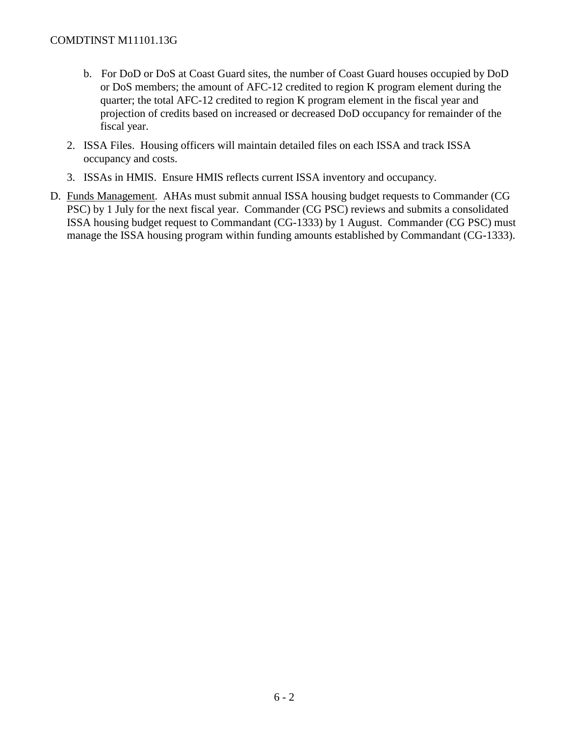b. For DoD or DoS at Coast Guard sites, the number of Coast Guard houses occupied by DoD or DoS members; the amount of AFC-12 credited to region K program element during the quarter; the total AFC-12 credited to region K program element in the fiscal year and projection of credits based on increased or decreased DoD occupancy for remainder of the fiscal year.

2. ISSA Files. Housing officers will maintain detailed files on each ISSA and track ISSA occupancy and costs.

3. ISSAs in HMIS. Ensure HMIS reflects current ISSA inventory and occupancy.

D. <u>Funds Management</u>. AHAs must submit annual ISSA housing budget requests to Commander (CG PSC) by 1 July for the next fiscal year. Commander (CG PSC) reviews and submits a consolidated ISSA housing budget request to Commandant (CG-1333) by 1 August. Commander (CG PSC) must manage the ISSA housing program within funding amounts established by Commandant (CG-1333).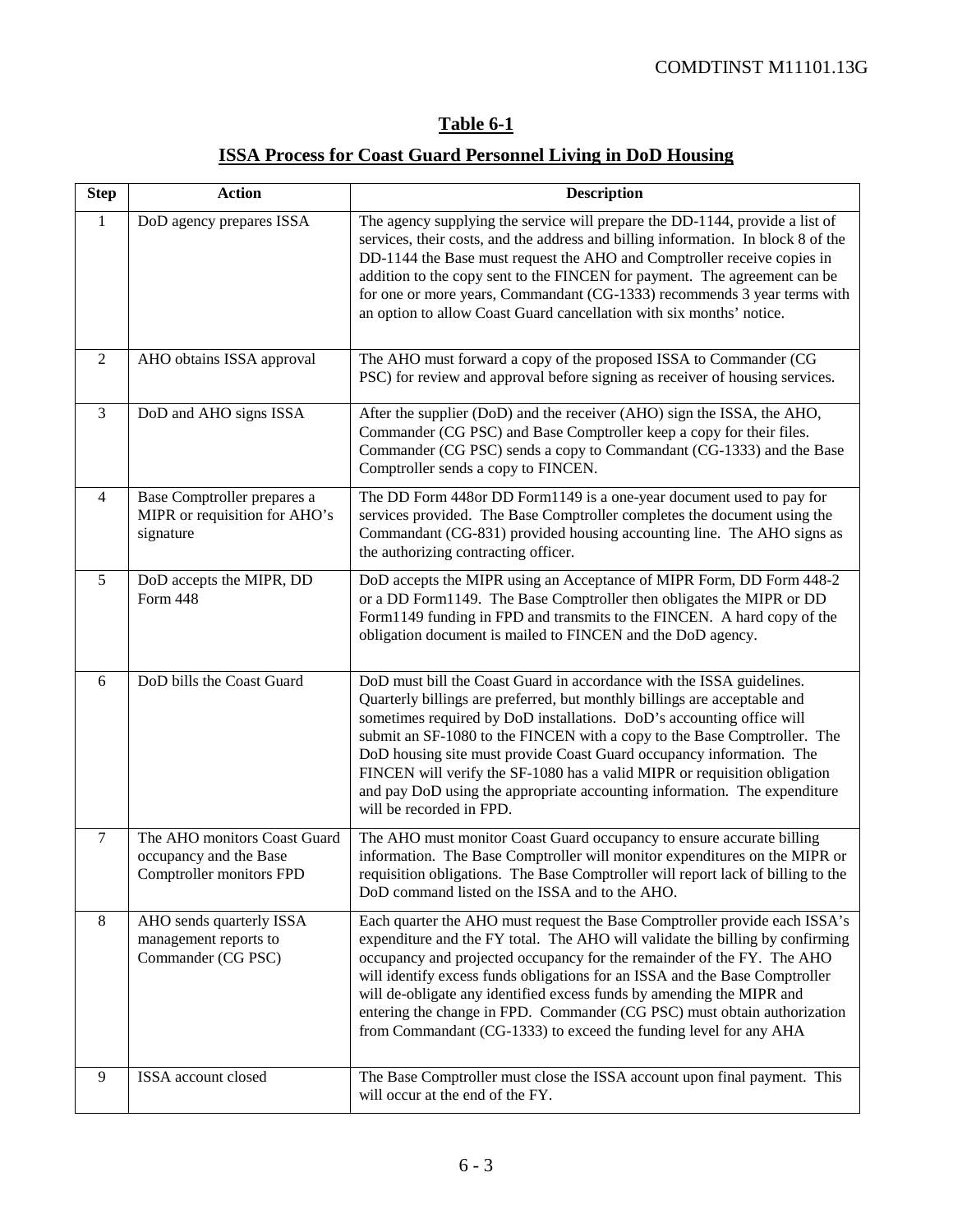## Table 6-1

## ISSA Process for Coast Guard Personnel Living in DoD Housing

| Step | Action | Description |
|---|---|---|
| 1 | DoD agency prepares ISSA | The agency supplying the service will prepare the DD-1144, provide a list of services, their costs, and the address and billing information. In block 8 of the DD-1144 the Base must request the AHO and Comptroller receive copies in addition to the copy sent to the FINCEN for payment. The agreement can be for one or more years, Commandant (CG-1333) recommends 3 year terms with an option to allow Coast Guard cancellation with six months' notice. |
| 2 | AHO obtains ISSA approval | The AHO must forward a copy of the proposed ISSA to Commander (CG PSC) for review and approval before signing as receiver of housing services. |
| 3 | DoD and AHO signs ISSA | After the supplier (DoD) and the receiver (AHO) sign the ISSA, the AHO, Commander (CG PSC) and Base Comptroller keep a copy for their files. Commander (CG PSC) sends a copy to Commandant (CG-1333) and the Base Comptroller sends a copy to FINCEN. |
| 4 | Base Comptroller prepares a MIPR or requisition for AHO's signature | The DD Form 448or DD Form1149 is a one-year document used to pay for services provided. The Base Comptroller completes the document using the Commandant (CG-831) provided housing accounting line. The AHO signs as the authorizing contracting officer. |
| 5 | DoD accepts the MIPR, DD Form 448 | DoD accepts the MIPR using an Acceptance of MIPR Form, DD Form 448-2 or a DD Form1149. The Base Comptroller then obligates the MIPR or DD Form1149 funding in FPD and transmits to the FINCEN. A hard copy of the obligation document is mailed to FINCEN and the DoD agency. |
| 6 | DoD bills the Coast Guard | DoD must bill the Coast Guard in accordance with the ISSA guidelines. Quarterly billings are preferred, but monthly billings are acceptable and sometimes required by DoD installations. DoD's accounting office will submit an SF-1080 to the FINCEN with a copy to the Base Comptroller. The DoD housing site must provide Coast Guard occupancy information. The FINCEN will verify the SF-1080 has a valid MIPR or requisition obligation and pay DoD using the appropriate accounting information. The expenditure will be recorded in FPD. |
| 7 | The AHO monitors Coast Guard occupancy and the Base Comptroller monitors FPD | The AHO must monitor Coast Guard occupancy to ensure accurate billing information. The Base Comptroller will monitor expenditures on the MIPR or requisition obligations. The Base Comptroller will report lack of billing to the DoD command listed on the ISSA and to the AHO. |
| 8 | AHO sends quarterly ISSA management reports to Commander (CG PSC) | Each quarter the AHO must request the Base Comptroller provide each ISSA's expenditure and the FY total. The AHO will validate the billing by confirming occupancy and projected occupancy for the remainder of the FY. The AHO will identify excess funds obligations for an ISSA and the Base Comptroller will de-obligate any identified excess funds by amending the MIPR and entering the change in FPD. Commander (CG PSC) must obtain authorization from Commandant (CG-1333) to exceed the funding level for any AHA |
| 9 | ISSA account closed | The Base Comptroller must close the ISSA account upon final payment. This will occur at the end of the FY. |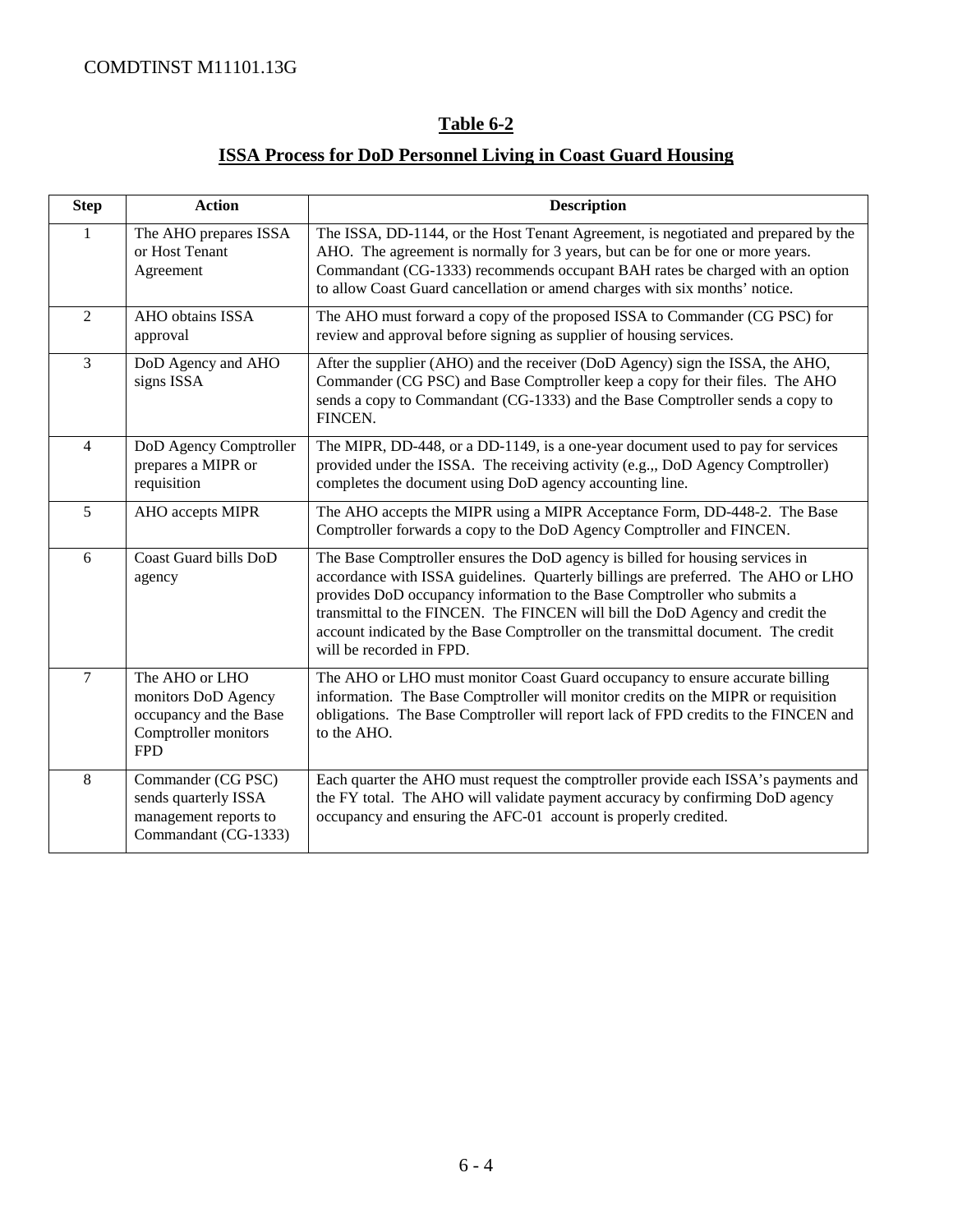## Table 6-2

## ISSA Process for DoD Personnel Living in Coast Guard Housing

| Step | Action | Description |
|---|---|---|
| 1 | The AHO prepares ISSA or Host Tenant Agreement | The ISSA, DD-1144, or the Host Tenant Agreement, is negotiated and prepared by the AHO. The agreement is normally for 3 years, but can be for one or more years. Commandant (CG-1333) recommends occupant BAH rates be charged with an option to allow Coast Guard cancellation or amend charges with six months' notice. |
| 2 | AHO obtains ISSA approval | The AHO must forward a copy of the proposed ISSA to Commander (CG PSC) for review and approval before signing as supplier of housing services. |
| 3 | DoD Agency and AHO signs ISSA | After the supplier (AHO) and the receiver (DoD Agency) sign the ISSA, the AHO, Commander (CG PSC) and Base Comptroller keep a copy for their files. The AHO sends a copy to Commandant (CG-1333) and the Base Comptroller sends a copy to FINCEN. |
| 4 | DoD Agency Comptroller prepares a MIPR or requisition | The MIPR, DD-448, or a DD-1149, is a one-year document used to pay for services provided under the ISSA. The receiving activity (e.g.,, DoD Agency Comptroller) completes the document using DoD agency accounting line. |
| 5 | AHO accepts MIPR | The AHO accepts the MIPR using a MIPR Acceptance Form, DD-448-2. The Base Comptroller forwards a copy to the DoD Agency Comptroller and FINCEN. |
| 6 | Coast Guard bills DoD agency | The Base Comptroller ensures the DoD agency is billed for housing services in accordance with ISSA guidelines. Quarterly billings are preferred. The AHO or LHO provides DoD occupancy information to the Base Comptroller who submits a transmittal to the FINCEN. The FINCEN will bill the DoD Agency and credit the account indicated by the Base Comptroller on the transmittal document. The credit will be recorded in FPD. |
| 7 | The AHO or LHO monitors DoD Agency occupancy and the Base Comptroller monitors FPD | The AHO or LHO must monitor Coast Guard occupancy to ensure accurate billing information. The Base Comptroller will monitor credits on the MIPR or requisition obligations. The Base Comptroller will report lack of FPD credits to the FINCEN and to the AHO. |
| 8 | Commander (CG PSC) sends quarterly ISSA management reports to Commandant (CG-1333) | Each quarter the AHO must request the comptroller provide each ISSA's payments and the FY total. The AHO will validate payment accuracy by confirming DoD agency occupancy and ensuring the AFC-01 account is properly credited. |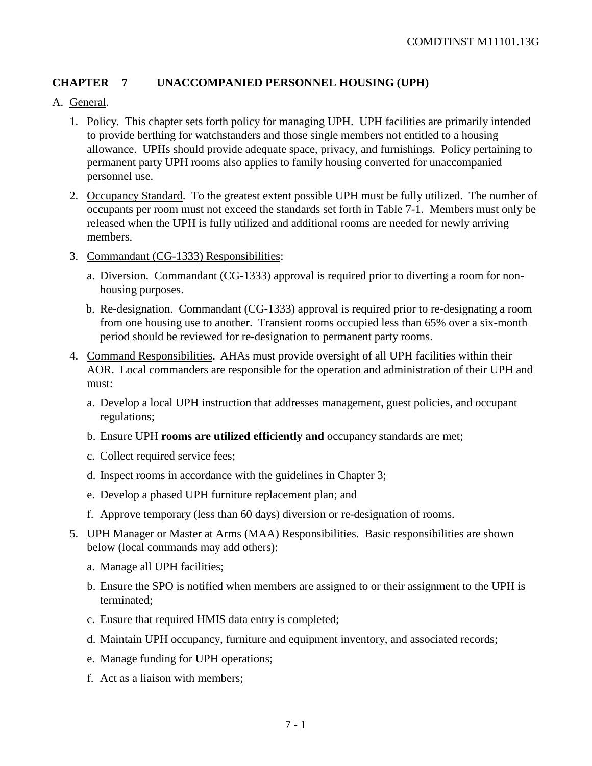# CHAPTER 7 UNACCOMPANIED PERSONNEL HOUSING (UPH)

A. General.

1. Policy. This chapter sets forth policy for managing UPH. UPH facilities are primarily intended to provide berthing for watchstanders and those single members not entitled to a housing allowance. UPHs should provide adequate space, privacy, and furnishings. Policy pertaining to permanent party UPH rooms also applies to family housing converted for unaccompanied personnel use.

2. Occupancy Standard. To the greatest extent possible UPH must be fully utilized. The number of occupants per room must not exceed the standards set forth in Table 7-1. Members must only be released when the UPH is fully utilized and additional rooms are needed for newly arriving members.

3. Commandant (CG-1333) Responsibilities:

   a. Diversion. Commandant (CG-1333) approval is required prior to diverting a room for non-housing purposes.

   b. Re-designation. Commandant (CG-1333) approval is required prior to re-designating a room from one housing use to another. Transient rooms occupied less than 65% over a six-month period should be reviewed for re-designation to permanent party rooms.

4. Command Responsibilities. AHAs must provide oversight of all UPH facilities within their AOR. Local commanders are responsible for the operation and administration of their UPH and must:

   a. Develop a local UPH instruction that addresses management, guest policies, and occupant regulations;

   b. Ensure UPH **rooms are utilized efficiently and** occupancy standards are met;

   c. Collect required service fees;

   d. Inspect rooms in accordance with the guidelines in Chapter 3;

   e. Develop a phased UPH furniture replacement plan; and

   f. Approve temporary (less than 60 days) diversion or re-designation of rooms.

5. UPH Manager or Master at Arms (MAA) Responsibilities. Basic responsibilities are shown below (local commands may add others):

   a. Manage all UPH facilities;

   b. Ensure the SPO is notified when members are assigned to or their assignment to the UPH is terminated;

   c. Ensure that required HMIS data entry is completed;

   d. Maintain UPH occupancy, furniture and equipment inventory, and associated records;

   e. Manage funding for UPH operations;

   f. Act as a liaison with members;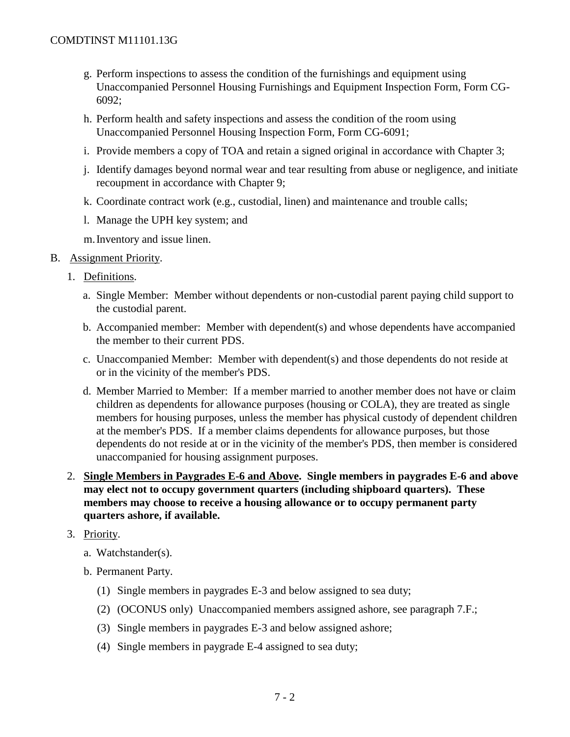g. Perform inspections to assess the condition of the furnishings and equipment using Unaccompanied Personnel Housing Furnishings and Equipment Inspection Form, Form CG-6092;

h. Perform health and safety inspections and assess the condition of the room using Unaccompanied Personnel Housing Inspection Form, Form CG-6091;

i. Provide members a copy of TOA and retain a signed original in accordance with Chapter 3;

j. Identify damages beyond normal wear and tear resulting from abuse or negligence, and initiate recoupment in accordance with Chapter 9;

k. Coordinate contract work (e.g., custodial, linen) and maintenance and trouble calls;

l. Manage the UPH key system; and

m. Inventory and issue linen.

B. Assignment Priority.

1. Definitions.

a. Single Member: Member without dependents or non-custodial parent paying child support to the custodial parent.

b. Accompanied member: Member with dependent(s) and whose dependents have accompanied the member to their current PDS.

c. Unaccompanied Member: Member with dependent(s) and those dependents do not reside at or in the vicinity of the member's PDS.

d. Member Married to Member: If a member married to another member does not have or claim children as dependents for allowance purposes (housing or COLA), they are treated as single members for housing purposes, unless the member has physical custody of dependent children at the member's PDS. If a member claims dependents for allowance purposes, but those dependents do not reside at or in the vicinity of the member's PDS, then member is considered unaccompanied for housing assignment purposes.

2. **Single Members in Paygrades E-6 and Above. Single members in paygrades E-6 and above may elect not to occupy government quarters (including shipboard quarters). These members may choose to receive a housing allowance or to occupy permanent party quarters ashore, if available.**

3. Priority.

a. Watchstander(s).

b. Permanent Party.

(1) Single members in paygrades E-3 and below assigned to sea duty;

(2) (OCONUS only) Unaccompanied members assigned ashore, see paragraph 7.F.;

(3) Single members in paygrades E-3 and below assigned ashore;

(4) Single members in paygrade E-4 assigned to sea duty;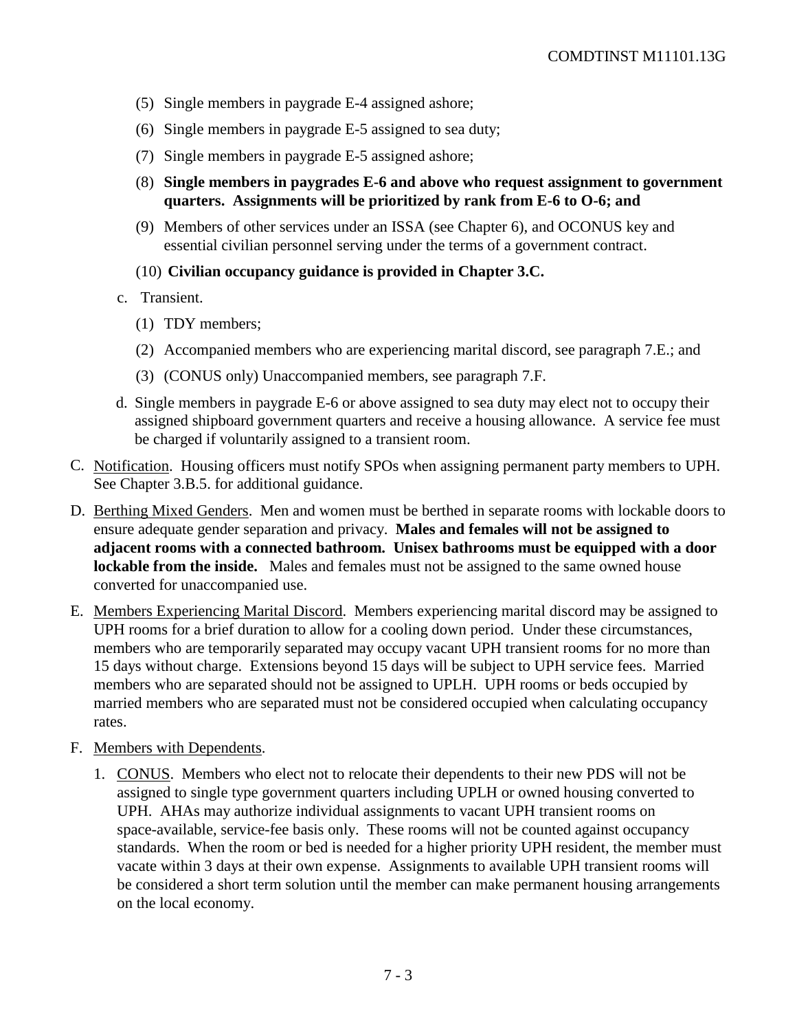(5) Single members in paygrade E-4 assigned ashore;

(6) Single members in paygrade E-5 assigned to sea duty;

(7) Single members in paygrade E-5 assigned ashore;

(8) **Single members in paygrades E-6 and above who request assignment to government quarters. Assignments will be prioritized by rank from E-6 to O-6; and**

(9) Members of other services under an ISSA (see Chapter 6), and OCONUS key and essential civilian personnel serving under the terms of a government contract.

(10) **Civilian occupancy guidance is provided in Chapter 3.C.**

c. Transient.

(1) TDY members;

(2) Accompanied members who are experiencing marital discord, see paragraph 7.E.; and

(3) (CONUS only) Unaccompanied members, see paragraph 7.F.

d. Single members in paygrade E-6 or above assigned to sea duty may elect not to occupy their assigned shipboard government quarters and receive a housing allowance. A service fee must be charged if voluntarily assigned to a transient room.

C. Notification. Housing officers must notify SPOs when assigning permanent party members to UPH. See Chapter 3.B.5. for additional guidance.

D. Berthing Mixed Genders. Men and women must be berthed in separate rooms with lockable doors to ensure adequate gender separation and privacy. **Males and females will not be assigned to adjacent rooms with a connected bathroom. Unisex bathrooms must be equipped with a door lockable from the inside.** Males and females must not be assigned to the same owned house converted for unaccompanied use.

E. Members Experiencing Marital Discord. Members experiencing marital discord may be assigned to UPH rooms for a brief duration to allow for a cooling down period. Under these circumstances, members who are temporarily separated may occupy vacant UPH transient rooms for no more than 15 days without charge. Extensions beyond 15 days will be subject to UPH service fees. Married members who are separated should not be assigned to UPLH. UPH rooms or beds occupied by married members who are separated must not be considered occupied when calculating occupancy rates.

F. Members with Dependents.

1. CONUS. Members who elect not to relocate their dependents to their new PDS will not be assigned to single type government quarters including UPLH or owned housing converted to UPH. AHAs may authorize individual assignments to vacant UPH transient rooms on space-available, service-fee basis only. These rooms will not be counted against occupancy standards. When the room or bed is needed for a higher priority UPH resident, the member must vacate within 3 days at their own expense. Assignments to available UPH transient rooms will be considered a short term solution until the member can make permanent housing arrangements on the local economy.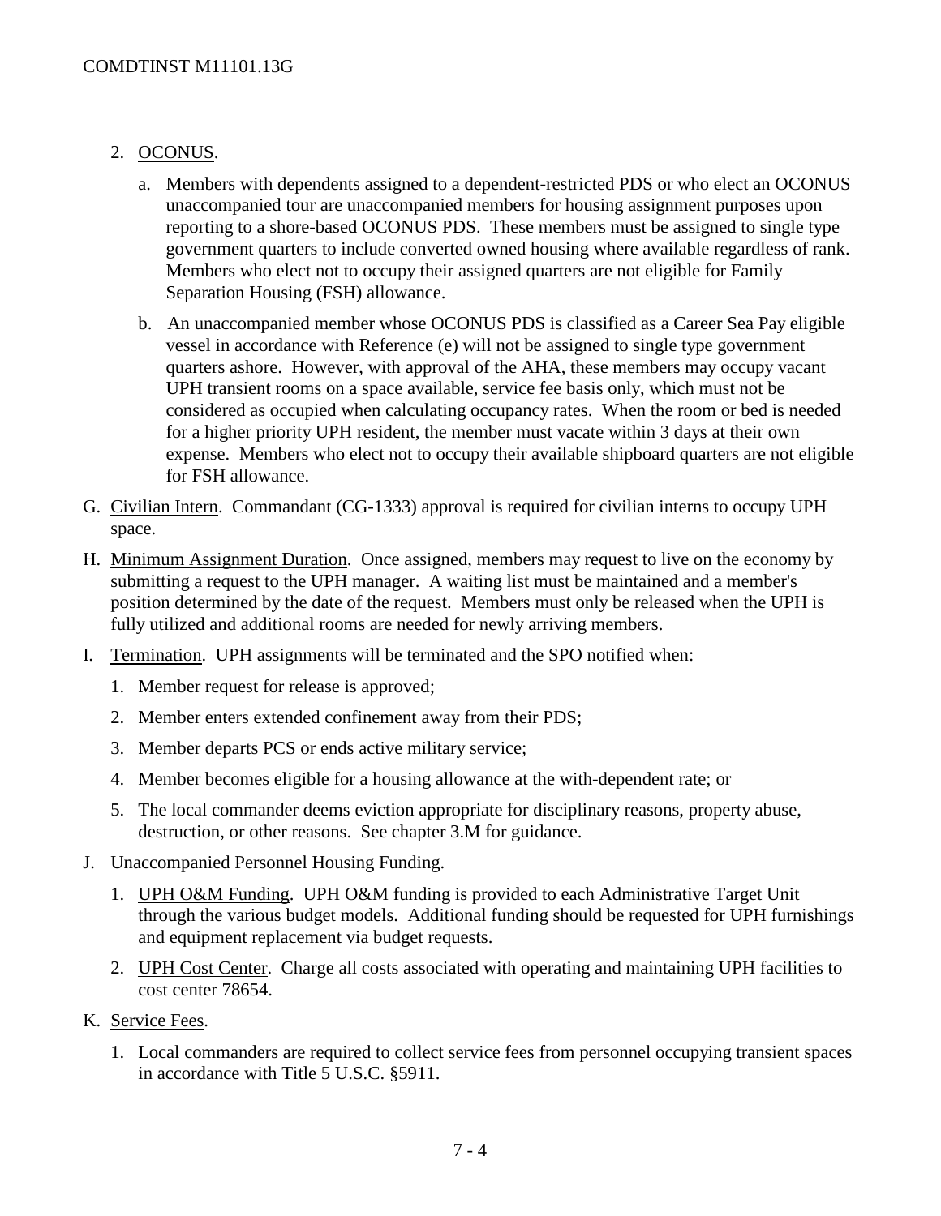2. OCONUS.

   a. Members with dependents assigned to a dependent-restricted PDS or who elect an OCONUS unaccompanied tour are unaccompanied members for housing assignment purposes upon reporting to a shore-based OCONUS PDS. These members must be assigned to single type government quarters to include converted owned housing where available regardless of rank. Members who elect not to occupy their assigned quarters are not eligible for Family Separation Housing (FSH) allowance.

   b. An unaccompanied member whose OCONUS PDS is classified as a Career Sea Pay eligible vessel in accordance with Reference (e) will not be assigned to single type government quarters ashore. However, with approval of the AHA, these members may occupy vacant UPH transient rooms on a space available, service fee basis only, which must not be considered as occupied when calculating occupancy rates. When the room or bed is needed for a higher priority UPH resident, the member must vacate within 3 days at their own expense. Members who elect not to occupy their available shipboard quarters are not eligible for FSH allowance.

G. Civilian Intern. Commandant (CG-1333) approval is required for civilian interns to occupy UPH space.

H. Minimum Assignment Duration. Once assigned, members may request to live on the economy by submitting a request to the UPH manager. A waiting list must be maintained and a member's position determined by the date of the request. Members must only be released when the UPH is fully utilized and additional rooms are needed for newly arriving members.

I. Termination. UPH assignments will be terminated and the SPO notified when:

   1. Member request for release is approved;
   2. Member enters extended confinement away from their PDS;
   3. Member departs PCS or ends active military service;
   4. Member becomes eligible for a housing allowance at the with-dependent rate; or
   5. The local commander deems eviction appropriate for disciplinary reasons, property abuse, destruction, or other reasons. See chapter 3.M for guidance.

J. Unaccompanied Personnel Housing Funding.

   1. UPH O&M Funding. UPH O&M funding is provided to each Administrative Target Unit through the various budget models. Additional funding should be requested for UPH furnishings and equipment replacement via budget requests.
   2. UPH Cost Center. Charge all costs associated with operating and maintaining UPH facilities to cost center 78654.

K. Service Fees.

   1. Local commanders are required to collect service fees from personnel occupying transient spaces in accordance with Title 5 U.S.C. §5911.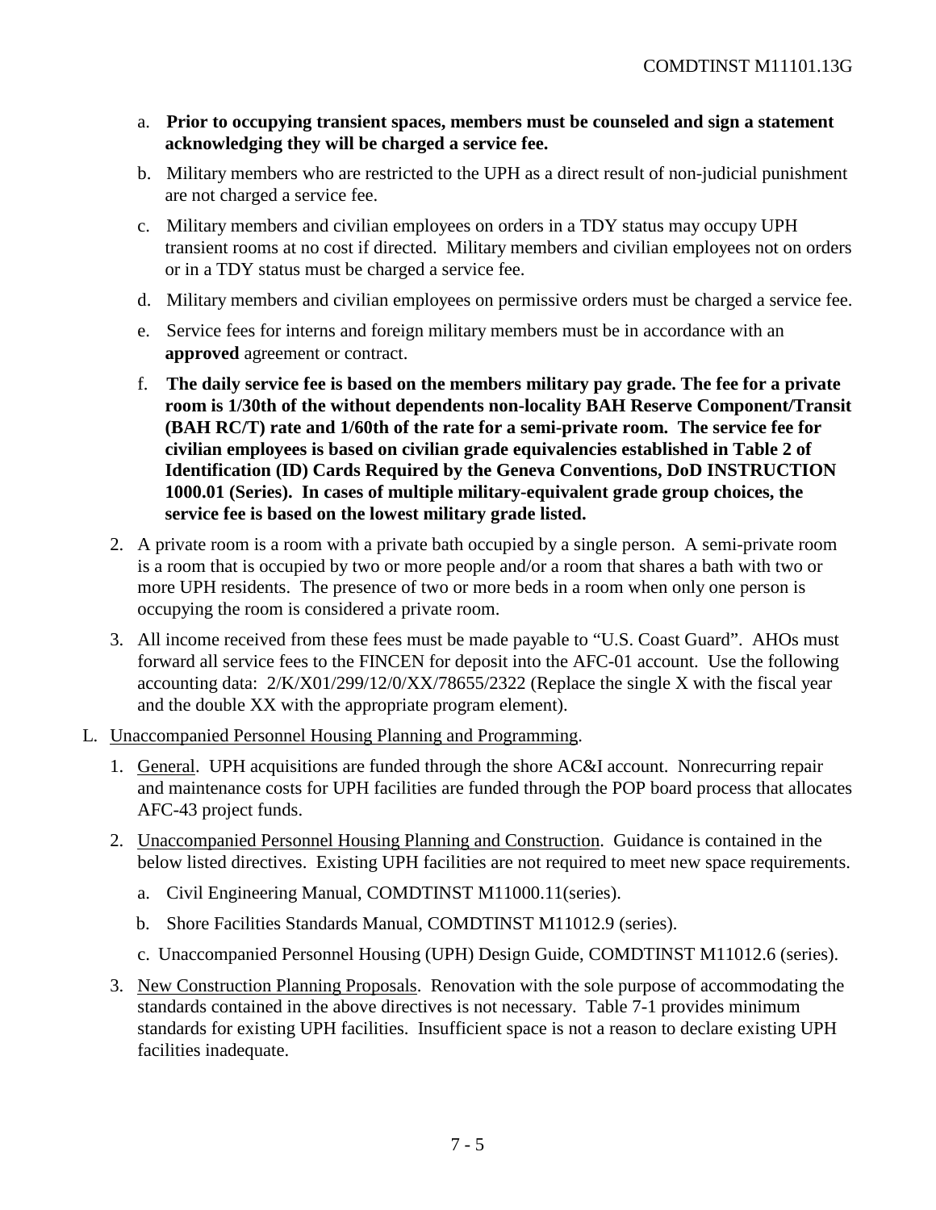a. **Prior to occupying transient spaces, members must be counseled and sign a statement acknowledging they will be charged a service fee.**

b. Military members who are restricted to the UPH as a direct result of non-judicial punishment are not charged a service fee.

c. Military members and civilian employees on orders in a TDY status may occupy UPH transient rooms at no cost if directed. Military members and civilian employees not on orders or in a TDY status must be charged a service fee.

d. Military members and civilian employees on permissive orders must be charged a service fee.

e. Service fees for interns and foreign military members must be in accordance with an **approved** agreement or contract.

f. **The daily service fee is based on the members military pay grade. The fee for a private room is 1/30th of the without dependents non-locality BAH Reserve Component/Transit (BAH RC/T) rate and 1/60th of the rate for a semi-private room. The service fee for civilian employees is based on civilian grade equivalencies established in Table 2 of Identification (ID) Cards Required by the Geneva Conventions, DoD INSTRUCTION 1000.01 (Series). In cases of multiple military-equivalent grade group choices, the service fee is based on the lowest military grade listed.**

2. A private room is a room with a private bath occupied by a single person. A semi-private room is a room that is occupied by two or more people and/or a room that shares a bath with two or more UPH residents. The presence of two or more beds in a room when only one person is occupying the room is considered a private room.

3. All income received from these fees must be made payable to "U.S. Coast Guard". AHOs must forward all service fees to the FINCEN for deposit into the AFC-01 account. Use the following accounting data: 2/K/X01/299/12/0/XX/78655/2322 (Replace the single X with the fiscal year and the double XX with the appropriate program element).

L. Unaccompanied Personnel Housing Planning and Programming.

1. General. UPH acquisitions are funded through the shore AC&I account. Nonrecurring repair and maintenance costs for UPH facilities are funded through the POP board process that allocates AFC-43 project funds.

2. Unaccompanied Personnel Housing Planning and Construction. Guidance is contained in the below listed directives. Existing UPH facilities are not required to meet new space requirements.

   a. Civil Engineering Manual, COMDTINST M11000.11(series).

   b. Shore Facilities Standards Manual, COMDTINST M11012.9 (series).

   c. Unaccompanied Personnel Housing (UPH) Design Guide, COMDTINST M11012.6 (series).

3. New Construction Planning Proposals. Renovation with the sole purpose of accommodating the standards contained in the above directives is not necessary. Table 7-1 provides minimum standards for existing UPH facilities. Insufficient space is not a reason to declare existing UPH facilities inadequate.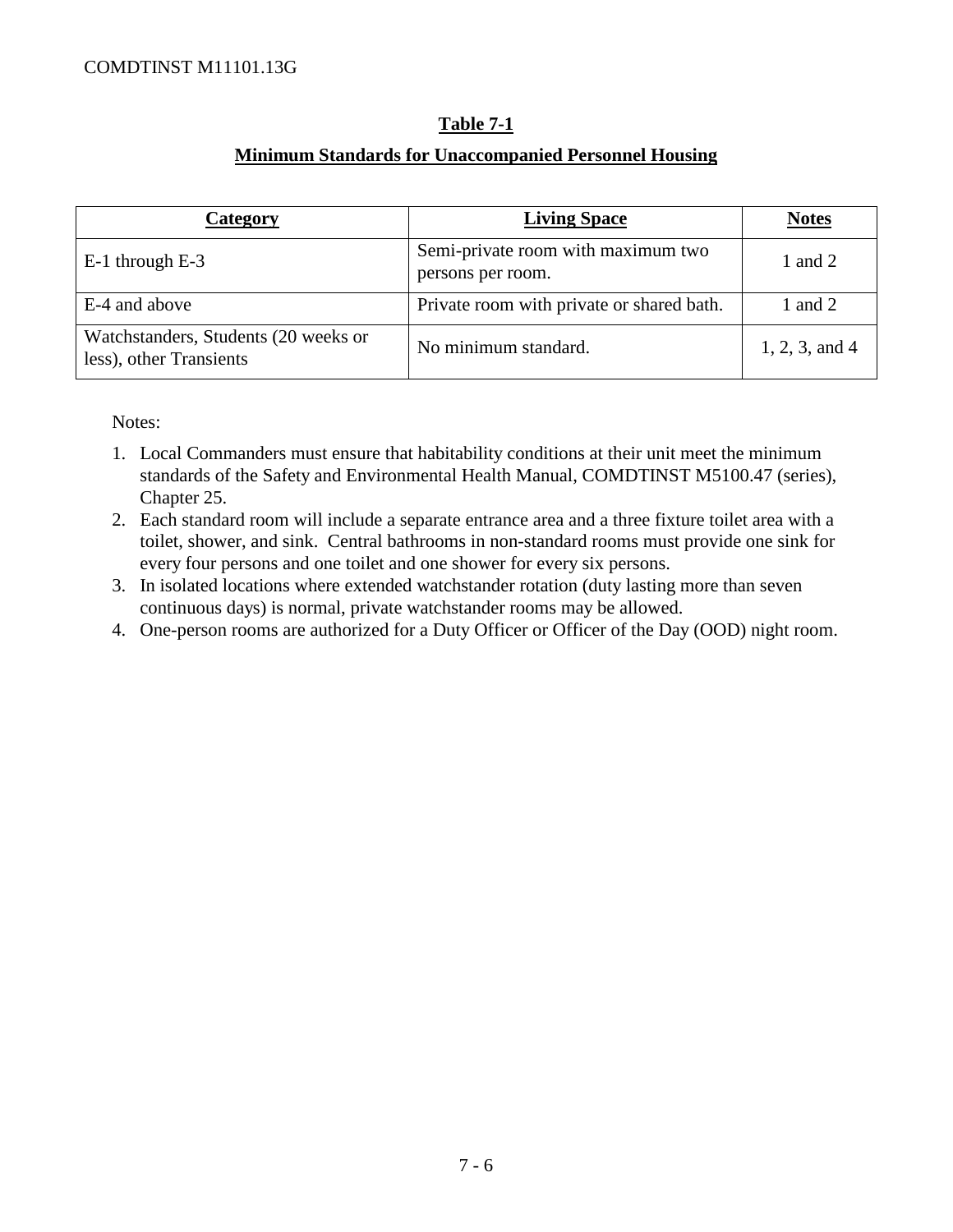**Table 7-1**

**Minimum Standards for Unaccompanied Personnel Housing**

| Category | Living Space | Notes |
|---|---|---|
| E-1 through E-3 | Semi-private room with maximum two persons per room. | 1 and 2 |
| E-4 and above | Private room with private or shared bath. | 1 and 2 |
| Watchstanders, Students (20 weeks or less), other Transients | No minimum standard. | 1, 2, 3, and 4 |

Notes:

1. Local Commanders must ensure that habitability conditions at their unit meet the minimum standards of the Safety and Environmental Health Manual, COMDTINST M5100.47 (series), Chapter 25.
2. Each standard room will include a separate entrance area and a three fixture toilet area with a toilet, shower, and sink. Central bathrooms in non-standard rooms must provide one sink for every four persons and one toilet and one shower for every six persons.
3. In isolated locations where extended watchstander rotation (duty lasting more than seven continuous days) is normal, private watchstander rooms may be allowed.
4. One-person rooms are authorized for a Duty Officer or Officer of the Day (OOD) night room.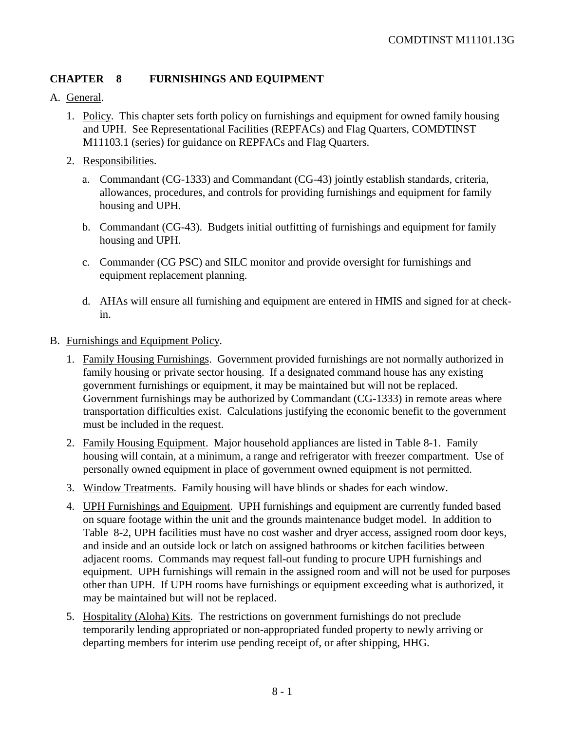## CHAPTER 8 FURNISHINGS AND EQUIPMENT

A. General.

1. Policy. This chapter sets forth policy on furnishings and equipment for owned family housing and UPH. See Representational Facilities (REPFACs) and Flag Quarters, COMDTINST M11103.1 (series) for guidance on REPFACs and Flag Quarters.

2. Responsibilities.

   a. Commandant (CG-1333) and Commandant (CG-43) jointly establish standards, criteria, allowances, procedures, and controls for providing furnishings and equipment for family housing and UPH.

   b. Commandant (CG-43). Budgets initial outfitting of furnishings and equipment for family housing and UPH.

   c. Commander (CG PSC) and SILC monitor and provide oversight for furnishings and equipment replacement planning.

   d. AHAs will ensure all furnishing and equipment are entered in HMIS and signed for at check-in.

B. Furnishings and Equipment Policy.

1. Family Housing Furnishings. Government provided furnishings are not normally authorized in family housing or private sector housing. If a designated command house has any existing government furnishings or equipment, it may be maintained but will not be replaced. Government furnishings may be authorized by Commandant (CG-1333) in remote areas where transportation difficulties exist. Calculations justifying the economic benefit to the government must be included in the request.

2. Family Housing Equipment. Major household appliances are listed in Table 8-1. Family housing will contain, at a minimum, a range and refrigerator with freezer compartment. Use of personally owned equipment in place of government owned equipment is not permitted.

3. Window Treatments. Family housing will have blinds or shades for each window.

4. UPH Furnishings and Equipment. UPH furnishings and equipment are currently funded based on square footage within the unit and the grounds maintenance budget model. In addition to Table 8-2, UPH facilities must have no cost washer and dryer access, assigned room door keys, and inside and an outside lock or latch on assigned bathrooms or kitchen facilities between adjacent rooms. Commands may request fall-out funding to procure UPH furnishings and equipment. UPH furnishings will remain in the assigned room and will not be used for purposes other than UPH. If UPH rooms have furnishings or equipment exceeding what is authorized, it may be maintained but will not be replaced.

5. Hospitality (Aloha) Kits. The restrictions on government furnishings do not preclude temporarily lending appropriated or non-appropriated funded property to newly arriving or departing members for interim use pending receipt of, or after shipping, HHG.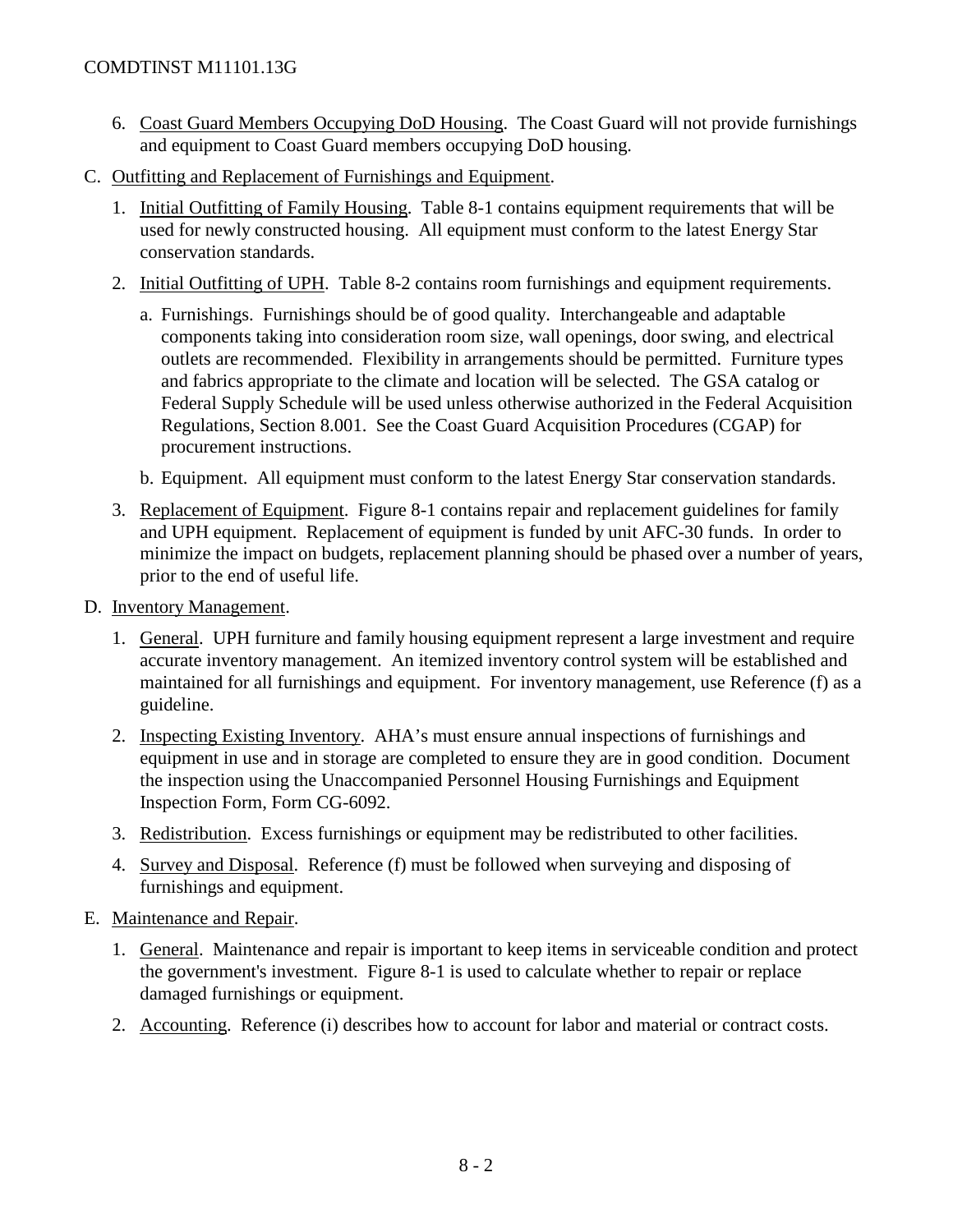6. Coast Guard Members Occupying DoD Housing. The Coast Guard will not provide furnishings and equipment to Coast Guard members occupying DoD housing.

C. Outfitting and Replacement of Furnishings and Equipment.

1. Initial Outfitting of Family Housing. Table 8-1 contains equipment requirements that will be used for newly constructed housing. All equipment must conform to the latest Energy Star conservation standards.

2. Initial Outfitting of UPH. Table 8-2 contains room furnishings and equipment requirements.

   a. Furnishings. Furnishings should be of good quality. Interchangeable and adaptable components taking into consideration room size, wall openings, door swing, and electrical outlets are recommended. Flexibility in arrangements should be permitted. Furniture types and fabrics appropriate to the climate and location will be selected. The GSA catalog or Federal Supply Schedule will be used unless otherwise authorized in the Federal Acquisition Regulations, Section 8.001. See the Coast Guard Acquisition Procedures (CGAP) for procurement instructions.

   b. Equipment. All equipment must conform to the latest Energy Star conservation standards.

3. Replacement of Equipment. Figure 8-1 contains repair and replacement guidelines for family and UPH equipment. Replacement of equipment is funded by unit AFC-30 funds. In order to minimize the impact on budgets, replacement planning should be phased over a number of years, prior to the end of useful life.

D. Inventory Management.

1. General. UPH furniture and family housing equipment represent a large investment and require accurate inventory management. An itemized inventory control system will be established and maintained for all furnishings and equipment. For inventory management, use Reference (f) as a guideline.

2. Inspecting Existing Inventory. AHA's must ensure annual inspections of furnishings and equipment in use and in storage are completed to ensure they are in good condition. Document the inspection using the Unaccompanied Personnel Housing Furnishings and Equipment Inspection Form, Form CG-6092.

3. Redistribution. Excess furnishings or equipment may be redistributed to other facilities.

4. Survey and Disposal. Reference (f) must be followed when surveying and disposing of furnishings and equipment.

E. Maintenance and Repair.

1. General. Maintenance and repair is important to keep items in serviceable condition and protect the government's investment. Figure 8-1 is used to calculate whether to repair or replace damaged furnishings or equipment.

2. Accounting. Reference (i) describes how to account for labor and material or contract costs.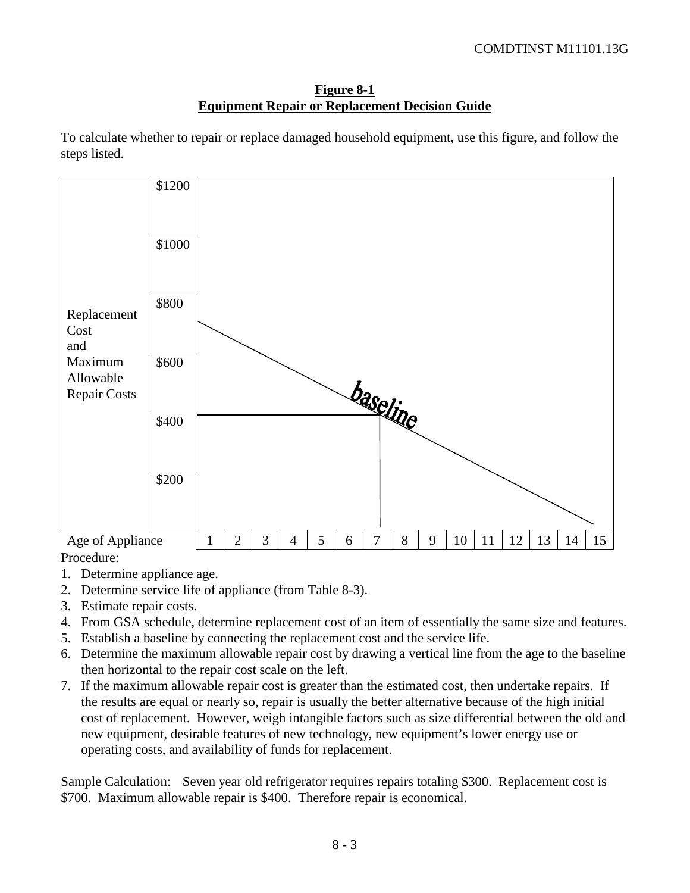**Figure 8-1**
**Equipment Repair or Replacement Decision Guide**

To calculate whether to repair or replace damaged household equipment, use this figure, and follow the steps listed.

| Replacement Cost and Maximum Allowable Repair Costs | |
|---|---|
| | $1200 |
| | $1000 |
| | $800 |
| | $600 |
| | $400 |
| | $200 |

baseline

| Age of Appliance | 1 | 2 | 3 | 4 | 5 | 6 | 7 | 8 | 9 | 10 | 11 | 12 | 13 | 14 | 15 |
|---|---|---|---|---|---|---|---|---|---|---|---|---|---|---|---|

Procedure:

1. Determine appliance age.
2. Determine service life of appliance (from Table 8-3).
3. Estimate repair costs.
4. From GSA schedule, determine replacement cost of an item of essentially the same size and features.
5. Establish a baseline by connecting the replacement cost and the service life.
6. Determine the maximum allowable repair cost by drawing a vertical line from the age to the baseline then horizontal to the repair cost scale on the left.
7. If the maximum allowable repair cost is greater than the estimated cost, then undertake repairs. If the results are equal or nearly so, repair is usually the better alternative because of the high initial cost of replacement. However, weigh intangible factors such as size differential between the old and new equipment, desirable features of new technology, new equipment's lower energy use or operating costs, and availability of funds for replacement.

Sample Calculation: Seven year old refrigerator requires repairs totaling $300. Replacement cost is $700. Maximum allowable repair is $400. Therefore repair is economical.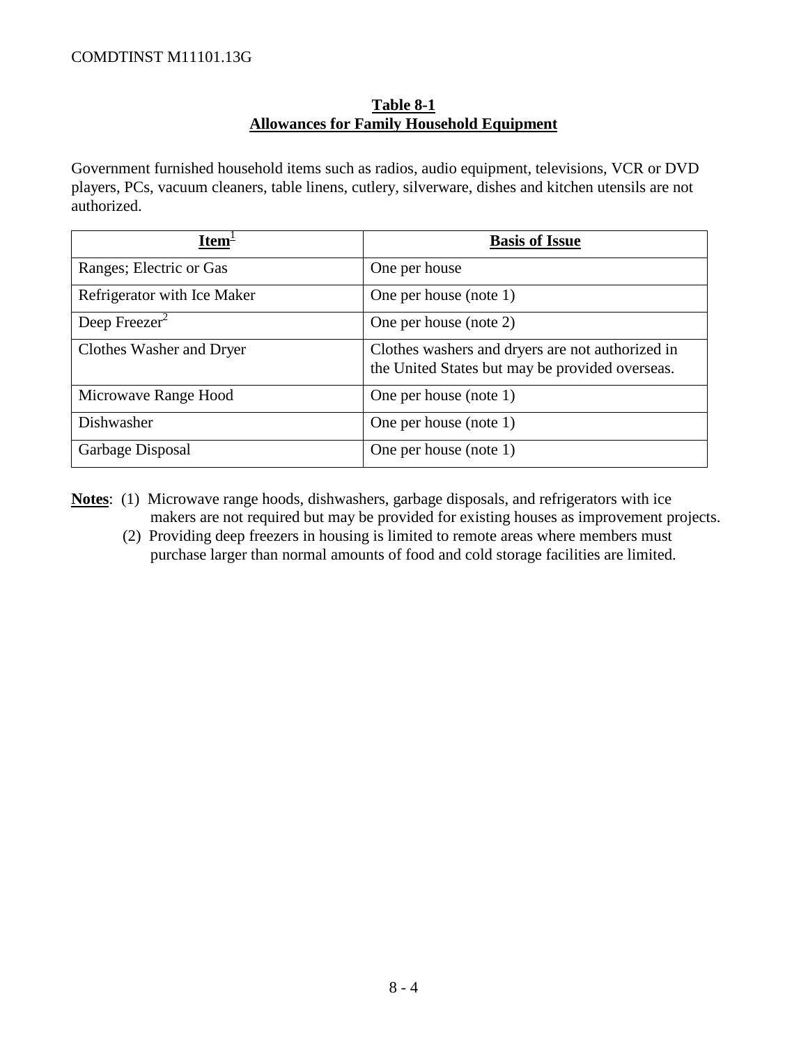**Table 8-1**
**Allowances for Family Household Equipment**

Government furnished household items such as radios, audio equipment, televisions, VCR or DVD players, PCs, vacuum cleaners, table linens, cutlery, silverware, dishes and kitchen utensils are not authorized.

| **Item**[1] | **Basis of Issue** |
| --- | --- |
| Ranges; Electric or Gas | One per house |
| Refrigerator with Ice Maker | One per house (note 1) |
| Deep Freezer[2] | One per house (note 2) |
| Clothes Washer and Dryer | Clothes washers and dryers are not authorized in the United States but may be provided overseas. |
| Microwave Range Hood | One per house (note 1) |
| Dishwasher | One per house (note 1) |
| Garbage Disposal | One per house (note 1) |

**Notes**: (1) Microwave range hoods, dishwashers, garbage disposals, and refrigerators with ice makers are not required but may be provided for existing houses as improvement projects.

(2) Providing deep freezers in housing is limited to remote areas where members must purchase larger than normal amounts of food and cold storage facilities are limited.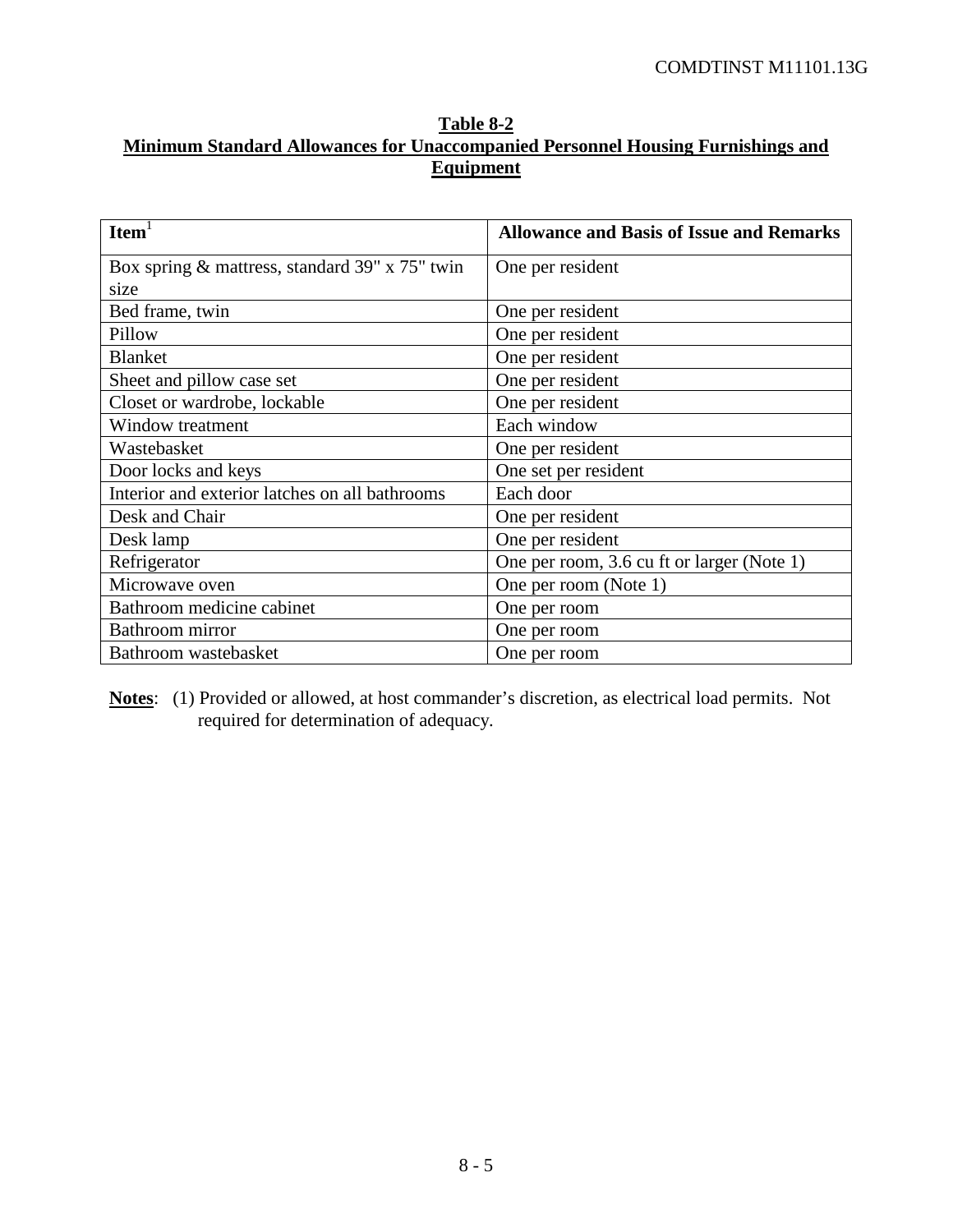**Table 8-2**
**Minimum Standard Allowances for Unaccompanied Personnel Housing Furnishings and Equipment**

| Item[1] | Allowance and Basis of Issue and Remarks |
|---|---|
| Box spring & mattress, standard 39" x 75" twin size | One per resident |
| Bed frame, twin | One per resident |
| Pillow | One per resident |
| Blanket | One per resident |
| Sheet and pillow case set | One per resident |
| Closet or wardrobe, lockable | One per resident |
| Window treatment | Each window |
| Wastebasket | One per resident |
| Door locks and keys | One set per resident |
| Interior and exterior latches on all bathrooms | Each door |
| Desk and Chair | One per resident |
| Desk lamp | One per resident |
| Refrigerator | One per room, 3.6 cu ft or larger (Note 1) |
| Microwave oven | One per room (Note 1) |
| Bathroom medicine cabinet | One per room |
| Bathroom mirror | One per room |
| Bathroom wastebasket | One per room |

**Notes**: (1) Provided or allowed, at host commander's discretion, as electrical load permits. Not required for determination of adequacy.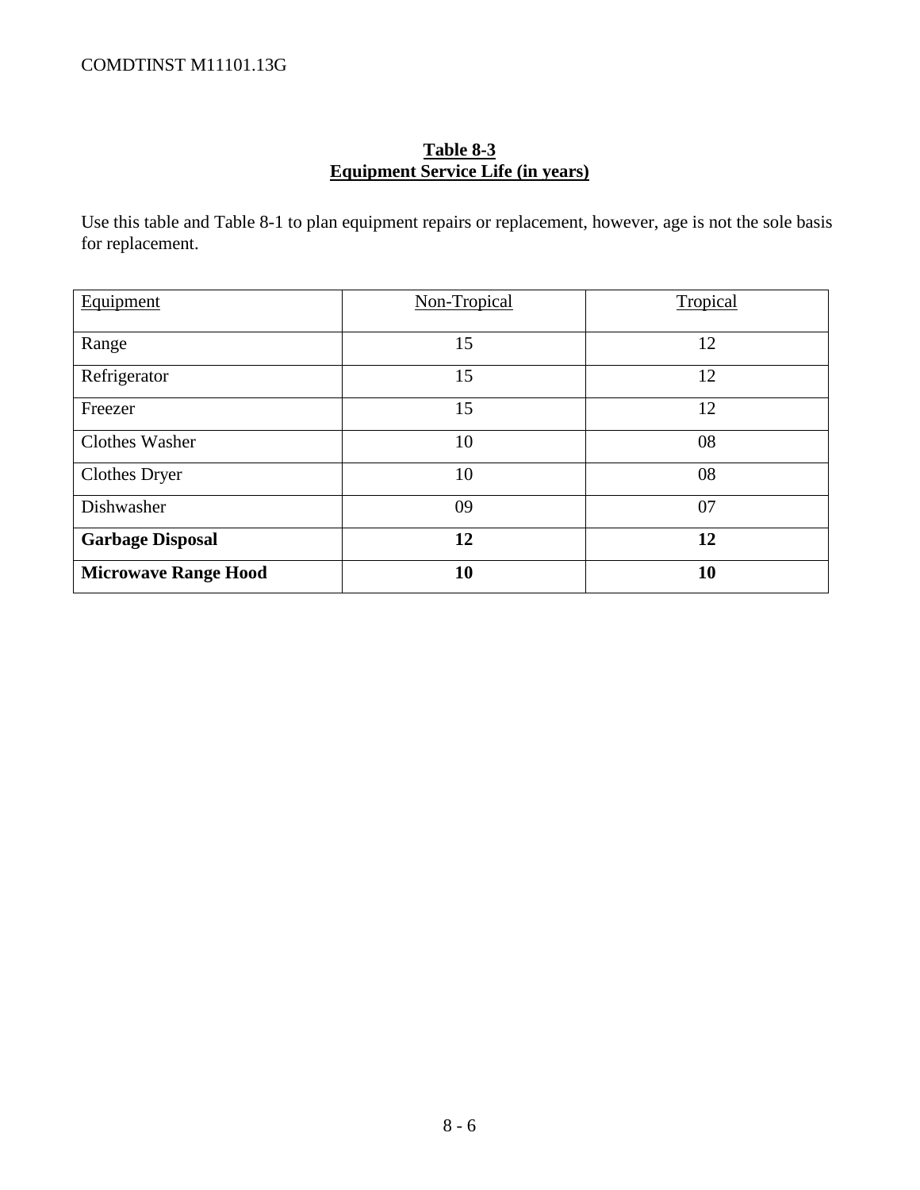**Table 8-3**
**Equipment Service Life (in years)**

Use this table and Table 8-1 to plan equipment repairs or replacement, however, age is not the sole basis for replacement.

| Equipment | Non-Tropical | Tropical |
|---|---|---|
| Range | 15 | 12 |
| Refrigerator | 15 | 12 |
| Freezer | 15 | 12 |
| Clothes Washer | 10 | 08 |
| Clothes Dryer | 10 | 08 |
| Dishwasher | 09 | 07 |
| **Garbage Disposal** | **12** | **12** |
| **Microwave Range Hood** | **10** | **10** |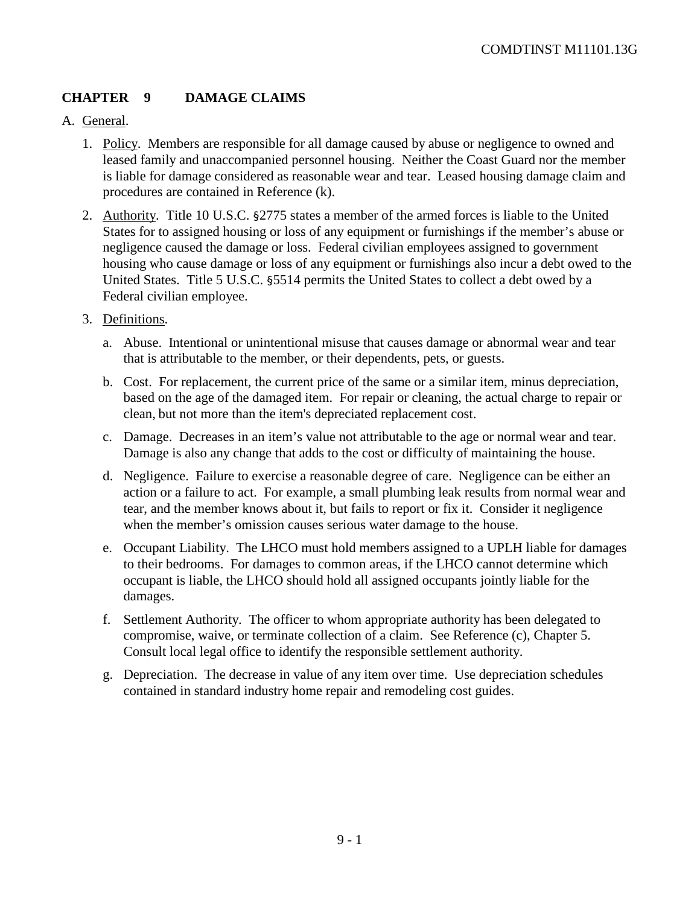# CHAPTER 9 DAMAGE CLAIMS

A. General.

1. Policy. Members are responsible for all damage caused by abuse or negligence to owned and leased family and unaccompanied personnel housing. Neither the Coast Guard nor the member is liable for damage considered as reasonable wear and tear. Leased housing damage claim and procedures are contained in Reference (k).

2. Authority. Title 10 U.S.C. §2775 states a member of the armed forces is liable to the United States for to assigned housing or loss of any equipment or furnishings if the member's abuse or negligence caused the damage or loss. Federal civilian employees assigned to government housing who cause damage or loss of any equipment or furnishings also incur a debt owed to the United States. Title 5 U.S.C. §5514 permits the United States to collect a debt owed by a Federal civilian employee.

3. Definitions.

   a. Abuse. Intentional or unintentional misuse that causes damage or abnormal wear and tear that is attributable to the member, or their dependents, pets, or guests.

   b. Cost. For replacement, the current price of the same or a similar item, minus depreciation, based on the age of the damaged item. For repair or cleaning, the actual charge to repair or clean, but not more than the item's depreciated replacement cost.

   c. Damage. Decreases in an item's value not attributable to the age or normal wear and tear. Damage is also any change that adds to the cost or difficulty of maintaining the house.

   d. Negligence. Failure to exercise a reasonable degree of care. Negligence can be either an action or a failure to act. For example, a small plumbing leak results from normal wear and tear, and the member knows about it, but fails to report or fix it. Consider it negligence when the member's omission causes serious water damage to the house.

   e. Occupant Liability. The LHCO must hold members assigned to a UPLH liable for damages to their bedrooms. For damages to common areas, if the LHCO cannot determine which occupant is liable, the LHCO should hold all assigned occupants jointly liable for the damages.

   f. Settlement Authority. The officer to whom appropriate authority has been delegated to compromise, waive, or terminate collection of a claim. See Reference (c), Chapter 5. Consult local legal office to identify the responsible settlement authority.

   g. Depreciation. The decrease in value of any item over time. Use depreciation schedules contained in standard industry home repair and remodeling cost guides.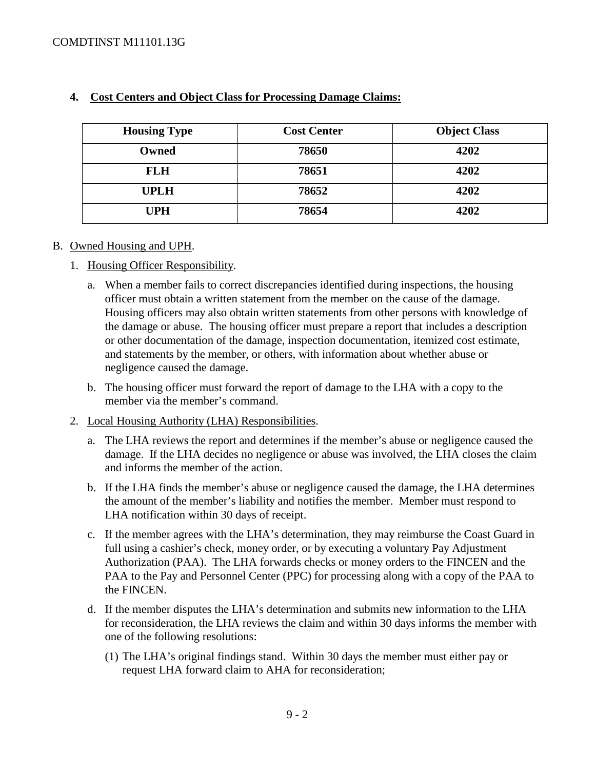**4. Cost Centers and Object Class for Processing Damage Claims:**

| Housing Type | Cost Center | Object Class |
|---|---|---|
| **Owned** | **78650** | **4202** |
| **FLH** | **78651** | **4202** |
| **UPLH** | **78652** | **4202** |
| **UPH** | **78654** | **4202** |

B. Owned Housing and UPH.

1. Housing Officer Responsibility.

   a. When a member fails to correct discrepancies identified during inspections, the housing officer must obtain a written statement from the member on the cause of the damage. Housing officers may also obtain written statements from other persons with knowledge of the damage or abuse. The housing officer must prepare a report that includes a description or other documentation of the damage, inspection documentation, itemized cost estimate, and statements by the member, or others, with information about whether abuse or negligence caused the damage.

   b. The housing officer must forward the report of damage to the LHA with a copy to the member via the member's command.

2. Local Housing Authority (LHA) Responsibilities.

   a. The LHA reviews the report and determines if the member's abuse or negligence caused the damage. If the LHA decides no negligence or abuse was involved, the LHA closes the claim and informs the member of the action.

   b. If the LHA finds the member's abuse or negligence caused the damage, the LHA determines the amount of the member's liability and notifies the member. Member must respond to LHA notification within 30 days of receipt.

   c. If the member agrees with the LHA's determination, they may reimburse the Coast Guard in full using a cashier's check, money order, or by executing a voluntary Pay Adjustment Authorization (PAA). The LHA forwards checks or money orders to the FINCEN and the PAA to the Pay and Personnel Center (PPC) for processing along with a copy of the PAA to the FINCEN.

   d. If the member disputes the LHA's determination and submits new information to the LHA for reconsideration, the LHA reviews the claim and within 30 days informs the member with one of the following resolutions:

      (1) The LHA's original findings stand. Within 30 days the member must either pay or request LHA forward claim to AHA for reconsideration;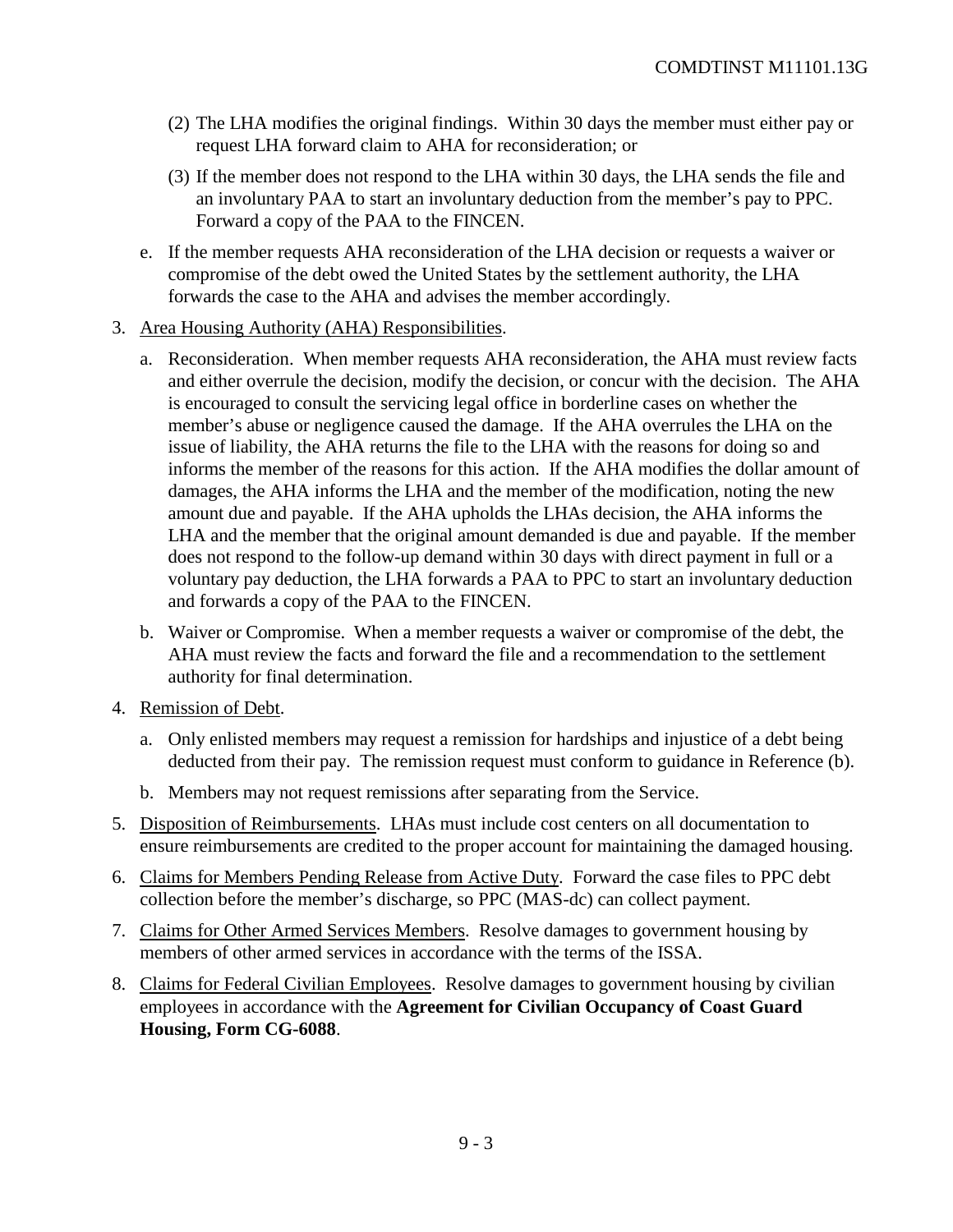(2) The LHA modifies the original findings. Within 30 days the member must either pay or request LHA forward claim to AHA for reconsideration; or

(3) If the member does not respond to the LHA within 30 days, the LHA sends the file and an involuntary PAA to start an involuntary deduction from the member's pay to PPC. Forward a copy of the PAA to the FINCEN.

e. If the member requests AHA reconsideration of the LHA decision or requests a waiver or compromise of the debt owed the United States by the settlement authority, the LHA forwards the case to the AHA and advises the member accordingly.

3. Area Housing Authority (AHA) Responsibilities.

   a. Reconsideration. When member requests AHA reconsideration, the AHA must review facts and either overrule the decision, modify the decision, or concur with the decision. The AHA is encouraged to consult the servicing legal office in borderline cases on whether the member's abuse or negligence caused the damage. If the AHA overrules the LHA on the issue of liability, the AHA returns the file to the LHA with the reasons for doing so and informs the member of the reasons for this action. If the AHA modifies the dollar amount of damages, the AHA informs the LHA and the member of the modification, noting the new amount due and payable. If the AHA upholds the LHAs decision, the AHA informs the LHA and the member that the original amount demanded is due and payable. If the member does not respond to the follow-up demand within 30 days with direct payment in full or a voluntary pay deduction, the LHA forwards a PAA to PPC to start an involuntary deduction and forwards a copy of the PAA to the FINCEN.

   b. Waiver or Compromise. When a member requests a waiver or compromise of the debt, the AHA must review the facts and forward the file and a recommendation to the settlement authority for final determination.

4. Remission of Debt.

   a. Only enlisted members may request a remission for hardships and injustice of a debt being deducted from their pay. The remission request must conform to guidance in Reference (b).

   b. Members may not request remissions after separating from the Service.

5. Disposition of Reimbursements. LHAs must include cost centers on all documentation to ensure reimbursements are credited to the proper account for maintaining the damaged housing.

6. Claims for Members Pending Release from Active Duty. Forward the case files to PPC debt collection before the member's discharge, so PPC (MAS-dc) can collect payment.

7. Claims for Other Armed Services Members. Resolve damages to government housing by members of other armed services in accordance with the terms of the ISSA.

8. Claims for Federal Civilian Employees. Resolve damages to government housing by civilian employees in accordance with the **Agreement for Civilian Occupancy of Coast Guard Housing, Form CG-6088**.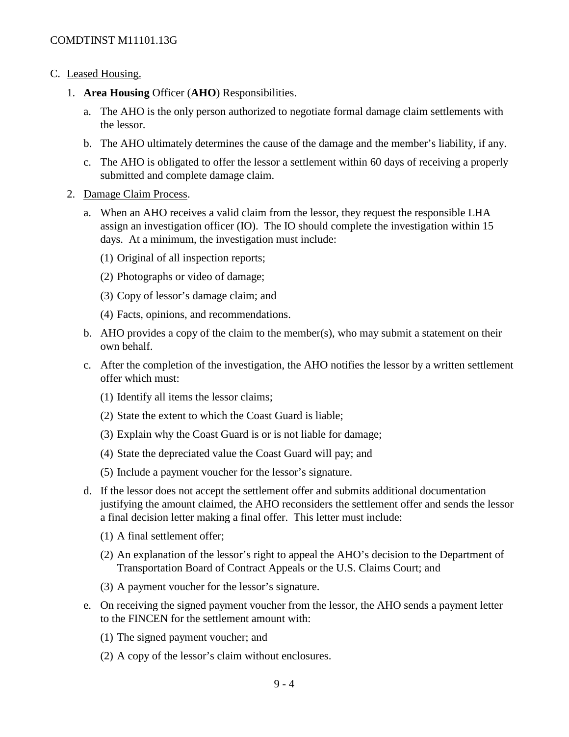C. Leased Housing.

1. **Area Housing** Officer (**AHO**) Responsibilities.

   a. The AHO is the only person authorized to negotiate formal damage claim settlements with the lessor.

   b. The AHO ultimately determines the cause of the damage and the member's liability, if any.

   c. The AHO is obligated to offer the lessor a settlement within 60 days of receiving a properly submitted and complete damage claim.

2. Damage Claim Process.

   a. When an AHO receives a valid claim from the lessor, they request the responsible LHA assign an investigation officer (IO). The IO should complete the investigation within 15 days. At a minimum, the investigation must include:

      (1) Original of all inspection reports;

      (2) Photographs or video of damage;

      (3) Copy of lessor's damage claim; and

      (4) Facts, opinions, and recommendations.

   b. AHO provides a copy of the claim to the member(s), who may submit a statement on their own behalf.

   c. After the completion of the investigation, the AHO notifies the lessor by a written settlement offer which must:

      (1) Identify all items the lessor claims;

      (2) State the extent to which the Coast Guard is liable;

      (3) Explain why the Coast Guard is or is not liable for damage;

      (4) State the depreciated value the Coast Guard will pay; and

      (5) Include a payment voucher for the lessor's signature.

   d. If the lessor does not accept the settlement offer and submits additional documentation justifying the amount claimed, the AHO reconsiders the settlement offer and sends the lessor a final decision letter making a final offer. This letter must include:

      (1) A final settlement offer;

      (2) An explanation of the lessor's right to appeal the AHO's decision to the Department of Transportation Board of Contract Appeals or the U.S. Claims Court; and

      (3) A payment voucher for the lessor's signature.

   e. On receiving the signed payment voucher from the lessor, the AHO sends a payment letter to the FINCEN for the settlement amount with:

      (1) The signed payment voucher; and

      (2) A copy of the lessor's claim without enclosures.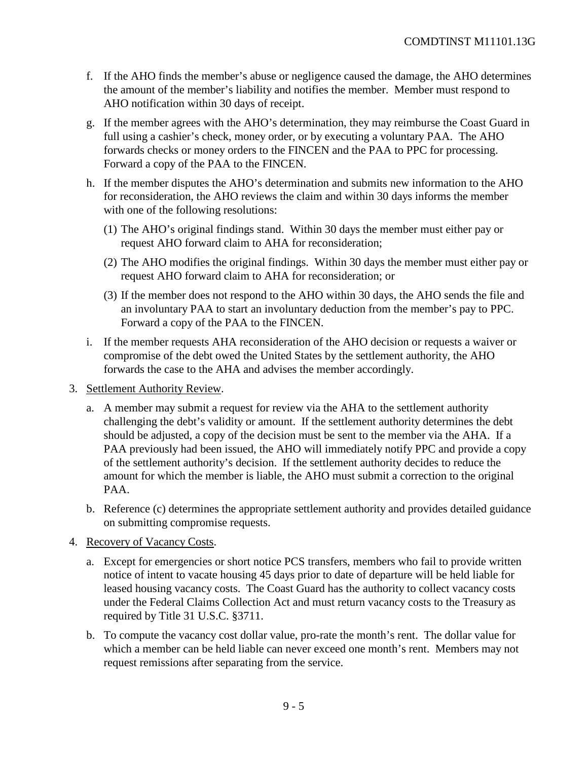f. If the AHO finds the member's abuse or negligence caused the damage, the AHO determines the amount of the member's liability and notifies the member. Member must respond to AHO notification within 30 days of receipt.

g. If the member agrees with the AHO's determination, they may reimburse the Coast Guard in full using a cashier's check, money order, or by executing a voluntary PAA. The AHO forwards checks or money orders to the FINCEN and the PAA to PPC for processing. Forward a copy of the PAA to the FINCEN.

h. If the member disputes the AHO's determination and submits new information to the AHO for reconsideration, the AHO reviews the claim and within 30 days informs the member with one of the following resolutions:

   (1) The AHO's original findings stand. Within 30 days the member must either pay or request AHO forward claim to AHA for reconsideration;

   (2) The AHO modifies the original findings. Within 30 days the member must either pay or request AHO forward claim to AHA for reconsideration; or

   (3) If the member does not respond to the AHO within 30 days, the AHO sends the file and an involuntary PAA to start an involuntary deduction from the member's pay to PPC. Forward a copy of the PAA to the FINCEN.

i. If the member requests AHA reconsideration of the AHO decision or requests a waiver or compromise of the debt owed the United States by the settlement authority, the AHO forwards the case to the AHA and advises the member accordingly.

3. Settlement Authority Review.

   a. A member may submit a request for review via the AHA to the settlement authority challenging the debt's validity or amount. If the settlement authority determines the debt should be adjusted, a copy of the decision must be sent to the member via the AHA. If a PAA previously had been issued, the AHO will immediately notify PPC and provide a copy of the settlement authority's decision. If the settlement authority decides to reduce the amount for which the member is liable, the AHO must submit a correction to the original PAA.

   b. Reference (c) determines the appropriate settlement authority and provides detailed guidance on submitting compromise requests.

4. Recovery of Vacancy Costs.

   a. Except for emergencies or short notice PCS transfers, members who fail to provide written notice of intent to vacate housing 45 days prior to date of departure will be held liable for leased housing vacancy costs. The Coast Guard has the authority to collect vacancy costs under the Federal Claims Collection Act and must return vacancy costs to the Treasury as required by Title 31 U.S.C. §3711.

   b. To compute the vacancy cost dollar value, pro-rate the month's rent. The dollar value for which a member can be held liable can never exceed one month's rent. Members may not request remissions after separating from the service.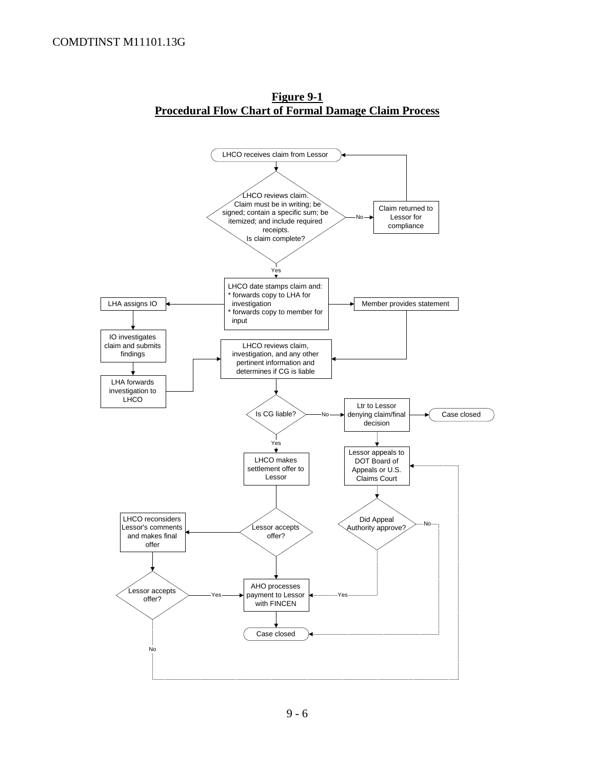**Figure 9-1**
**Procedural Flow Chart of Formal Damage Claim Process**

LHCO receives claim from Lessor

LHCO reviews claim.
Claim must be in writing; be signed; contain a specific sum; be itemized; and include required receipts.
Is claim complete?

No

Claim returned to Lessor for compliance

Yes

LHCO date stamps claim and:
* forwards copy to LHA for investigation
* forwards copy to member for input

LHA assigns IO

Member provides statement

IO investigates claim and submits findings

LHA forwards investigation to LHCO

LHCO reviews claim, investigation, and any other pertinent information and determines if CG is liable

Is CG liable?

No

Ltr to Lessor denying claim/final decision

Case closed

Yes

LHCO makes settlement offer to Lessor

Lessor appeals to DOT Board of Appeals or U.S. Claims Court

Did Appeal Authority approve?

No

LHCO reconsiders Lessor's comments and makes final offer

Lessor accepts offer?

Lessor accepts offer?

Yes

AHO processes payment to Lessor with FINCEN

Yes

Case closed

No